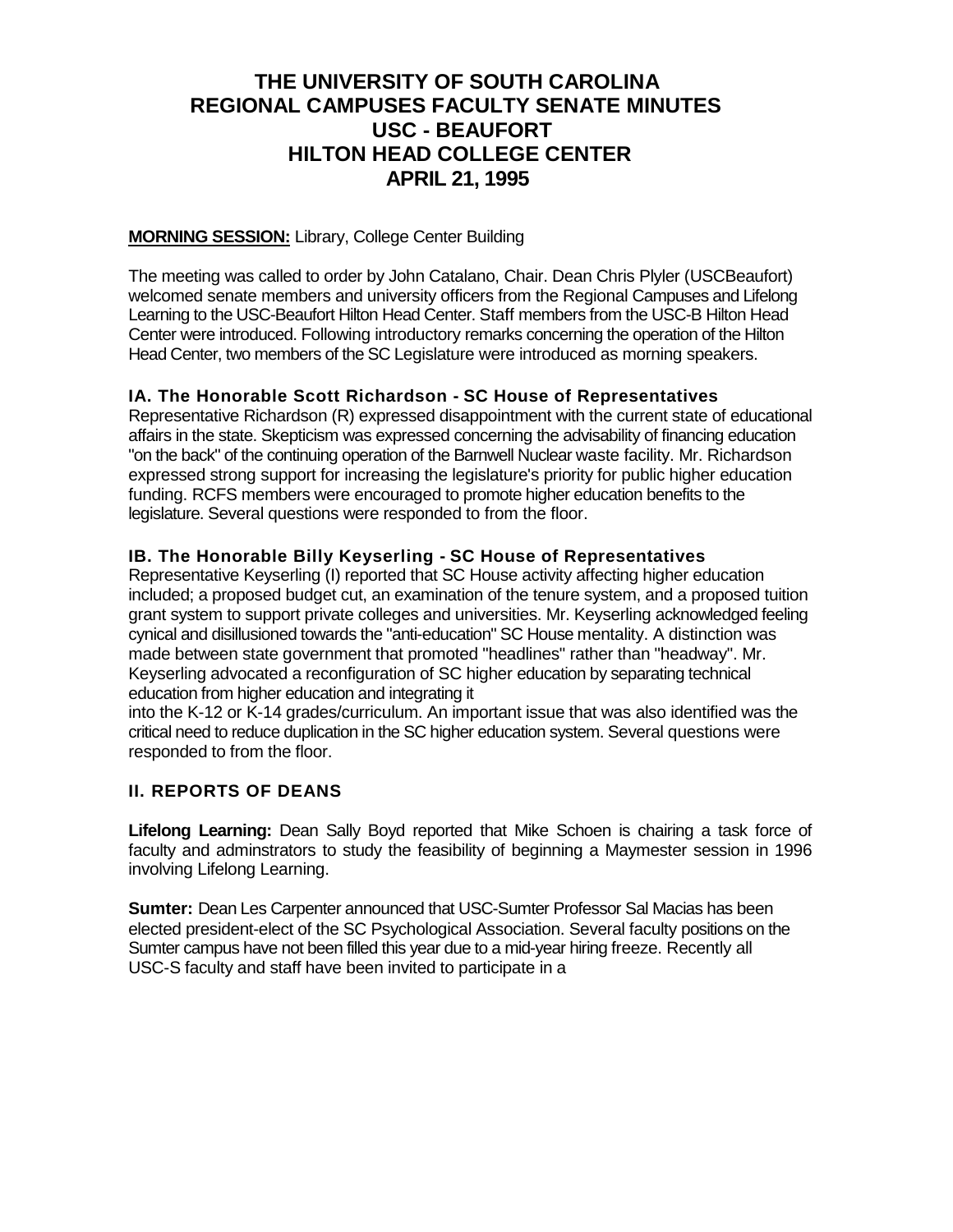# THE UNIVERSITY OF SOUTH CAROLINA
# REGIONAL CAMPUSES FACULTY SENATE MINUTES
# USC - BEAUFORT
# HILTON HEAD COLLEGE CENTER
# APRIL 21, 1995

**MORNING SESSION:** Library, College Center Building

The meeting was called to order by John Catalano, Chair. Dean Chris Plyler (USCBeaufort) welcomed senate members and university officers from the Regional Campuses and Lifelong Learning to the USC-Beaufort Hilton Head Center. Staff members from the USC-B Hilton Head Center were introduced. Following introductory remarks concerning the operation of the Hilton Head Center, two members of the SC Legislature were introduced as morning speakers.

### IA. The Honorable Scott Richardson - SC House of Representatives

Representative Richardson (R) expressed disappointment with the current state of educational affairs in the state. Skepticism was expressed concerning the advisability of financing education "on the back" of the continuing operation of the Barnwell Nuclear waste facility. Mr. Richardson expressed strong support for increasing the legislature's priority for public higher education funding. RCFS members were encouraged to promote higher education benefits to the legislature. Several questions were responded to from the floor.

### IB. The Honorable Billy Keyserling - SC House of Representatives

Representative Keyserling (I) reported that SC House activity affecting higher education included; a proposed budget cut, an examination of the tenure system, and a proposed tuition grant system to support private colleges and universities. Mr. Keyserling acknowledged feeling cynical and disillusioned towards the "anti-education" SC House mentality. A distinction was made between state government that promoted "headlines" rather than "headway". Mr. Keyserling advocated a reconfiguration of SC higher education by separating technical education from higher education and integrating it into the K-12 or K-14 grades/curriculum. An important issue that was also identified was the critical need to reduce duplication in the SC higher education system. Several questions were responded to from the floor.

### II. REPORTS OF DEANS

**Lifelong Learning:** Dean Sally Boyd reported that Mike Schoen is chairing a task force of faculty and adminstrators to study the feasibility of beginning a Maymester session in 1996 involving Lifelong Learning.

**Sumter:** Dean Les Carpenter announced that USC-Sumter Professor Sal Macias has been elected president-elect of the SC Psychological Association. Several faculty positions on the Sumter campus have not been filled this year due to a mid-year hiring freeze. Recently all USC-S faculty and staff have been invited to participate in a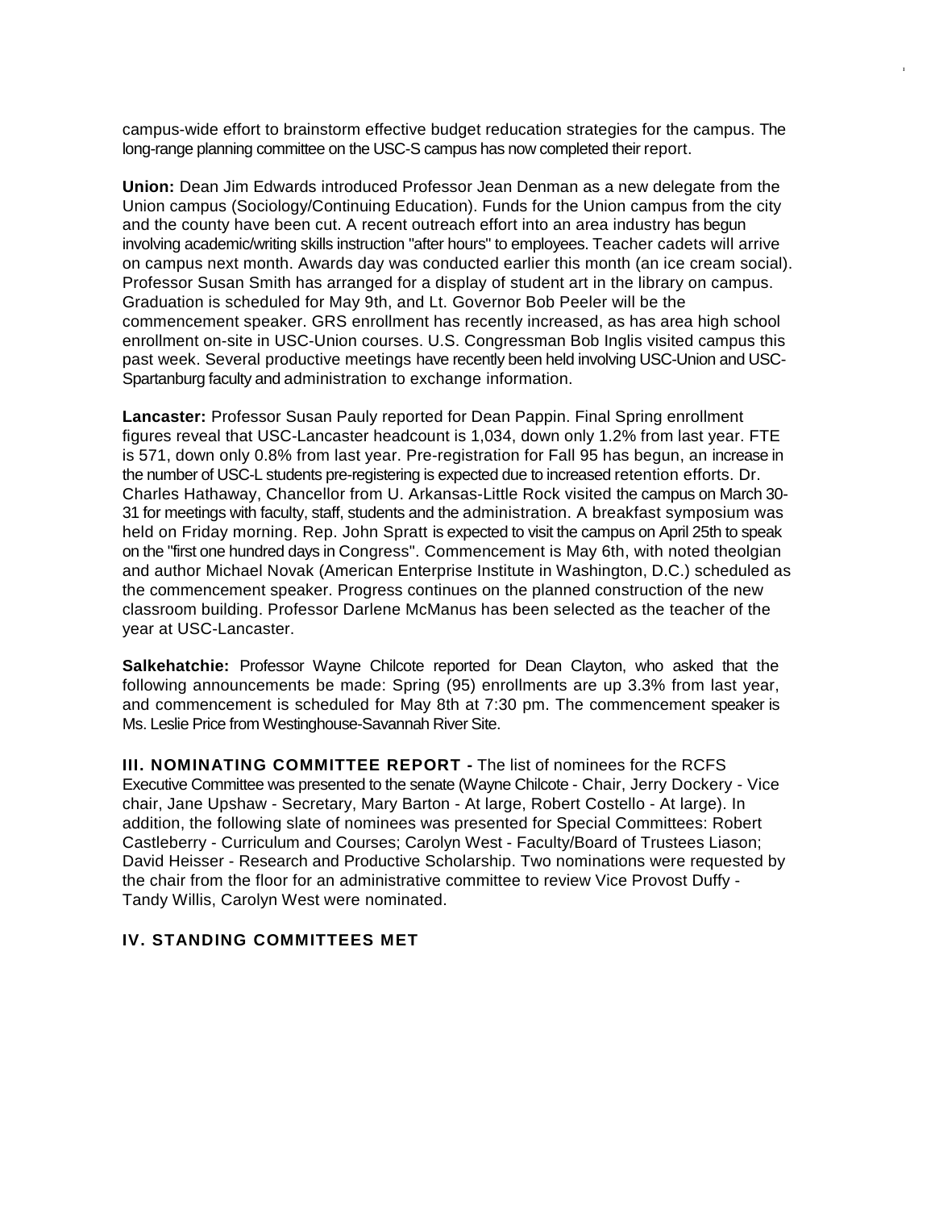campus-wide effort to brainstorm effective budget reducation strategies for the campus. The long-range planning committee on the USC-S campus has now completed their report.

**Union:** Dean Jim Edwards introduced Professor Jean Denman as a new delegate from the Union campus (Sociology/Continuing Education). Funds for the Union campus from the city and the county have been cut. A recent outreach effort into an area industry has begun involving academic/writing skills instruction "after hours" to employees. Teacher cadets will arrive on campus next month. Awards day was conducted earlier this month (an ice cream social). Professor Susan Smith has arranged for a display of student art in the library on campus. Graduation is scheduled for May 9th, and Lt. Governor Bob Peeler will be the commencement speaker. GRS enrollment has recently increased, as has area high school enrollment on-site in USC-Union courses. U.S. Congressman Bob Inglis visited campus this past week. Several productive meetings have recently been held involving USC-Union and USC-Spartanburg faculty and administration to exchange information.

**Lancaster:** Professor Susan Pauly reported for Dean Pappin. Final Spring enrollment figures reveal that USC-Lancaster headcount is 1,034, down only 1.2% from last year. FTE is 571, down only 0.8% from last year. Pre-registration for Fall 95 has begun, an increase in the number of USC-L students pre-registering is expected due to increased retention efforts. Dr. Charles Hathaway, Chancellor from U. Arkansas-Little Rock visited the campus on March 30-31 for meetings with faculty, staff, students and the administration. A breakfast symposium was held on Friday morning. Rep. John Spratt is expected to visit the campus on April 25th to speak on the "first one hundred days in Congress". Commencement is May 6th, with noted theolgian and author Michael Novak (American Enterprise Institute in Washington, D.C.) scheduled as the commencement speaker. Progress continues on the planned construction of the new classroom building. Professor Darlene McManus has been selected as the teacher of the year at USC-Lancaster.

**Salkehatchie:** Professor Wayne Chilcote reported for Dean Clayton, who asked that the following announcements be made: Spring (95) enrollments are up 3.3% from last year, and commencement is scheduled for May 8th at 7:30 pm. The commencement speaker is Ms. Leslie Price from Westinghouse-Savannah River Site.

**III. NOMINATING COMMITTEE REPORT -** The list of nominees for the RCFS Executive Committee was presented to the senate (Wayne Chilcote - Chair, Jerry Dockery - Vice chair, Jane Upshaw - Secretary, Mary Barton - At large, Robert Costello - At large). In addition, the following slate of nominees was presented for Special Committees: Robert Castleberry - Curriculum and Courses; Carolyn West - Faculty/Board of Trustees Liason; David Heisser - Research and Productive Scholarship. Two nominations were requested by the chair from the floor for an administrative committee to review Vice Provost Duffy - Tandy Willis, Carolyn West were nominated.

**IV. STANDING COMMITTEES MET**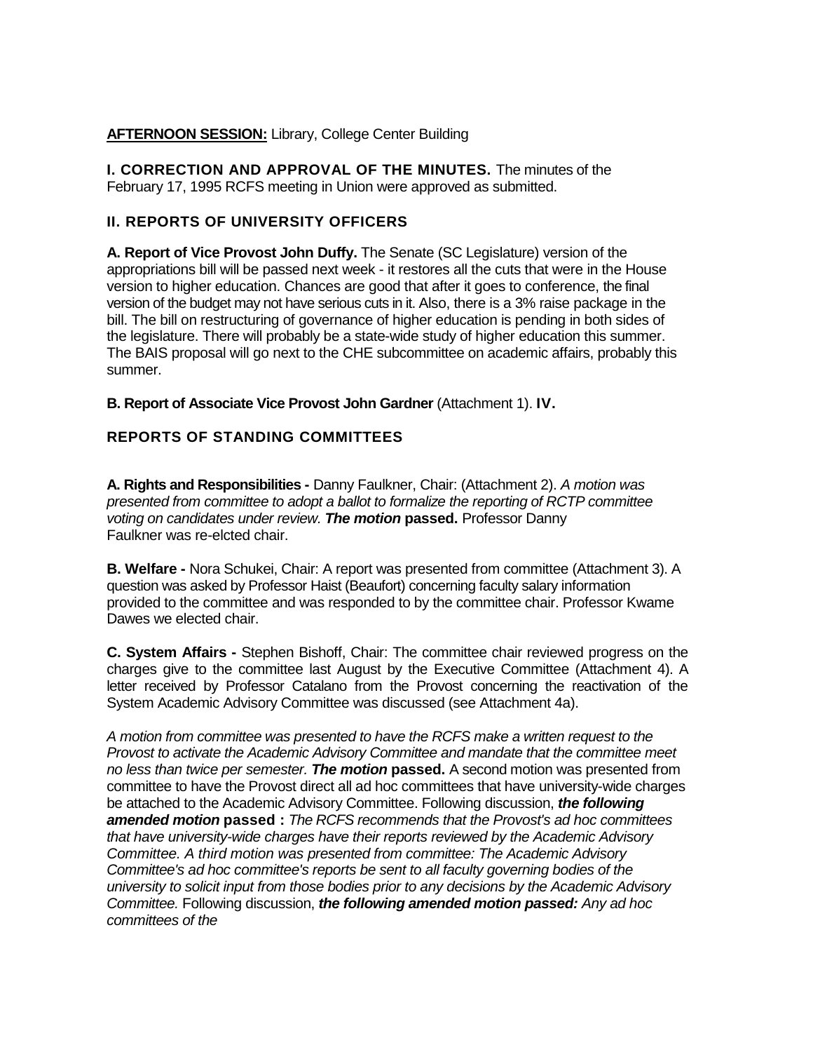**AFTERNOON SESSION:** Library, College Center Building

**I. CORRECTION AND APPROVAL OF THE MINUTES.** The minutes of the February 17, 1995 RCFS meeting in Union were approved as submitted.

**II. REPORTS OF UNIVERSITY OFFICERS**

**A. Report of Vice Provost John Duffy.** The Senate (SC Legislature) version of the appropriations bill will be passed next week - it restores all the cuts that were in the House version to higher education. Chances are good that after it goes to conference, the final version of the budget may not have serious cuts in it. Also, there is a 3% raise package in the bill. The bill on restructuring of governance of higher education is pending in both sides of the legislature. There will probably be a state-wide study of higher education this summer. The BAIS proposal will go next to the CHE subcommittee on academic affairs, probably this summer.

**B. Report of Associate Vice Provost John Gardner** (Attachment 1). **IV.**

**REPORTS OF STANDING COMMITTEES**

**A. Rights and Responsibilities -** Danny Faulkner, Chair: (Attachment 2). *A motion was presented from committee to adopt a ballot to formalize the reporting of RCTP committee voting on candidates under review.* ***The motion*** **passed.** Professor Danny Faulkner was re-elcted chair.

**B. Welfare -** Nora Schukei, Chair: A report was presented from committee (Attachment 3). A question was asked by Professor Haist (Beaufort) concerning faculty salary information provided to the committee and was responded to by the committee chair. Professor Kwame Dawes we elected chair.

**C. System Affairs -** Stephen Bishoff, Chair: The committee chair reviewed progress on the charges give to the committee last August by the Executive Committee (Attachment 4). A letter received by Professor Catalano from the Provost concerning the reactivation of the System Academic Advisory Committee was discussed (see Attachment 4a).

*A motion from committee was presented to have the RCFS make a written request to the Provost to activate the Academic Advisory Committee and mandate that the committee meet no less than twice per semester.* ***The motion*** **passed.** A second motion was presented from committee to have the Provost direct all ad hoc committees that have university-wide charges be attached to the Academic Advisory Committee. Following discussion, ***the following amended motion*** **passed :** *The RCFS recommends that the Provost's ad hoc committees that have university-wide charges have their reports reviewed by the Academic Advisory Committee. A third motion was presented from committee: The Academic Advisory Committee's ad hoc committee's reports be sent to all faculty governing bodies of the university to solicit input from those bodies prior to any decisions by the Academic Advisory Committee.* Following discussion, ***the following amended motion passed:*** *Any ad hoc committees of the*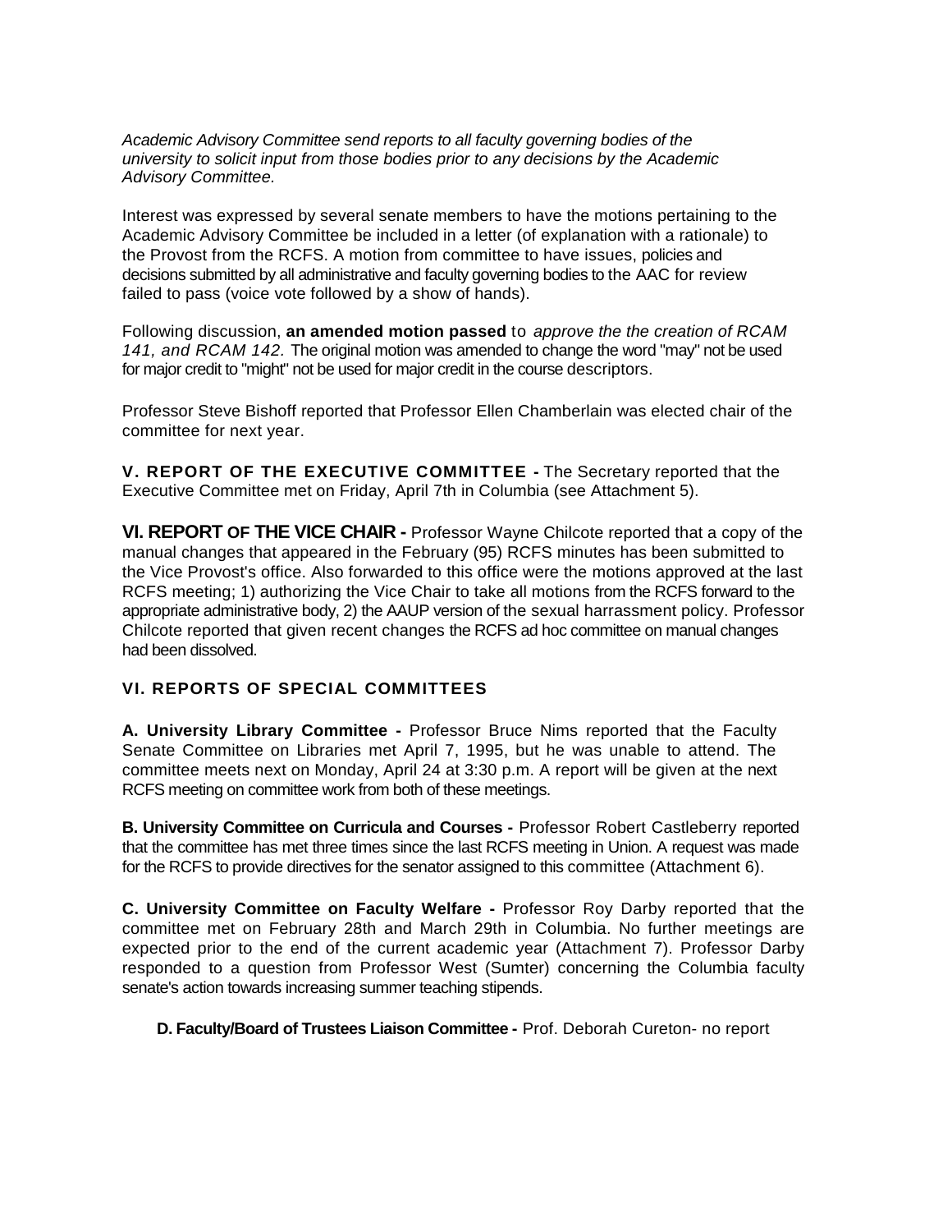*Academic Advisory Committee send reports to all faculty governing bodies of the university to solicit input from those bodies prior to any decisions by the Academic Advisory Committee.*

Interest was expressed by several senate members to have the motions pertaining to the Academic Advisory Committee be included in a letter (of explanation with a rationale) to the Provost from the RCFS. A motion from committee to have issues, policies and decisions submitted by all administrative and faculty governing bodies to the AAC for review failed to pass (voice vote followed by a show of hands).

Following discussion, **an amended motion passed** to *approve the the creation of RCAM 141, and RCAM 142.* The original motion was amended to change the word "may" not be used for major credit to "might" not be used for major credit in the course descriptors.

Professor Steve Bishoff reported that Professor Ellen Chamberlain was elected chair of the committee for next year.

**V. REPORT OF THE EXECUTIVE COMMITTEE -** The Secretary reported that the Executive Committee met on Friday, April 7th in Columbia (see Attachment 5).

**VI. REPORT OF THE VICE CHAIR -** Professor Wayne Chilcote reported that a copy of the manual changes that appeared in the February (95) RCFS minutes has been submitted to the Vice Provost's office. Also forwarded to this office were the motions approved at the last RCFS meeting; 1) authorizing the Vice Chair to take all motions from the RCFS forward to the appropriate administrative body, 2) the AAUP version of the sexual harrassment policy. Professor Chilcote reported that given recent changes the RCFS ad hoc committee on manual changes had been dissolved.

**VI. REPORTS OF SPECIAL COMMITTEES**

**A. University Library Committee -** Professor Bruce Nims reported that the Faculty Senate Committee on Libraries met April 7, 1995, but he was unable to attend. The committee meets next on Monday, April 24 at 3:30 p.m. A report will be given at the next RCFS meeting on committee work from both of these meetings.

**B. University Committee on Curricula and Courses -** Professor Robert Castleberry reported that the committee has met three times since the last RCFS meeting in Union. A request was made for the RCFS to provide directives for the senator assigned to this committee (Attachment 6).

**C. University Committee on Faculty Welfare -** Professor Roy Darby reported that the committee met on February 28th and March 29th in Columbia. No further meetings are expected prior to the end of the current academic year (Attachment 7). Professor Darby responded to a question from Professor West (Sumter) concerning the Columbia faculty senate's action towards increasing summer teaching stipends.

**D. Faculty/Board of Trustees Liaison Committee -** Prof. Deborah Cureton- no report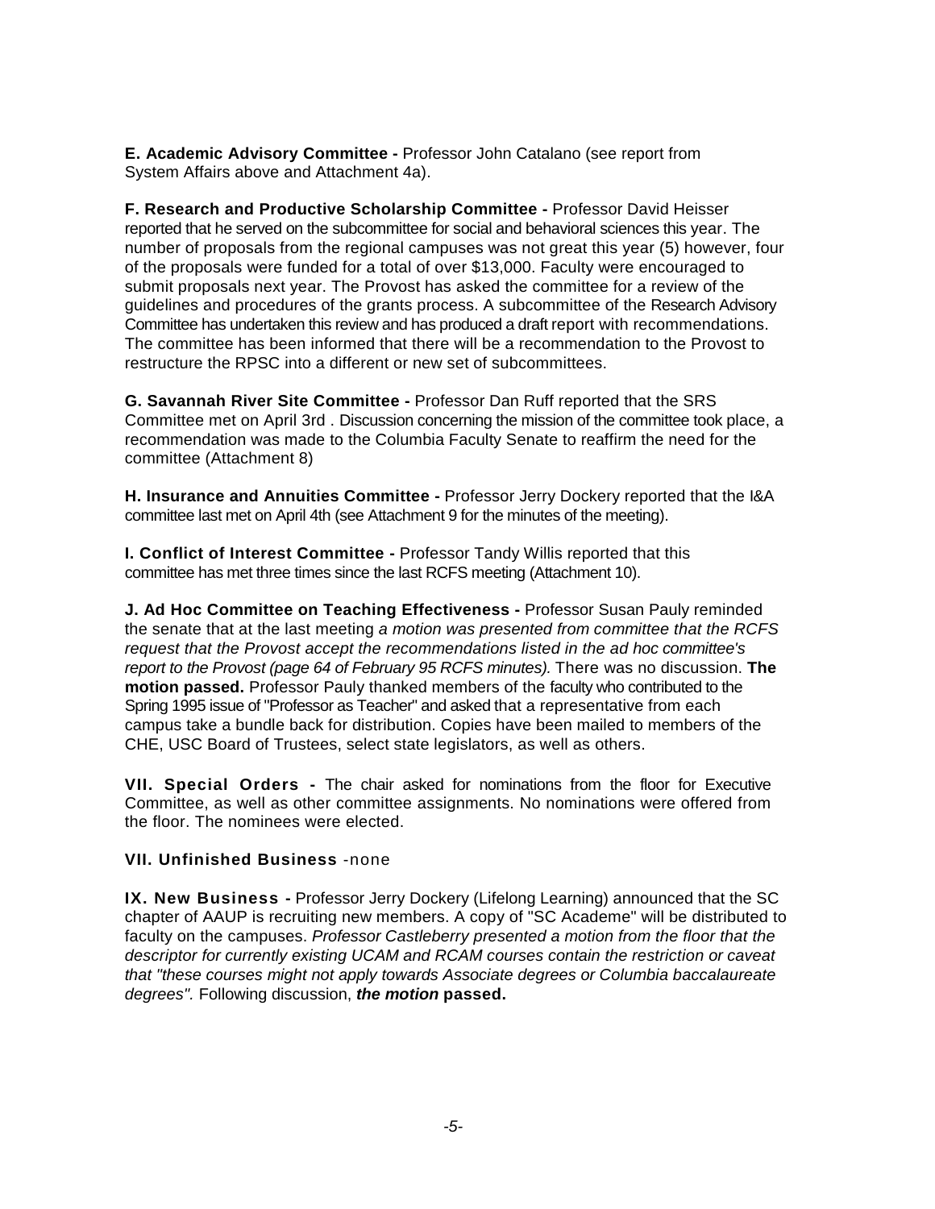**E. Academic Advisory Committee -** Professor John Catalano (see report from System Affairs above and Attachment 4a).

**F. Research and Productive Scholarship Committee -** Professor David Heisser reported that he served on the subcommittee for social and behavioral sciences this year. The number of proposals from the regional campuses was not great this year (5) however, four of the proposals were funded for a total of over $13,000. Faculty were encouraged to submit proposals next year. The Provost has asked the committee for a review of the guidelines and procedures of the grants process. A subcommittee of the Research Advisory Committee has undertaken this review and has produced a draft report with recommendations. The committee has been informed that there will be a recommendation to the Provost to restructure the RPSC into a different or new set of subcommittees.

**G. Savannah River Site Committee -** Professor Dan Ruff reported that the SRS Committee met on April 3rd . Discussion concerning the mission of the committee took place, a recommendation was made to the Columbia Faculty Senate to reaffirm the need for the committee (Attachment 8)

**H. Insurance and Annuities Committee -** Professor Jerry Dockery reported that the I&A committee last met on April 4th (see Attachment 9 for the minutes of the meeting).

**I. Conflict of Interest Committee -** Professor Tandy Willis reported that this committee has met three times since the last RCFS meeting (Attachment 10).

**J. Ad Hoc Committee on Teaching Effectiveness -** Professor Susan Pauly reminded the senate that at the last meeting *a motion was presented from committee that the RCFS request that the Provost accept the recommendations listed in the ad hoc committee's report to the Provost (page 64 of February 95 RCFS minutes).* There was no discussion. **The motion passed.** Professor Pauly thanked members of the faculty who contributed to the Spring 1995 issue of "Professor as Teacher" and asked that a representative from each campus take a bundle back for distribution. Copies have been mailed to members of the CHE, USC Board of Trustees, select state legislators, as well as others.

**VII. Special Orders -** The chair asked for nominations from the floor for Executive Committee, as well as other committee assignments. No nominations were offered from the floor. The nominees were elected.

**VII. Unfinished Business** -none

**IX. New Business -** Professor Jerry Dockery (Lifelong Learning) announced that the SC chapter of AAUP is recruiting new members. A copy of "SC Academe" will be distributed to faculty on the campuses. *Professor Castleberry presented a motion from the floor that the descriptor for currently existing UCAM and RCAM courses contain the restriction or caveat that "these courses might not apply towards Associate degrees or Columbia baccalaureate degrees".* Following discussion, ***the motion* passed.**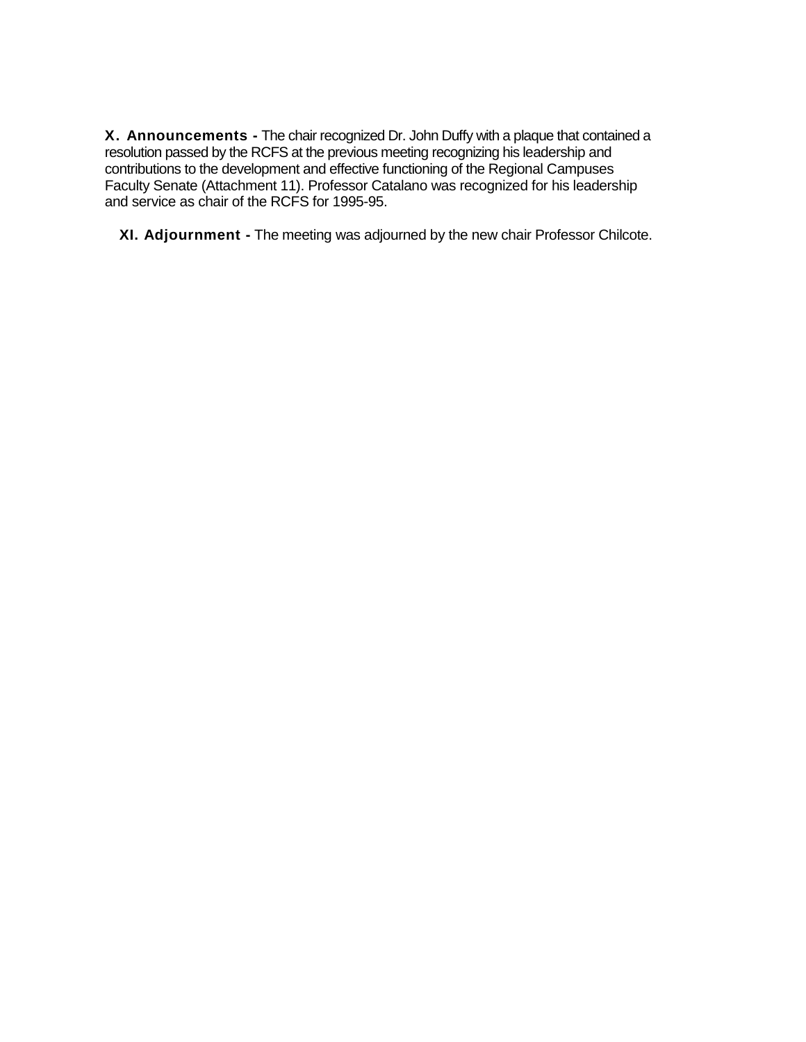**X. Announcements -** The chair recognized Dr. John Duffy with a plaque that contained a resolution passed by the RCFS at the previous meeting recognizing his leadership and contributions to the development and effective functioning of the Regional Campuses Faculty Senate (Attachment 11). Professor Catalano was recognized for his leadership and service as chair of the RCFS for 1995-95.

**XI. Adjournment -** The meeting was adjourned by the new chair Professor Chilcote.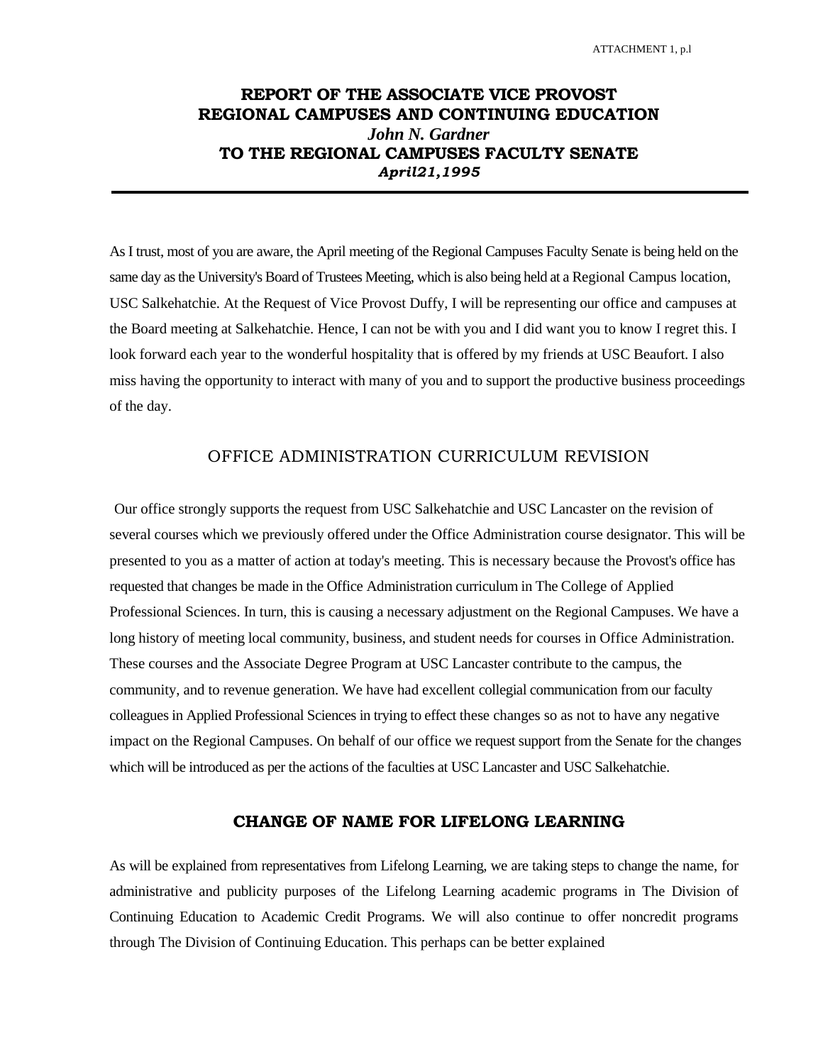# REPORT OF THE ASSOCIATE VICE PROVOST REGIONAL CAMPUSES AND CONTINUING EDUCATION

***John N. Gardner***

## TO THE REGIONAL CAMPUSES FACULTY SENATE

***April21,1995***

---

As I trust, most of you are aware, the April meeting of the Regional Campuses Faculty Senate is being held on the same day as the University's Board of Trustees Meeting, which is also being held at a Regional Campus location, USC Salkehatchie. At the Request of Vice Provost Duffy, I will be representing our office and campuses at the Board meeting at Salkehatchie. Hence, I can not be with you and I did want you to know I regret this. I look forward each year to the wonderful hospitality that is offered by my friends at USC Beaufort. I also miss having the opportunity to interact with many of you and to support the productive business proceedings of the day.

## OFFICE ADMINISTRATION CURRICULUM REVISION

Our office strongly supports the request from USC Salkehatchie and USC Lancaster on the revision of several courses which we previously offered under the Office Administration course designator. This will be presented to you as a matter of action at today's meeting. This is necessary because the Provost's office has requested that changes be made in the Office Administration curriculum in The College of Applied Professional Sciences. In turn, this is causing a necessary adjustment on the Regional Campuses. We have a long history of meeting local community, business, and student needs for courses in Office Administration. These courses and the Associate Degree Program at USC Lancaster contribute to the campus, the community, and to revenue generation. We have had excellent collegial communication from our faculty colleagues in Applied Professional Sciences in trying to effect these changes so as not to have any negative impact on the Regional Campuses. On behalf of our office we request support from the Senate for the changes which will be introduced as per the actions of the faculties at USC Lancaster and USC Salkehatchie.

## CHANGE OF NAME FOR LIFELONG LEARNING

As will be explained from representatives from Lifelong Learning, we are taking steps to change the name, for administrative and publicity purposes of the Lifelong Learning academic programs in The Division of Continuing Education to Academic Credit Programs. We will also continue to offer noncredit programs through The Division of Continuing Education. This perhaps can be better explained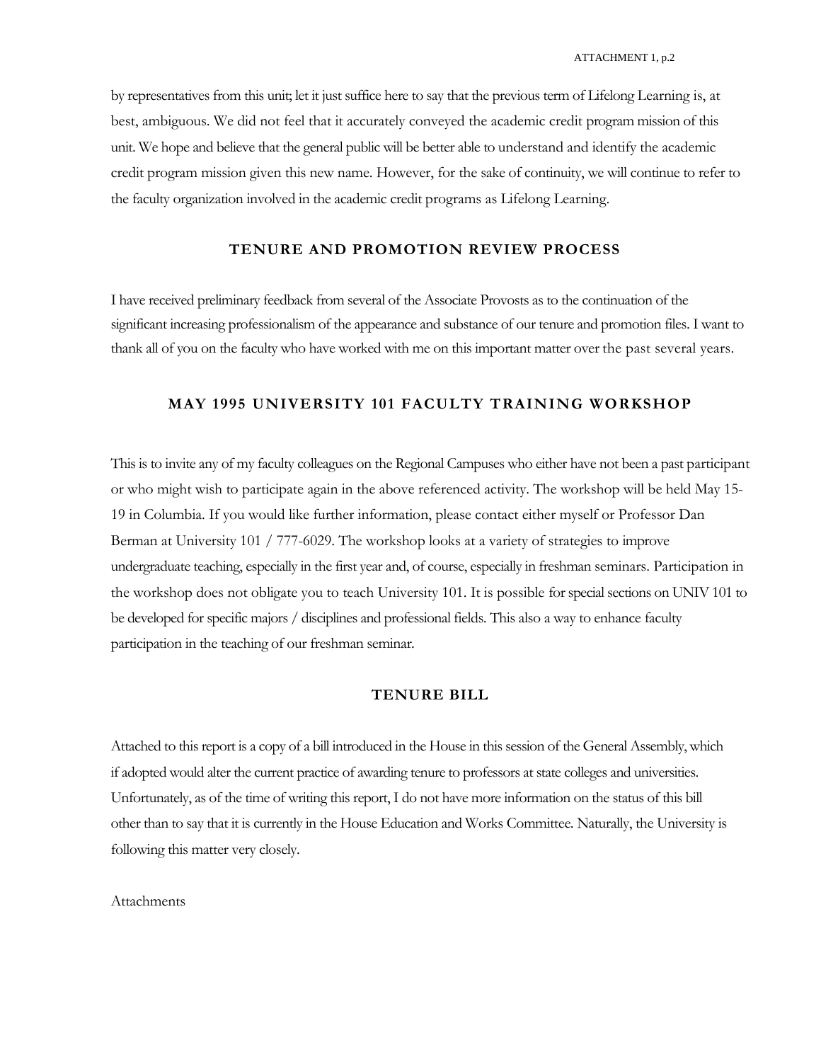by representatives from this unit; let it just suffice here to say that the previous term of Lifelong Learning is, at best, ambiguous. We did not feel that it accurately conveyed the academic credit program mission of this unit. We hope and believe that the general public will be better able to understand and identify the academic credit program mission given this new name. However, for the sake of continuity, we will continue to refer to the faculty organization involved in the academic credit programs as Lifelong Learning.

## TENURE AND PROMOTION REVIEW PROCESS

I have received preliminary feedback from several of the Associate Provosts as to the continuation of the significant increasing professionalism of the appearance and substance of our tenure and promotion files. I want to thank all of you on the faculty who have worked with me on this important matter over the past several years.

## MAY 1995 UNIVERSITY 101 FACULTY TRAINING WORKSHOP

This is to invite any of my faculty colleagues on the Regional Campuses who either have not been a past participant or who might wish to participate again in the above referenced activity. The workshop will be held May 15-19 in Columbia. If you would like further information, please contact either myself or Professor Dan Berman at University 101 / 777-6029. The workshop looks at a variety of strategies to improve undergraduate teaching, especially in the first year and, of course, especially in freshman seminars. Participation in the workshop does not obligate you to teach University 101. It is possible for special sections on UNIV 101 to be developed for specific majors / disciplines and professional fields. This also a way to enhance faculty participation in the teaching of our freshman seminar.

## TENURE BILL

Attached to this report is a copy of a bill introduced in the House in this session of the General Assembly, which if adopted would alter the current practice of awarding tenure to professors at state colleges and universities. Unfortunately, as of the time of writing this report, I do not have more information on the status of this bill other than to say that it is currently in the House Education and Works Committee. Naturally, the University is following this matter very closely.

Attachments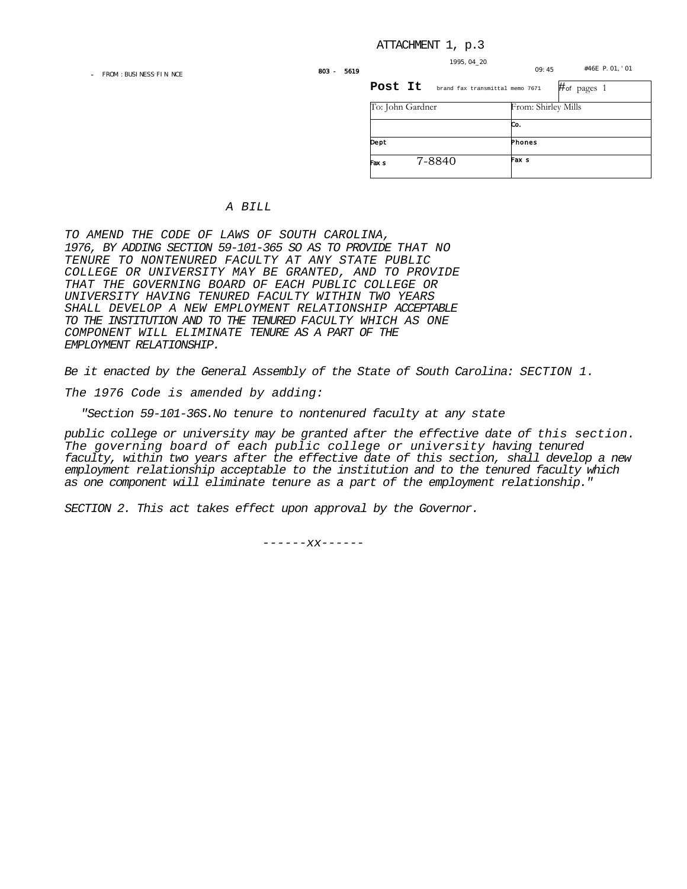ATTACHMENT 1, p.3

- FROM : BUSINESS FIN NCE 803 - 5619 1995, 04_20 09:45 #46E P. 01, '01

| **Post It** brand fax transmittal memo 7671 | # of pages 1 |
|---|---|
| To: John Gardner | From: Shirley Mills |
| | Co. |
| Dept | Phones |
| Fax s 7-8840 | Fax s |

*A BILL*

*TO AMEND THE CODE OF LAWS OF SOUTH CAROLINA, 1976, BY ADDING SECTION 59-101-365 SO AS TO PROVIDE THAT NO TENURE TO NONTENURED FACULTY AT ANY STATE PUBLIC COLLEGE OR UNIVERSITY MAY BE GRANTED, AND TO PROVIDE THAT THE GOVERNING BOARD OF EACH PUBLIC COLLEGE OR UNIVERSITY HAVING TENURED FACULTY WITHIN TWO YEARS SHALL DEVELOP A NEW EMPLOYMENT RELATIONSHIP ACCEPTABLE TO THE INSTITUTION AND TO THE TENURED FACULTY WHICH AS ONE COMPONENT WILL ELIMINATE TENURE AS A PART OF THE EMPLOYMENT RELATIONSHIP.*

*Be it enacted by the General Assembly of the State of South Carolina: SECTION 1.*

*The 1976 Code is amended by adding:*

*"Section 59-101-36S.No tenure to nontenured faculty at any state public college or university may be granted after the effective date of this section. The governing board of each public college or university having tenured faculty, within two years after the effective date of this section, shall develop a new employment relationship acceptable to the institution and to the tenured faculty which as one component will eliminate tenure as a part of the employment relationship."*

*SECTION 2. This act takes effect upon approval by the Governor.*

*------xx------*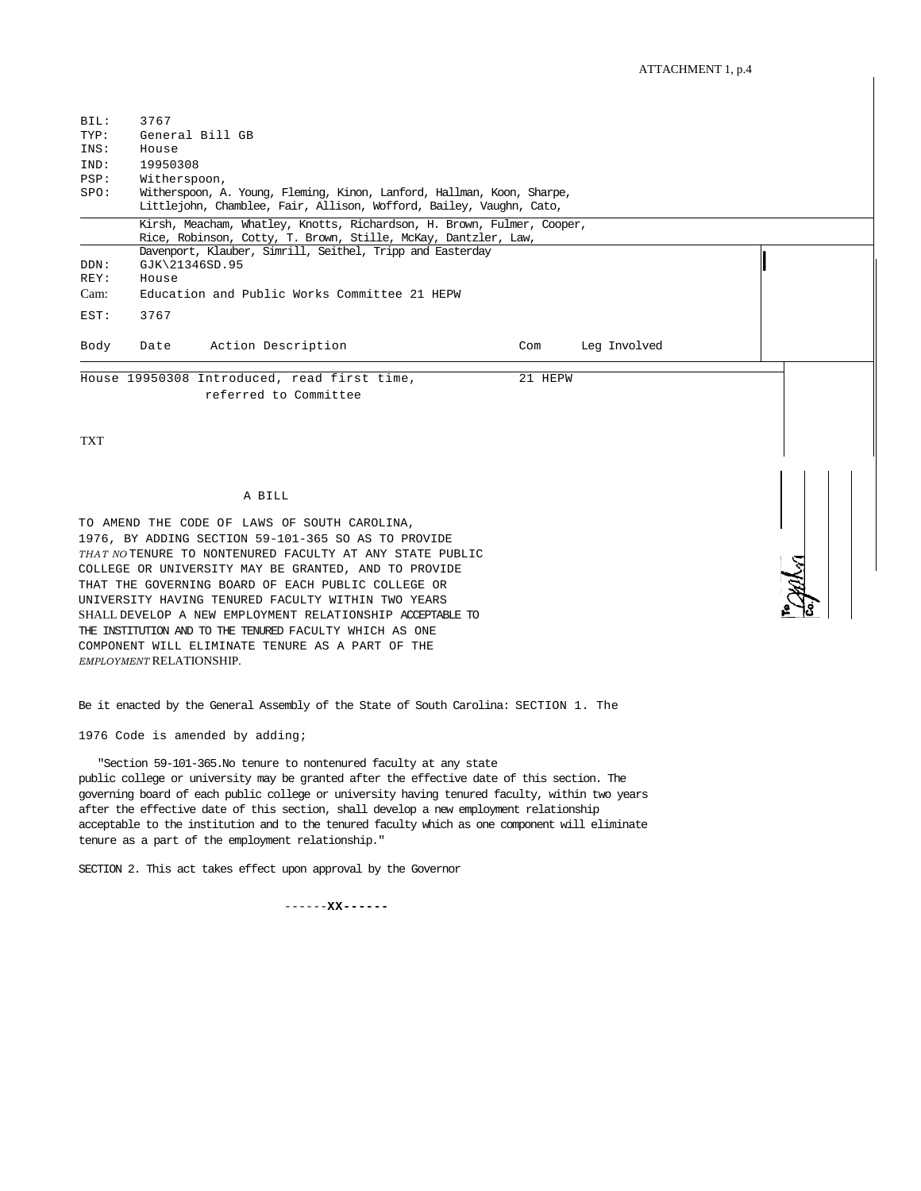ATTACHMENT 1, p.4

```
BIL:  3767
TYP:  General Bill GB
INS:  House
IND:  19950308
PSP:  Witherspoon,
SPO:  Witherspoon, A. Young, Fleming, Kinon, Lanford, Hallman, Koon, Sharpe,
      Littlejohn, Chamblee, Fair, Allison, Wofford, Bailey, Vaughn, Cato,
      Kirsh, Meacham, Whatley, Knotts, Richardson, H. Brown, Fulmer, Cooper,
      Rice, Robinson, Cotty, T. Brown, Stille, McKay, Dantzler, Law,
      Davenport, Klauber, Simrill, Seithel, Tripp and Easterday
DDN:  GJK\21346SD.95
REY:  House
Cam:  Education and Public Works Committee 21 HEPW
EST:  3767
```

| Body | Date | Action Description | Com | Leg Involved |
|---|---|---|---|---|
| House | 19950308 | Introduced, read first time, referred to Committee | 21 HEPW | |

TXT

A BILL

TO AMEND THE CODE OF LAWS OF SOUTH CAROLINA, 1976, BY ADDING SECTION 59-101-365 SO AS TO PROVIDE THAT NO TENURE TO NONTENURED FACULTY AT ANY STATE PUBLIC COLLEGE OR UNIVERSITY MAY BE GRANTED, AND TO PROVIDE THAT THE GOVERNING BOARD OF EACH PUBLIC COLLEGE OR UNIVERSITY HAVING TENURED FACULTY WITHIN TWO YEARS SHALL DEVELOP A NEW EMPLOYMENT RELATIONSHIP ACCEPTABLE TO THE INSTITUTION AND TO THE TENURED FACULTY WHICH AS ONE COMPONENT WILL ELIMINATE TENURE AS A PART OF THE EMPLOYMENT RELATIONSHIP.

Be it enacted by the General Assembly of the State of South Carolina: SECTION 1. The

1976 Code is amended by adding;

"Section 59-101-365.No tenure to nontenured faculty at any state public college or university may be granted after the effective date of this section. The governing board of each public college or university having tenured faculty, within two years after the effective date of this section, shall develop a new employment relationship acceptable to the institution and to the tenured faculty which as one component will eliminate tenure as a part of the employment relationship."

SECTION 2. This act takes effect upon approval by the Governor

------**XX**------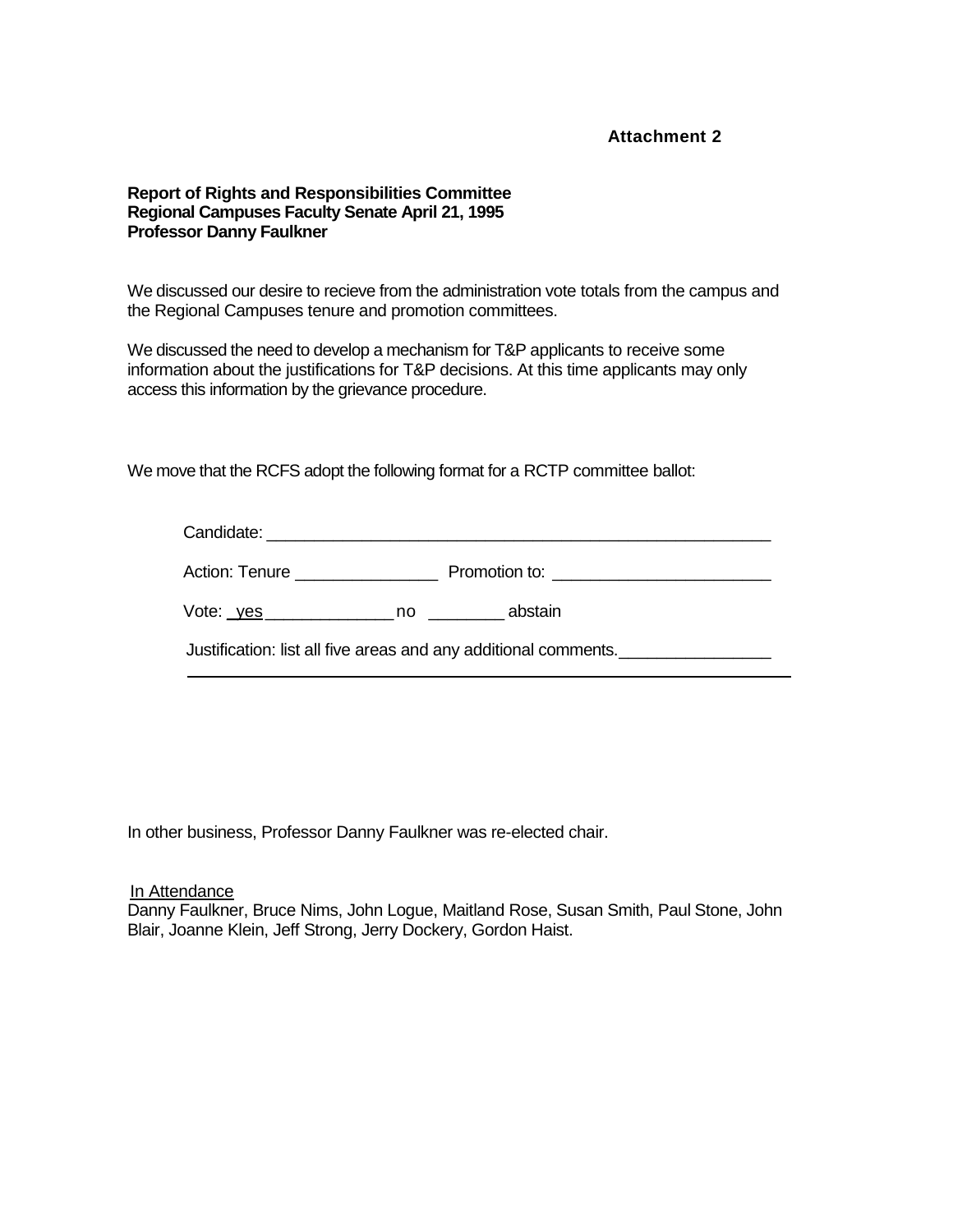**Attachment 2**

**Report of Rights and Responsibilities Committee**
**Regional Campuses Faculty Senate April 21, 1995**
**Professor Danny Faulkner**

We discussed our desire to recieve from the administration vote totals from the campus and the Regional Campuses tenure and promotion committees.

We discussed the need to develop a mechanism for T&P applicants to receive some information about the justifications for T&P decisions. At this time applicants may only access this information by the grievance procedure.

We move that the RCFS adopt the following format for a RCTP committee ballot:

> Candidate: ______________________________________________________
>
> Action: Tenure _______________ Promotion to: _______________________
>
> Vote: _yes_____________ no ________ abstain
>
> Justification: list all five areas and any additional comments.________________
>
> ________________________________________________________________

In other business, Professor Danny Faulkner was re-elected chair.

In Attendance
Danny Faulkner, Bruce Nims, John Logue, Maitland Rose, Susan Smith, Paul Stone, John Blair, Joanne Klein, Jeff Strong, Jerry Dockery, Gordon Haist.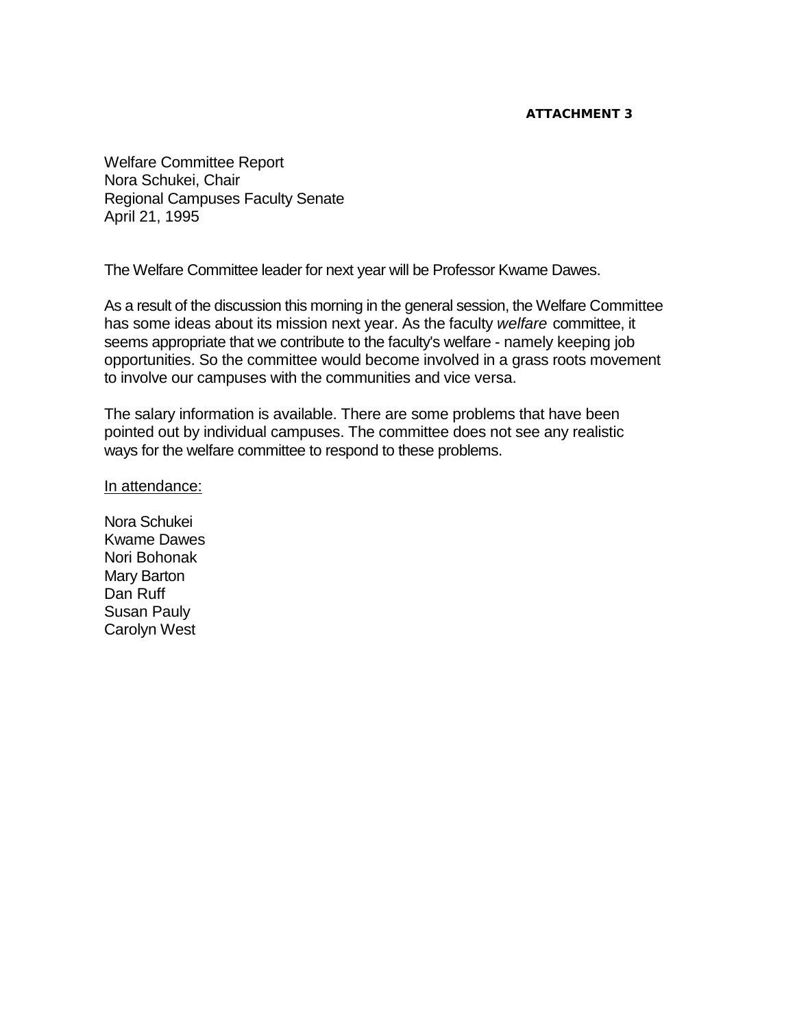**ATTACHMENT 3**

Welfare Committee Report
Nora Schukei, Chair
Regional Campuses Faculty Senate
April 21, 1995

The Welfare Committee leader for next year will be Professor Kwame Dawes.

As a result of the discussion this morning in the general session, the Welfare Committee has some ideas about its mission next year. As the faculty *welfare* committee, it seems appropriate that we contribute to the faculty's welfare - namely keeping job opportunities. So the committee would become involved in a grass roots movement to involve our campuses with the communities and vice versa.

The salary information is available. There are some problems that have been pointed out by individual campuses. The committee does not see any realistic ways for the welfare committee to respond to these problems.

<u>In attendance:</u>

Nora Schukei
Kwame Dawes
Nori Bohonak
Mary Barton
Dan Ruff
Susan Pauly
Carolyn West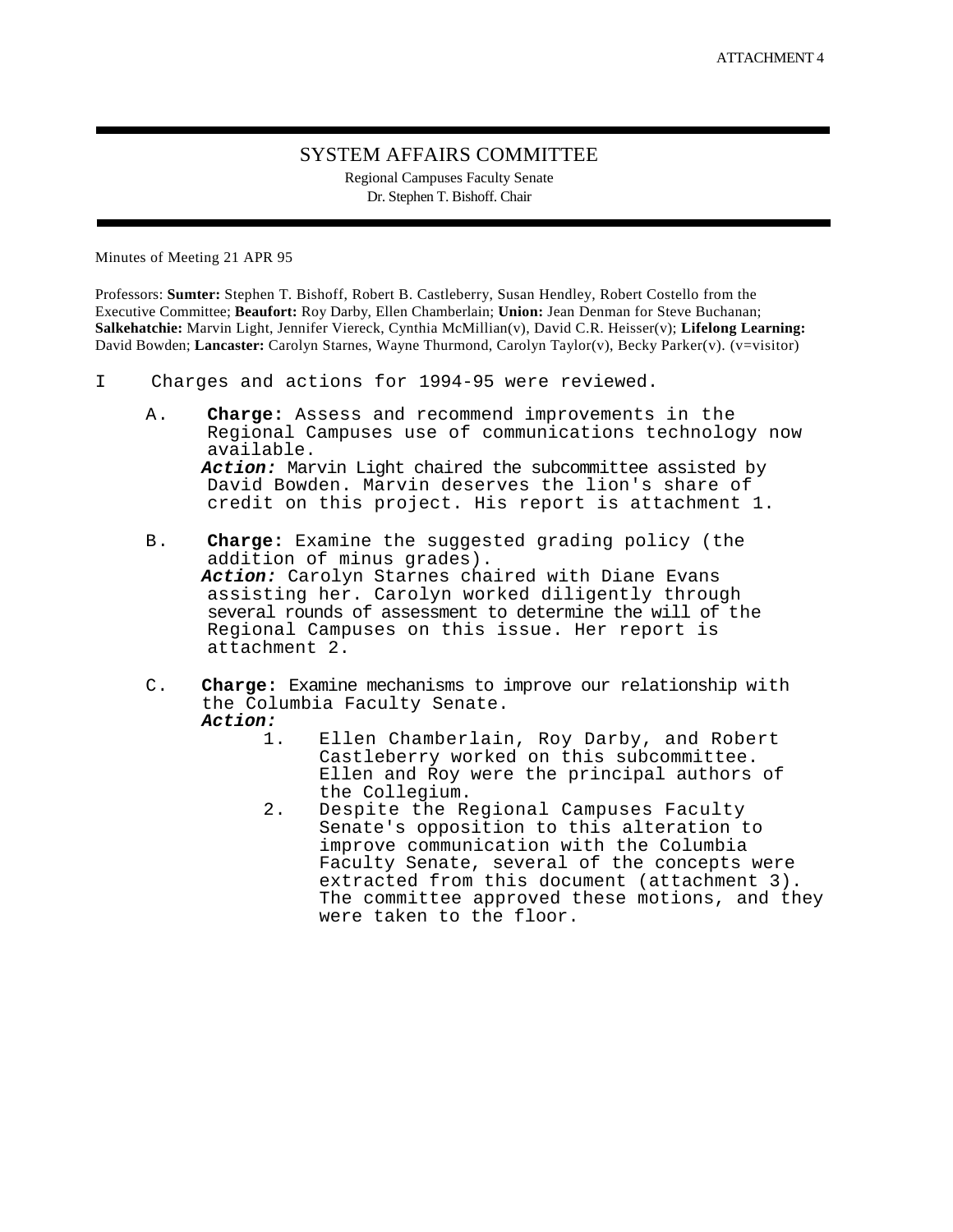ATTACHMENT 4

# SYSTEM AFFAIRS COMMITTEE

Regional Campuses Faculty Senate
Dr. Stephen T. Bishoff. Chair

Minutes of Meeting 21 APR 95

Professors: **Sumter:** Stephen T. Bishoff, Robert B. Castleberry, Susan Hendley, Robert Costello from the Executive Committee; **Beaufort:** Roy Darby, Ellen Chamberlain; **Union:** Jean Denman for Steve Buchanan; **Salkehatchie:** Marvin Light, Jennifer Viereck, Cynthia McMillian(v), David C.R. Heisser(v); **Lifelong Learning:** David Bowden; **Lancaster:** Carolyn Starnes, Wayne Thurmond, Carolyn Taylor(v), Becky Parker(v). (v=visitor)

I Charges and actions for 1994-95 were reviewed.

A. **Charge:** Assess and recommend improvements in the Regional Campuses use of communications technology now available.
***Action:*** Marvin Light chaired the subcommittee assisted by David Bowden. Marvin deserves the lion's share of credit on this project. His report is attachment 1.

B. **Charge:** Examine the suggested grading policy (the addition of minus grades).
***Action:*** Carolyn Starnes chaired with Diane Evans assisting her. Carolyn worked diligently through several rounds of assessment to determine the will of the Regional Campuses on this issue. Her report is attachment 2.

C. **Charge:** Examine mechanisms to improve our relationship with the Columbia Faculty Senate.
***Action:***

1. Ellen Chamberlain, Roy Darby, and Robert Castleberry worked on this subcommittee. Ellen and Roy were the principal authors of the Collegium.
2. Despite the Regional Campuses Faculty Senate's opposition to this alteration to improve communication with the Columbia Faculty Senate, several of the concepts were extracted from this document (attachment 3). The committee approved these motions, and they were taken to the floor.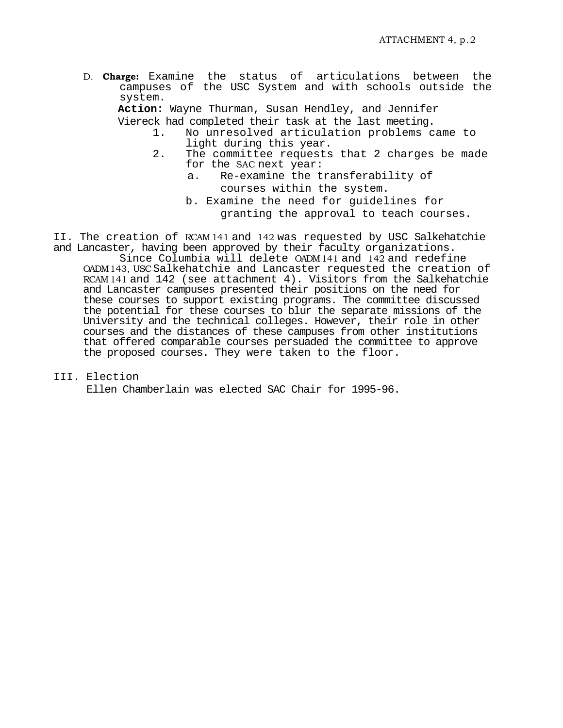D. **Charge:** Examine the status of articulations between the campuses of the USC System and with schools outside the system.

**Action:** Wayne Thurman, Susan Hendley, and Jennifer Viereck had completed their task at the last meeting.

1. No unresolved articulation problems came to light during this year.
2. The committee requests that 2 charges be made for the SAC next year:
   a. Re-examine the transferability of courses within the system.
   b. Examine the need for guidelines for granting the approval to teach courses.

II. The creation of RCAM 141 and 142 was requested by USC Salkehatchie and Lancaster, having been approved by their faculty organizations.

Since Columbia will delete OADM 141 and 142 and redefine OADM 143, USC Salkehatchie and Lancaster requested the creation of RCAM 141 and 142 (see attachment 4). Visitors from the Salkehatchie and Lancaster campuses presented their positions on the need for these courses to support existing programs. The committee discussed the potential for these courses to blur the separate missions of the University and the technical colleges. However, their role in other courses and the distances of these campuses from other institutions that offered comparable courses persuaded the committee to approve the proposed courses. They were taken to the floor.

III. Election

Ellen Chamberlain was elected SAC Chair for 1995-96.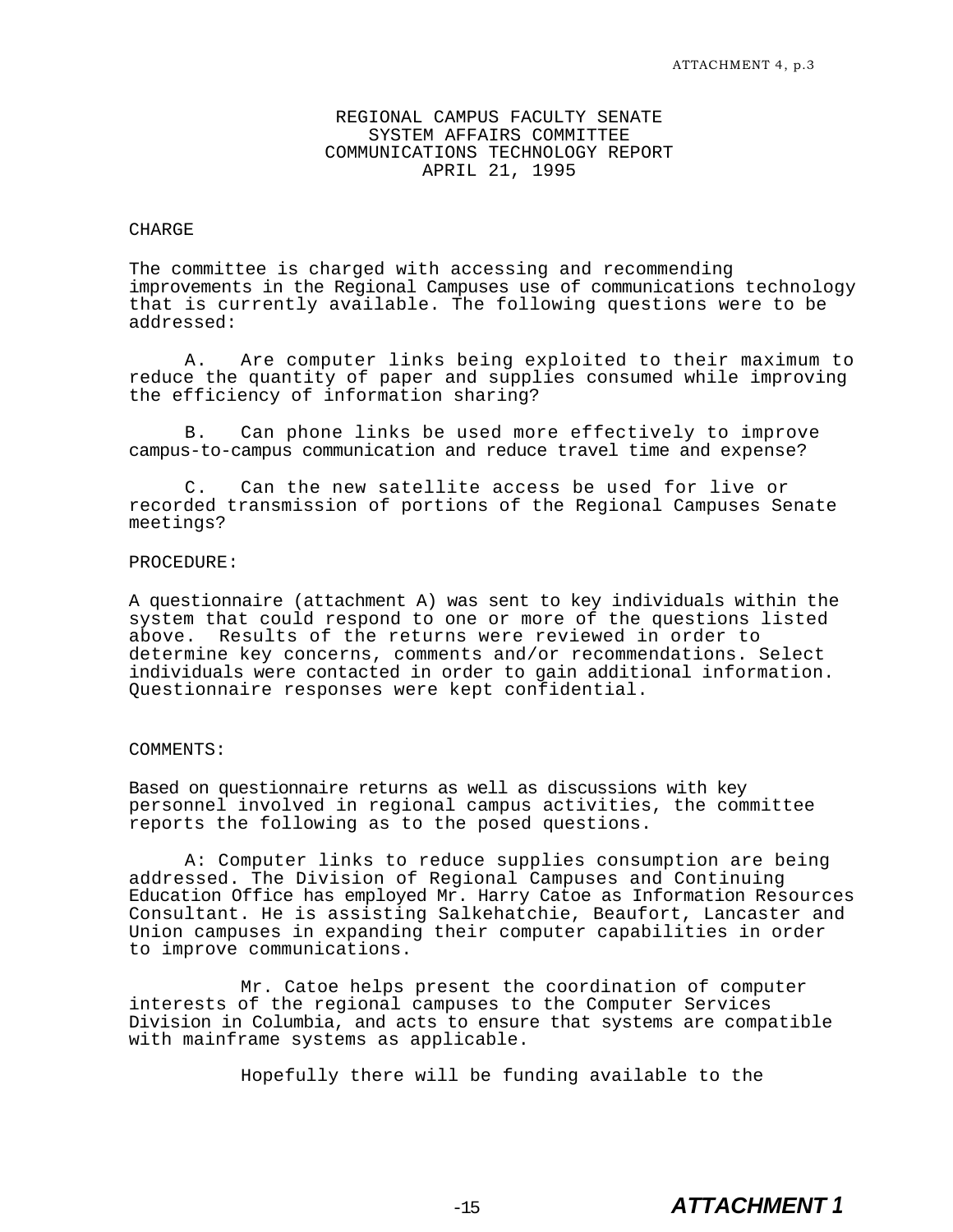# REGIONAL CAMPUS FACULTY SENATE
## SYSTEM AFFAIRS COMMITTEE
## COMMUNICATIONS TECHNOLOGY REPORT
## APRIL 21, 1995

CHARGE

The committee is charged with accessing and recommending improvements in the Regional Campuses use of communications technology that is currently available. The following questions were to be addressed:

A. Are computer links being exploited to their maximum to reduce the quantity of paper and supplies consumed while improving the efficiency of information sharing?

B. Can phone links be used more effectively to improve campus-to-campus communication and reduce travel time and expense?

C. Can the new satellite access be used for live or recorded transmission of portions of the Regional Campuses Senate meetings?

PROCEDURE:

A questionnaire (attachment A) was sent to key individuals within the system that could respond to one or more of the questions listed above. Results of the returns were reviewed in order to determine key concerns, comments and/or recommendations. Select individuals were contacted in order to gain additional information. Questionnaire responses were kept confidential.

COMMENTS:

Based on questionnaire returns as well as discussions with key personnel involved in regional campus activities, the committee reports the following as to the posed questions.

A: Computer links to reduce supplies consumption are being addressed. The Division of Regional Campuses and Continuing Education Office has employed Mr. Harry Catoe as Information Resources Consultant. He is assisting Salkehatchie, Beaufort, Lancaster and Union campuses in expanding their computer capabilities in order to improve communications.

Mr. Catoe helps present the coordination of computer interests of the regional campuses to the Computer Services Division in Columbia, and acts to ensure that systems are compatible with mainframe systems as applicable.

Hopefully there will be funding available to the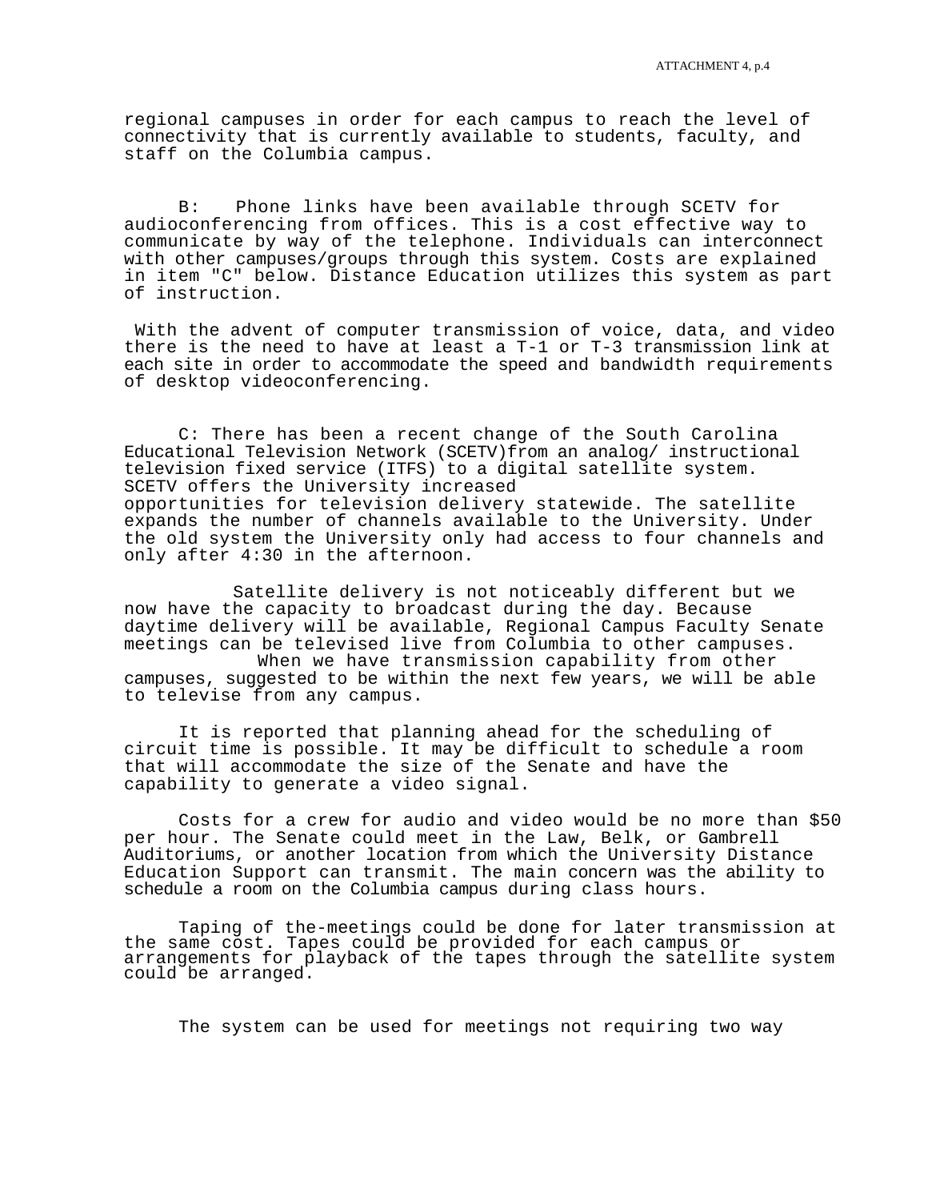regional campuses in order for each campus to reach the level of connectivity that is currently available to students, faculty, and staff on the Columbia campus.

B: Phone links have been available through SCETV for audioconferencing from offices. This is a cost effective way to communicate by way of the telephone. Individuals can interconnect with other campuses/groups through this system. Costs are explained in item "C" below. Distance Education utilizes this system as part of instruction.

With the advent of computer transmission of voice, data, and video there is the need to have at least a T-1 or T-3 transmission link at each site in order to accommodate the speed and bandwidth requirements of desktop videoconferencing.

C: There has been a recent change of the South Carolina Educational Television Network (SCETV)from an analog/ instructional television fixed service (ITFS) to a digital satellite system. SCETV offers the University increased opportunities for television delivery statewide. The satellite expands the number of channels available to the University. Under the old system the University only had access to four channels and only after 4:30 in the afternoon.

Satellite delivery is not noticeably different but we now have the capacity to broadcast during the day. Because daytime delivery will be available, Regional Campus Faculty Senate meetings can be televised live from Columbia to other campuses. When we have transmission capability from other campuses, suggested to be within the next few years, we will be able to televise from any campus.

It is reported that planning ahead for the scheduling of circuit time is possible. It may be difficult to schedule a room that will accommodate the size of the Senate and have the capability to generate a video signal.

Costs for a crew for audio and video would be no more than $50 per hour. The Senate could meet in the Law, Belk, or Gambrell Auditoriums, or another location from which the University Distance Education Support can transmit. The main concern was the ability to schedule a room on the Columbia campus during class hours.

Taping of the-meetings could be done for later transmission at the same cost. Tapes could be provided for each campus or arrangements for playback of the tapes through the satellite system could be arranged.

The system can be used for meetings not requiring two way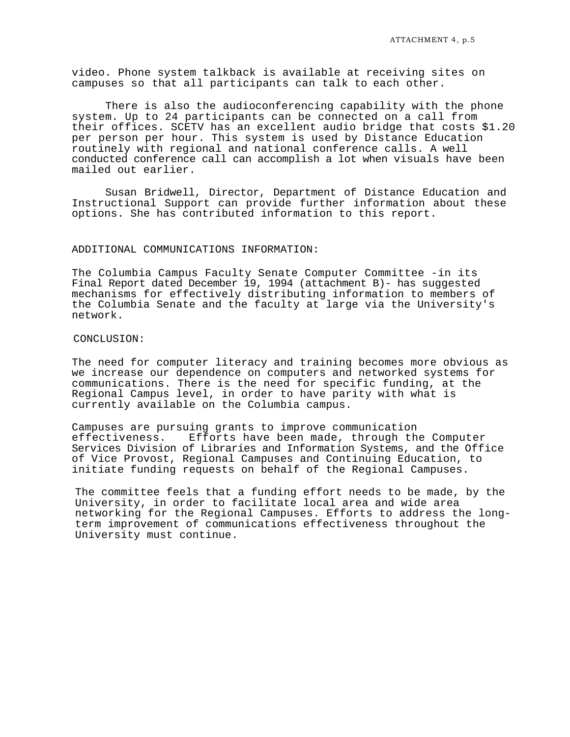video. Phone system talkback is available at receiving sites on campuses so that all participants can talk to each other.

There is also the audioconferencing capability with the phone system. Up to 24 participants can be connected on a call from their offices. SCETV has an excellent audio bridge that costs $1.20 per person per hour. This system is used by Distance Education routinely with regional and national conference calls. A well conducted conference call can accomplish a lot when visuals have been mailed out earlier.

Susan Bridwell, Director, Department of Distance Education and Instructional Support can provide further information about these options. She has contributed information to this report.

ADDITIONAL COMMUNICATIONS INFORMATION:

The Columbia Campus Faculty Senate Computer Committee -in its Final Report dated December 19, 1994 (attachment B)- has suggested mechanisms for effectively distributing information to members of the Columbia Senate and the faculty at large via the University's network.

CONCLUSION:

The need for computer literacy and training becomes more obvious as we increase our dependence on computers and networked systems for communications. There is the need for specific funding, at the Regional Campus level, in order to have parity with what is currently available on the Columbia campus.

Campuses are pursuing grants to improve communication effectiveness. Efforts have been made, through the Computer Services Division of Libraries and Information Systems, and the Office of Vice Provost, Regional Campuses and Continuing Education, to initiate funding requests on behalf of the Regional Campuses.

The committee feels that a funding effort needs to be made, by the University, in order to facilitate local area and wide area networking for the Regional Campuses. Efforts to address the long-term improvement of communications effectiveness throughout the University must continue.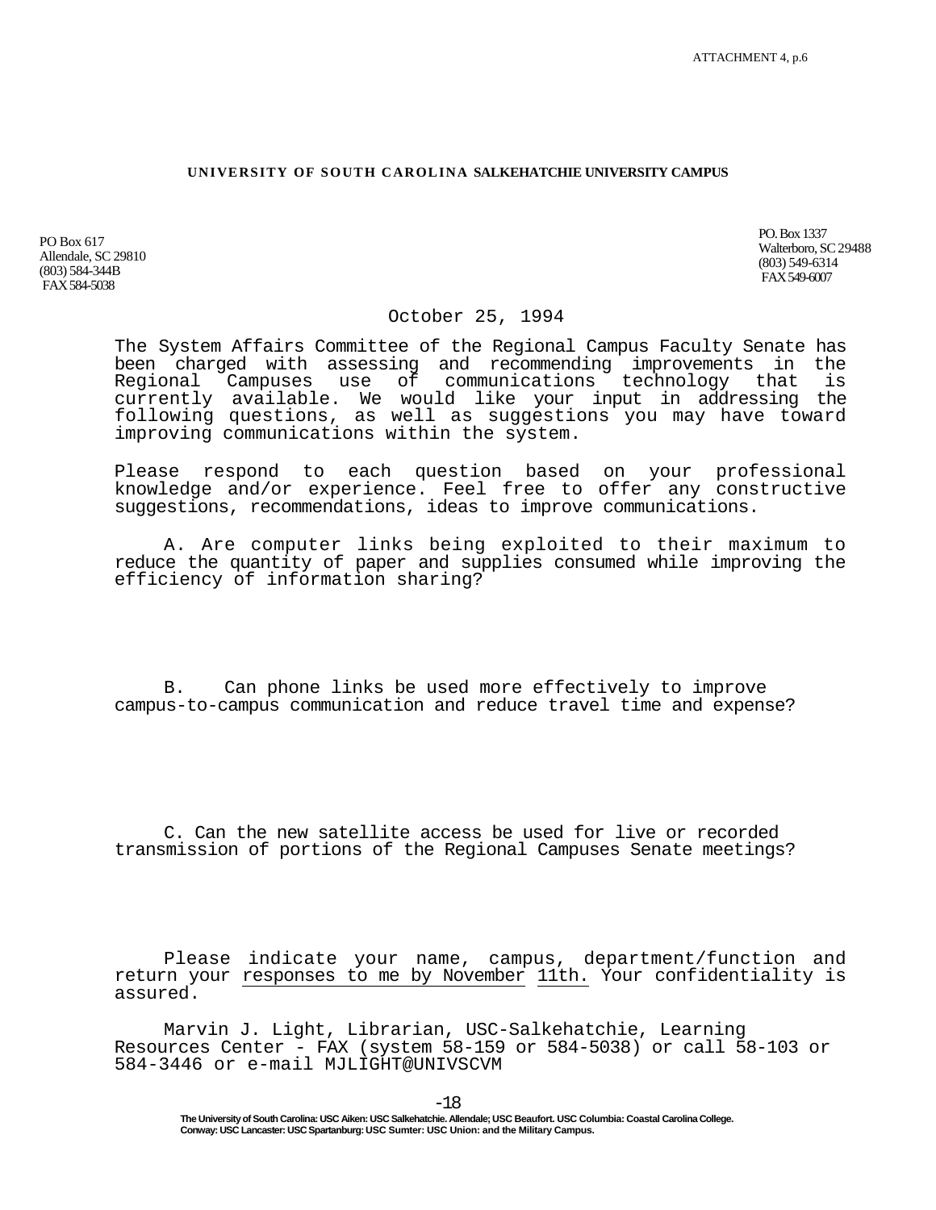ATTACHMENT 4, p.6

**UNIVERSITY OF SOUTH CAROLINA SALKEHATCHIE UNIVERSITY CAMPUS**

PO Box 617
Allendale, SC 29810
(803) 584-344B
FAX 584-5038

PO. Box 1337
Walterboro, SC 29488
(803) 549-6314
FAX 549-6007

October 25, 1994

The System Affairs Committee of the Regional Campus Faculty Senate has been charged with assessing and recommending improvements in the Regional Campuses use of communications technology that is currently available. We would like your input in addressing the following questions, as well as suggestions you may have toward improving communications within the system.

Please respond to each question based on your professional knowledge and/or experience. Feel free to offer any constructive suggestions, recommendations, ideas to improve communications.

A. Are computer links being exploited to their maximum to reduce the quantity of paper and supplies consumed while improving the efficiency of information sharing?

B. Can phone links be used more effectively to improve campus-to-campus communication and reduce travel time and expense?

C. Can the new satellite access be used for live or recorded transmission of portions of the Regional Campuses Senate meetings?

Please indicate your name, campus, department/function and return your responses to me by November 11th. Your confidentiality is assured.

Marvin J. Light, Librarian, USC-Salkehatchie, Learning Resources Center - FAX (system 58-159 or 584-5038) or call 58-103 or 584-3446 or e-mail MJLIGHT@UNIVSCVM

The University of South Carolina: USC Aiken: USC Salkehatchie. Allendale; USC Beaufort. USC Columbia: Coastal Carolina College. Conway: USC Lancaster: USC Spartanburg: USC Sumter: USC Union: and the Military Campus.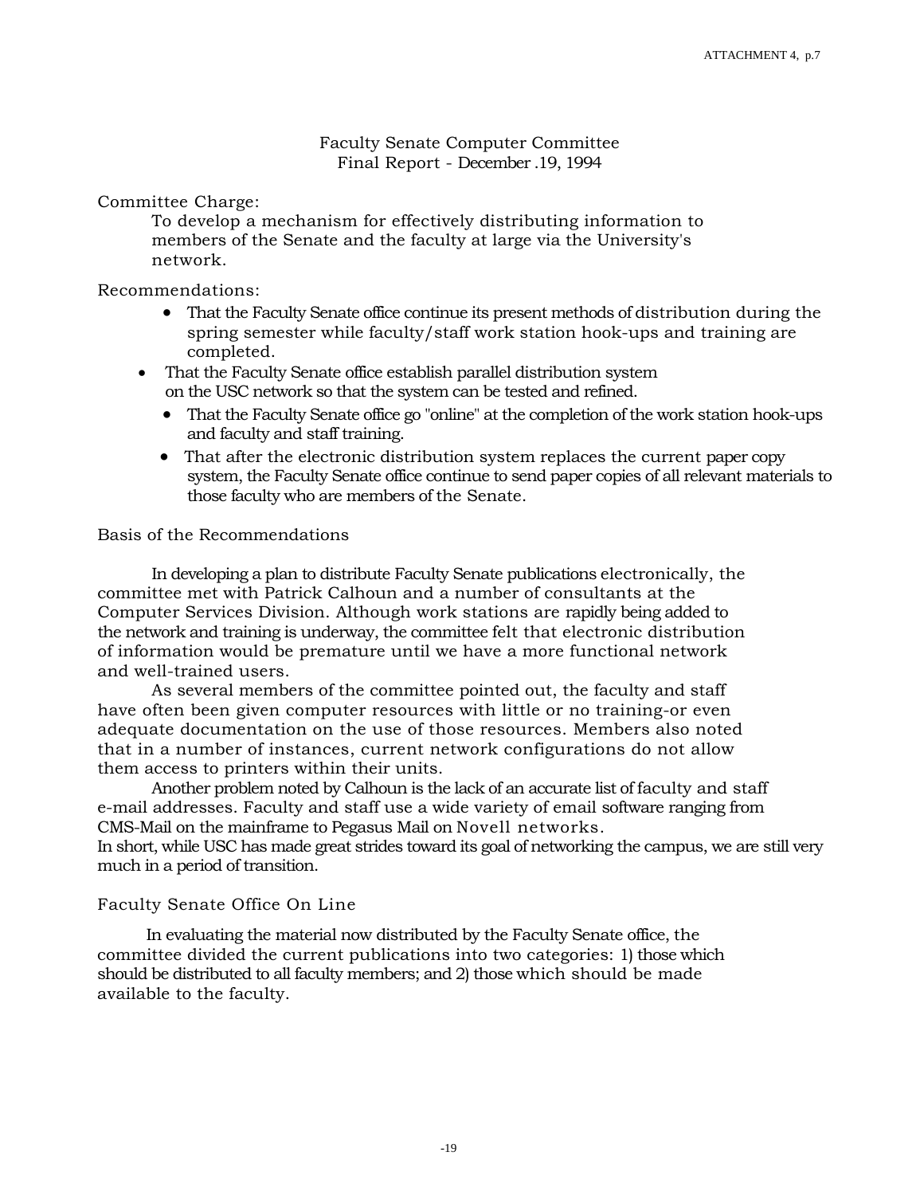Faculty Senate Computer Committee
Final Report - December .19, 1994

Committee Charge:

To develop a mechanism for effectively distributing information to members of the Senate and the faculty at large via the University's network.

Recommendations:

- That the Faculty Senate office continue its present methods of distribution during the spring semester while faculty/staff work station hook-ups and training are completed.
- That the Faculty Senate office establish parallel distribution system on the USC network so that the system can be tested and refined.
- That the Faculty Senate office go "online" at the completion of the work station hook-ups and faculty and staff training.
- That after the electronic distribution system replaces the current paper copy system, the Faculty Senate office continue to send paper copies of all relevant materials to those faculty who are members of the Senate.

Basis of the Recommendations

In developing a plan to distribute Faculty Senate publications electronically, the committee met with Patrick Calhoun and a number of consultants at the Computer Services Division. Although work stations are rapidly being added to the network and training is underway, the committee felt that electronic distribution of information would be premature until we have a more functional network and well-trained users.

As several members of the committee pointed out, the faculty and staff have often been given computer resources with little or no training-or even adequate documentation on the use of those resources. Members also noted that in a number of instances, current network configurations do not allow them access to printers within their units.

Another problem noted by Calhoun is the lack of an accurate list of faculty and staff e-mail addresses. Faculty and staff use a wide variety of email software ranging from CMS-Mail on the mainframe to Pegasus Mail on Novell networks.
In short, while USC has made great strides toward its goal of networking the campus, we are still very much in a period of transition.

Faculty Senate Office On Line

In evaluating the material now distributed by the Faculty Senate office, the committee divided the current publications into two categories: 1) those which should be distributed to all faculty members; and 2) those which should be made available to the faculty.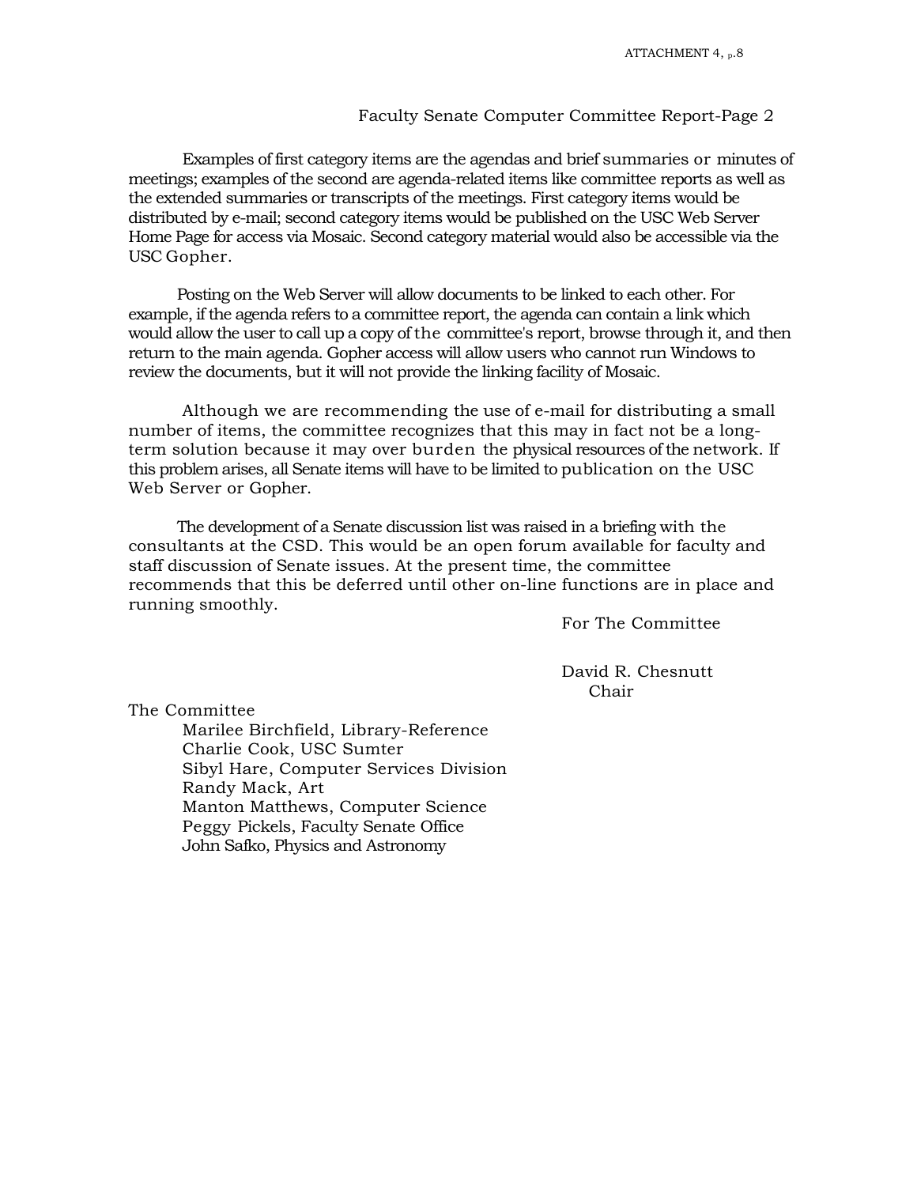Faculty Senate Computer Committee Report-Page 2

Examples of first category items are the agendas and brief summaries or minutes of meetings; examples of the second are agenda-related items like committee reports as well as the extended summaries or transcripts of the meetings. First category items would be distributed by e-mail; second category items would be published on the USC Web Server Home Page for access via Mosaic. Second category material would also be accessible via the USC Gopher.

Posting on the Web Server will allow documents to be linked to each other. For example, if the agenda refers to a committee report, the agenda can contain a link which would allow the user to call up a copy of the committee's report, browse through it, and then return to the main agenda. Gopher access will allow users who cannot run Windows to review the documents, but it will not provide the linking facility of Mosaic.

Although we are recommending the use of e-mail for distributing a small number of items, the committee recognizes that this may in fact not be a long-term solution because it may over burden the physical resources of the network. If this problem arises, all Senate items will have to be limited to publication on the USC Web Server or Gopher.

The development of a Senate discussion list was raised in a briefing with the consultants at the CSD. This would be an open forum available for faculty and staff discussion of Senate issues. At the present time, the committee recommends that this be deferred until other on-line functions are in place and running smoothly.

For The Committee

David R. Chesnutt
Chair

The Committee

- Marilee Birchfield, Library-Reference
- Charlie Cook, USC Sumter
- Sibyl Hare, Computer Services Division
- Randy Mack, Art
- Manton Matthews, Computer Science
- Peggy Pickels, Faculty Senate Office
- John Safko, Physics and Astronomy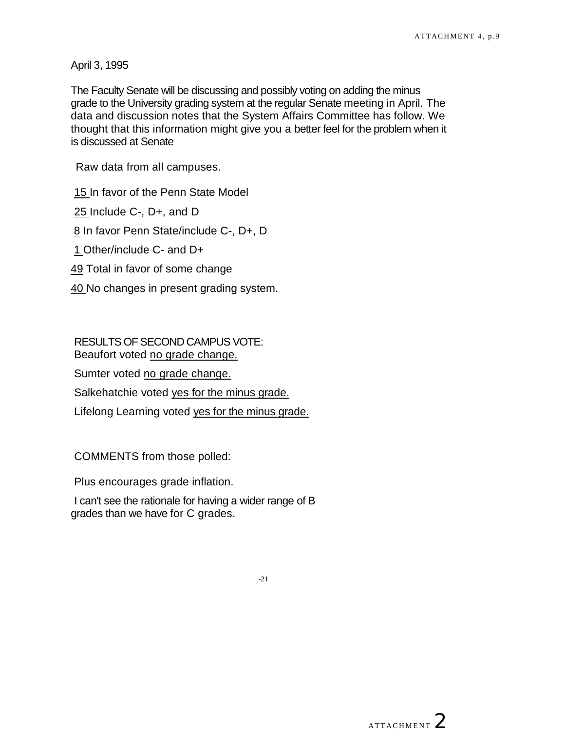April 3, 1995

The Faculty Senate will be discussing and possibly voting on adding the minus grade to the University grading system at the regular Senate meeting in April. The data and discussion notes that the System Affairs Committee has follow. We thought that this information might give you a better feel for the problem when it is discussed at Senate

Raw data from all campuses.

15 In favor of the Penn State Model

25 Include C-, D+, and D

8 In favor Penn State/include C-, D+, D

1 Other/include C- and D+

49 Total in favor of some change

40 No changes in present grading system.

RESULTS OF SECOND CAMPUS VOTE:

Beaufort voted no grade change.

Sumter voted no grade change.

Salkehatchie voted yes for the minus grade.

Lifelong Learning voted yes for the minus grade.

COMMENTS from those polled:

Plus encourages grade inflation.

I can't see the rationale for having a wider range of B grades than we have for C grades.

ATTACHMENT 2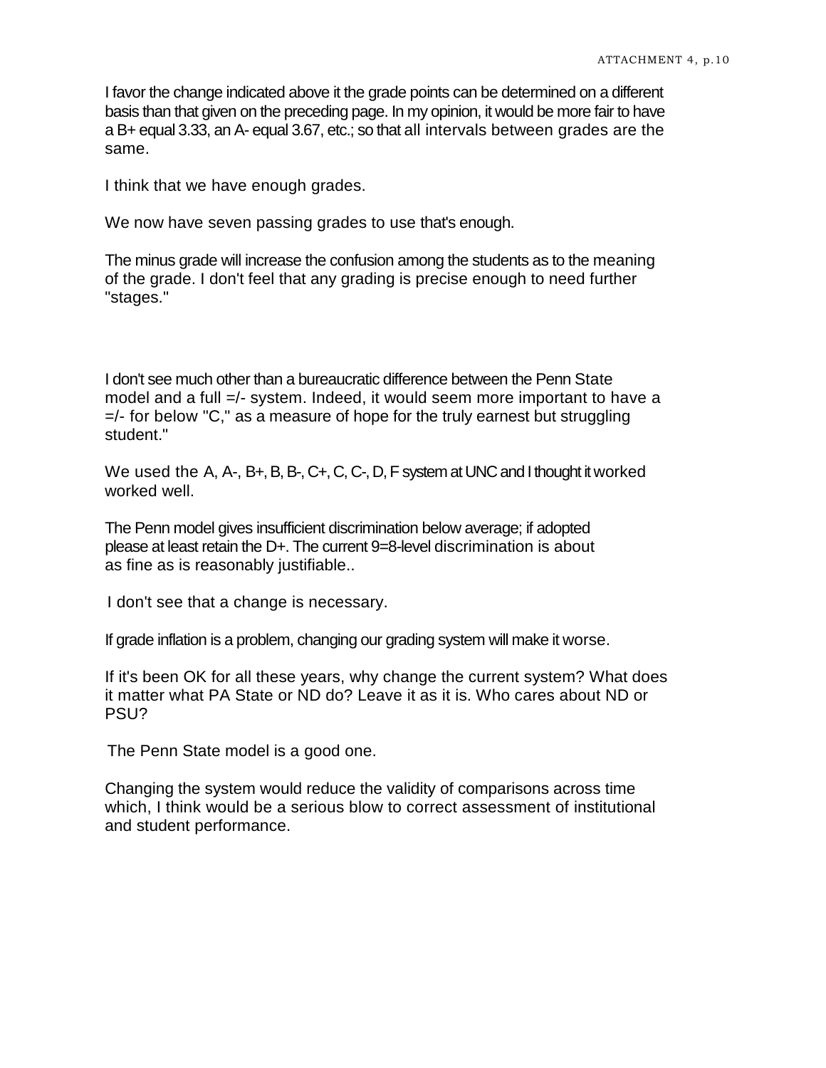I favor the change indicated above it the grade points can be determined on a different basis than that given on the preceding page. In my opinion, it would be more fair to have a B+ equal 3.33, an A- equal 3.67, etc.; so that all intervals between grades are the same.

I think that we have enough grades.

We now have seven passing grades to use that's enough.

The minus grade will increase the confusion among the students as to the meaning of the grade. I don't feel that any grading is precise enough to need further "stages."

I don't see much other than a bureaucratic difference between the Penn State model and a full =/- system. Indeed, it would seem more important to have a =/- for below "C," as a measure of hope for the truly earnest but struggling student."

We used the A, A-, B+, B, B-, C+, C, C-, D, F system at UNC and I thought it worked worked well.

The Penn model gives insufficient discrimination below average; if adopted please at least retain the D+. The current 9=8-level discrimination is about as fine as is reasonably justifiable..

I don't see that a change is necessary.

If grade inflation is a problem, changing our grading system will make it worse.

If it's been OK for all these years, why change the current system? What does it matter what PA State or ND do? Leave it as it is. Who cares about ND or PSU?

The Penn State model is a good one.

Changing the system would reduce the validity of comparisons across time which, I think would be a serious blow to correct assessment of institutional and student performance.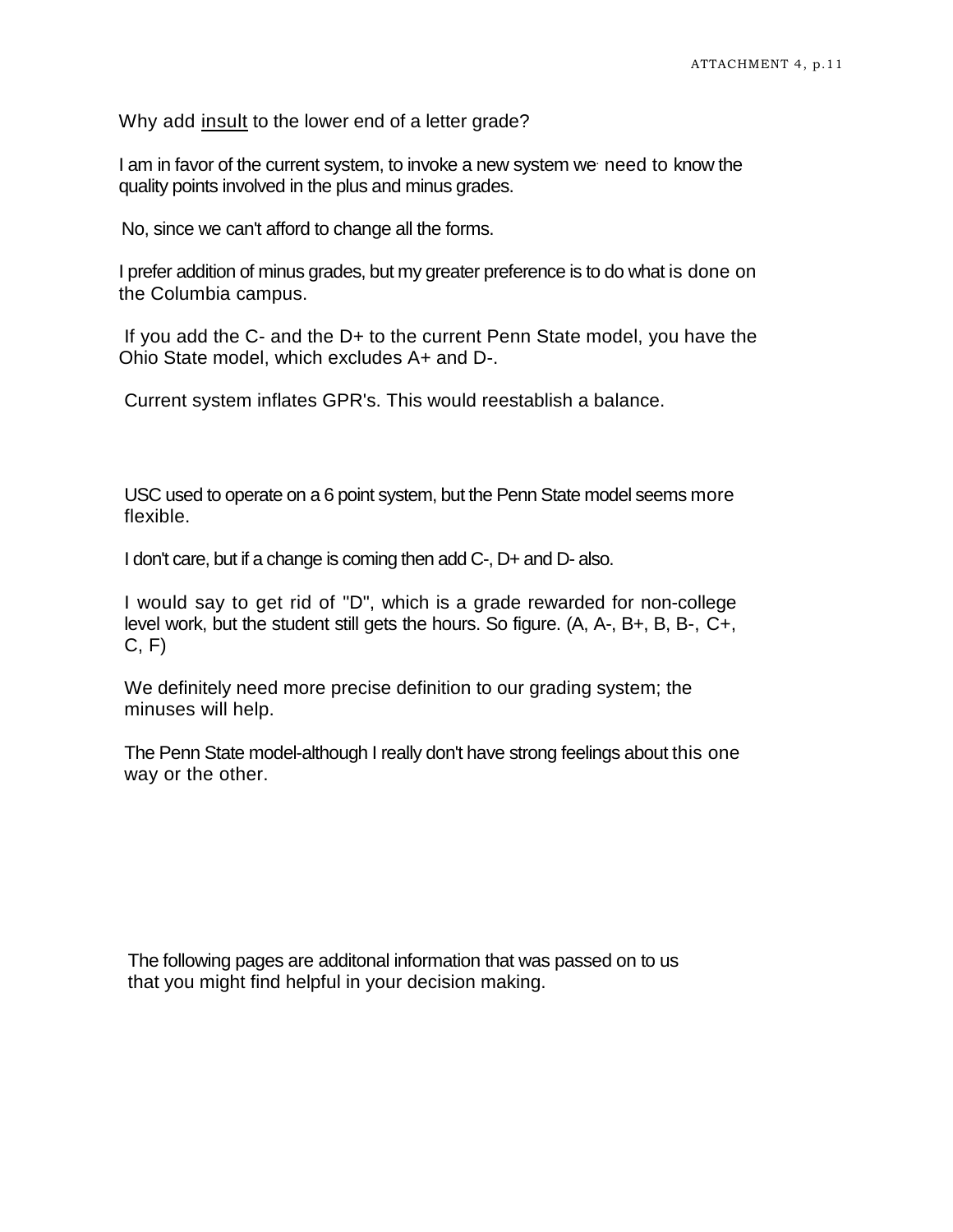Why add <u>insult</u> to the lower end of a letter grade?

I am in favor of the current system, to invoke a new system we need to know the quality points involved in the plus and minus grades.

No, since we can't afford to change all the forms.

I prefer addition of minus grades, but my greater preference is to do what is done on the Columbia campus.

If you add the C- and the D+ to the current Penn State model, you have the Ohio State model, which excludes A+ and D-.

Current system inflates GPR's. This would reestablish a balance.

USC used to operate on a 6 point system, but the Penn State model seems more flexible.

I don't care, but if a change is coming then add C-, D+ and D- also.

I would say to get rid of "D", which is a grade rewarded for non-college level work, but the student still gets the hours. So figure. (A, A-, B+, B, B-, C+, C, F)

We definitely need more precise definition to our grading system; the minuses will help.

The Penn State model-although I really don't have strong feelings about this one way or the other.

The following pages are additonal information that was passed on to us that you might find helpful in your decision making.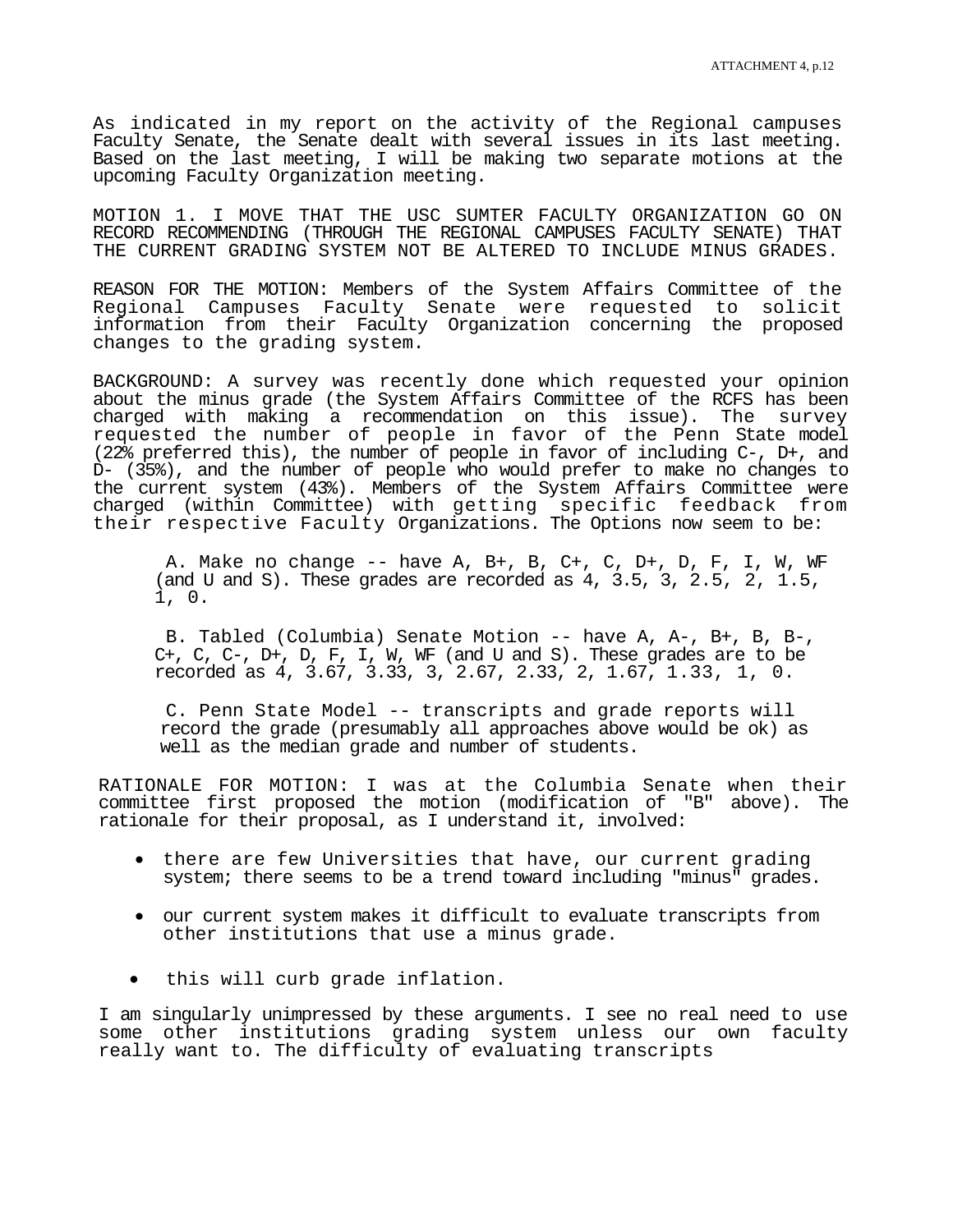As indicated in my report on the activity of the Regional campuses Faculty Senate, the Senate dealt with several issues in its last meeting. Based on the last meeting, I will be making two separate motions at the upcoming Faculty Organization meeting.

MOTION 1. I MOVE THAT THE USC SUMTER FACULTY ORGANIZATION GO ON RECORD RECOMMENDING (THROUGH THE REGIONAL CAMPUSES FACULTY SENATE) THAT THE CURRENT GRADING SYSTEM NOT BE ALTERED TO INCLUDE MINUS GRADES.

REASON FOR THE MOTION: Members of the System Affairs Committee of the Regional Campuses Faculty Senate were requested to solicit information from their Faculty Organization concerning the proposed changes to the grading system.

BACKGROUND: A survey was recently done which requested your opinion about the minus grade (the System Affairs Committee of the RCFS has been charged with making a recommendation on this issue). The survey requested the number of people in favor of the Penn State model (22% preferred this), the number of people in favor of including C-, D+, and D- (35%), and the number of people who would prefer to make no changes to the current system (43%). Members of the System Affairs Committee were charged (within Committee) with getting specific feedback from their respective Faculty Organizations. The Options now seem to be:

A. Make no change -- have A, B+, B, C+, C, D+, D, F, I, W, WF (and U and S). These grades are recorded as 4, 3.5, 3, 2.5, 2, 1.5, 1, 0.

B. Tabled (Columbia) Senate Motion -- have A, A-, B+, B, B-, C+, C, C-, D+, D, F, I, W, WF (and U and S). These grades are to be recorded as 4, 3.67, 3.33, 3, 2.67, 2.33, 2, 1.67, 1.33, 1, 0.

C. Penn State Model -- transcripts and grade reports will record the grade (presumably all approaches above would be ok) as well as the median grade and number of students.

RATIONALE FOR MOTION: I was at the Columbia Senate when their committee first proposed the motion (modification of "B" above). The rationale for their proposal, as I understand it, involved:

- there are few Universities that have, our current grading system; there seems to be a trend toward including "minus" grades.
- our current system makes it difficult to evaluate transcripts from other institutions that use a minus grade.
- this will curb grade inflation.

I am singularly unimpressed by these arguments. I see no real need to use some other institutions grading system unless our own faculty really want to. The difficulty of evaluating transcripts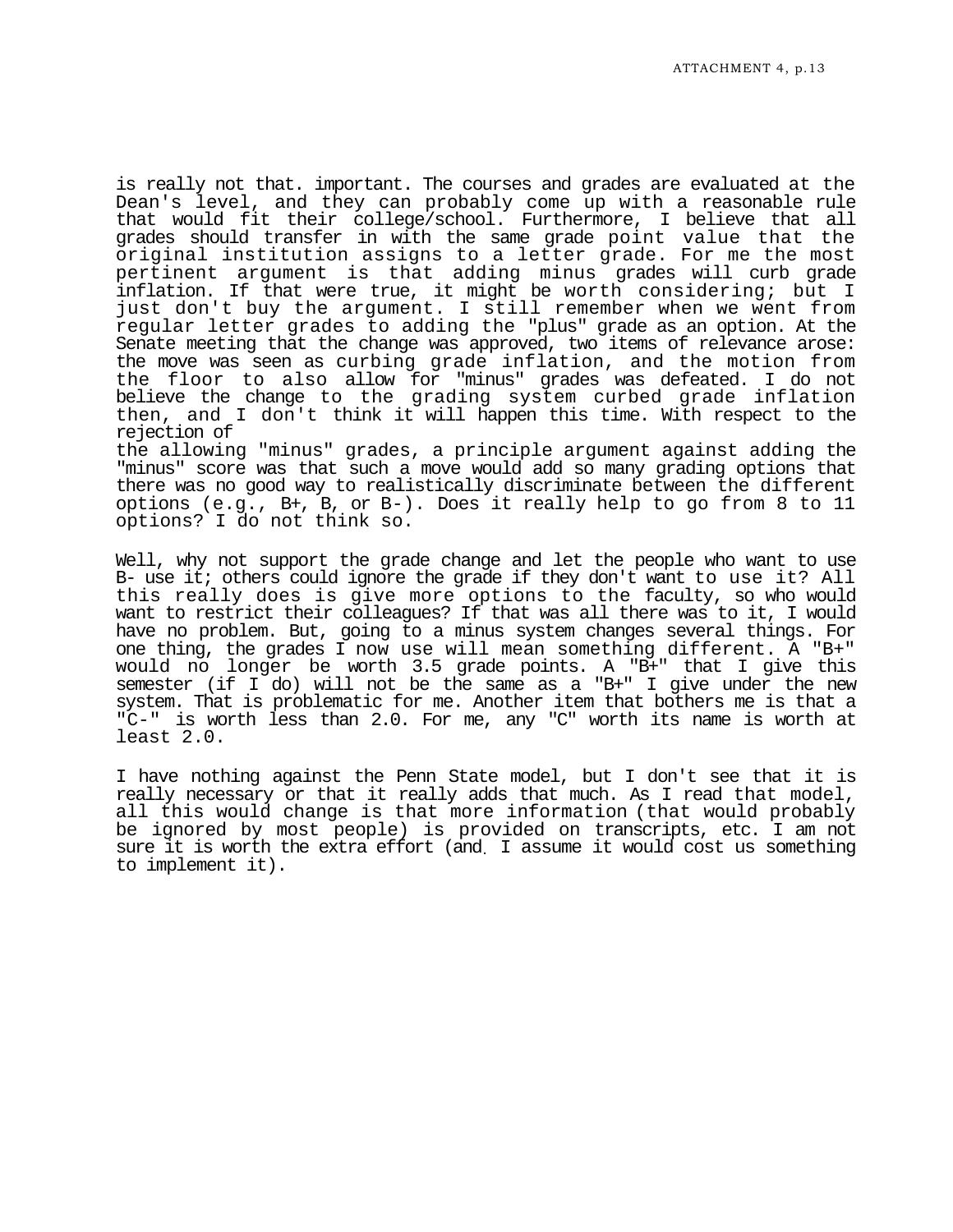is really not that. important. The courses and grades are evaluated at the Dean's level, and they can probably come up with a reasonable rule that would fit their college/school. Furthermore, I believe that all grades should transfer in with the same grade point value that the original institution assigns to a letter grade. For me the most pertinent argument is that adding minus grades will curb grade inflation. If that were true, it might be worth considering; but I just don't buy the argument. I still remember when we went from regular letter grades to adding the "plus" grade as an option. At the Senate meeting that the change was approved, two items of relevance arose: the move was seen as curbing grade inflation, and the motion from the floor to also allow for "minus" grades was defeated. I do not believe the change to the grading system curbed grade inflation then, and I don't think it will happen this time. With respect to the rejection of
the allowing "minus" grades, a principle argument against adding the "minus" score was that such a move would add so many grading options that there was no good way to realistically discriminate between the different options (e.g., B+, B, or B-). Does it really help to go from 8 to 11 options? I do not think so.

Well, why not support the grade change and let the people who want to use B- use it; others could ignore the grade if they don't want to use it? All this really does is give more options to the faculty, so who would want to restrict their colleagues? If that was all there was to it, I would have no problem. But, going to a minus system changes several things. For one thing, the grades I now use will mean something different. A "B+" would no longer be worth 3.5 grade points. A "B+" that I give this semester (if I do) will not be the same as a "B+" I give under the new system. That is problematic for me. Another item that bothers me is that a "C-" is worth less than 2.0. For me, any "C" worth its name is worth at least 2.0.

I have nothing against the Penn State model, but I don't see that it is really necessary or that it really adds that much. As I read that model, all this would change is that more information (that would probably be ignored by most people) is provided on transcripts, etc. I am not sure it is worth the extra effort (and. I assume it would cost us something to implement it).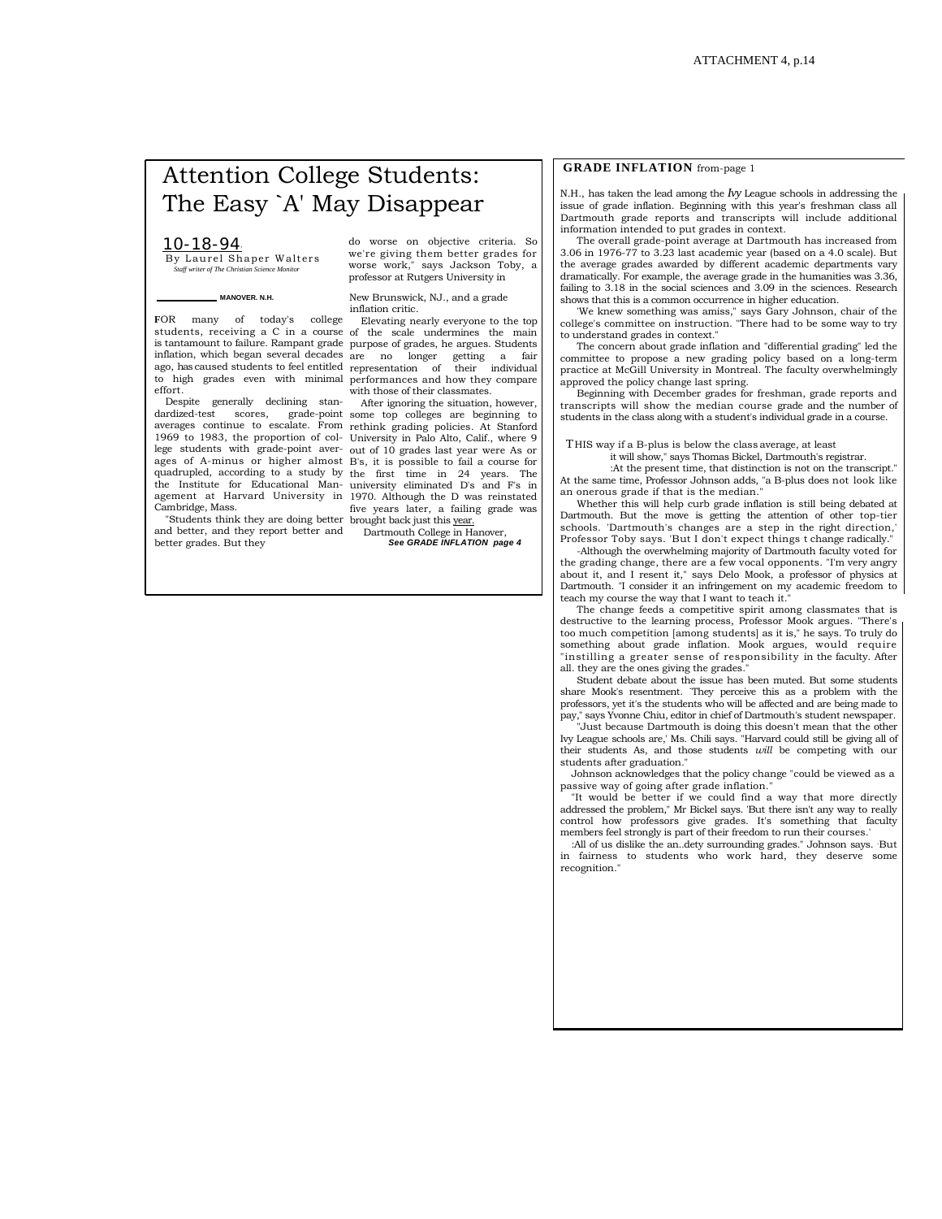# Attention College Students: The Easy `A' May Disappear

10-18-94

By Laurel Shaper Walters
*Staff writer of The Christian Science Monitor*

MANOVER. N.H.

FOR many of today's college students, receiving a C in a course is tantamount to failure. Rampant grade inflation, which began several decades ago, has caused students to feel entitled to high grades even with minimal effort.

Despite generally declining standardized-test scores, grade-point averages continue to escalate. From 1969 to 1983, the proportion of college students with grade-point averages of A-minus or higher almost quadrupled, according to a study by the Institute for Educational Management at Harvard University in Cambridge, Mass.

"Students think they are doing better and better, and they report better and better grades. But they do worse on objective criteria. So we're giving them better grades for worse work," says Jackson Toby, a professor at Rutgers University in New Brunswick, NJ., and a grade inflation critic.

Elevating nearly everyone to the top of the scale undermines the main purpose of grades, he argues. Students are no longer getting a fair representation of their individual performances and how they compare with those of their classmates.

After ignoring the situation, however, some top colleges are beginning to rethink grading policies. At Stanford University in Palo Alto, Calif., where 9 out of 10 grades last year were As or B's, it is possible to fail a course for the first time in 24 years. The university eliminated D's and F's in 1970. Although the D was reinstated five years later, a failing grade was brought back just this year.

Dartmouth College in Hanover,

***See GRADE INFLATION page 4***

**GRADE INFLATION** from-page 1

N.H., has taken the lead among the *Ivy* League schools in addressing the issue of grade inflation. Beginning with this year's freshman class all Dartmouth grade reports and transcripts will include additional information intended to put grades in context.

The overall grade-point average at Dartmouth has increased from 3.06 in 1976-77 to 3.23 last academic year (based on a 4.0 scale). But the average grades awarded by different academic departments vary dramatically. For example, the average grade in the humanities was 3.36, failing to 3.18 in the social sciences and 3.09 in the sciences. Research shows that this is a common occurrence in higher education.

'We knew something was amiss," says Gary Johnson, chair of the college's committee on instruction. "There had to be some way to try to understand grades in context."

The concern about grade inflation and "differential grading" led the committee to propose a new grading policy based on a long-term practice at McGill University in Montreal. The faculty overwhelmingly approved the policy change last spring.

Beginning with December grades for freshman, grade reports and transcripts will show the median course grade and the number of students in the class along with a student's individual grade in a course.

THIS way if a B-plus is below the class average, at least it will show," says Thomas Bickel, Dartmouth's registrar.

:At the present time, that distinction is not on the transcript." At the same time, Professor Johnson adds, "a B-plus does not look like an onerous grade if that is the median."

Whether this will help curb grade inflation is still being debated at Dartmouth. But the move is getting the attention of other top-tier schools. 'Dartmouth's changes are a step in the right direction,' Professor Toby says. 'But I don't expect things t change radically."

-Although the overwhelming majority of Dartmouth faculty voted for the grading change, there are a few vocal opponents. "I'm very angry about it, and I resent it," says Delo Mook, a professor of physics at Dartmouth. "I consider it an infringement on my academic freedom to teach my course the way that I want to teach it."

The change feeds a competitive spirit among classmates that is destructive to the learning process, Professor Mook argues. "There's too much competition [among students] as it is," he says. To truly do something about grade inflation. Mook argues, would require "instilling a greater sense of responsibility in the faculty. After all. they are the ones giving the grades."

Student debate about the issue has been muted. But some students share Mook's resentment. `They perceive this as a problem with the professors, yet it's the students who will be affected and are being made to pay," says Yvonne Chiu, editor in chief of Dartmouth's student newspaper.

"Just because Dartmouth is doing this doesn't mean that the other Ivy League schools are,' Ms. Chili says. "Harvard could still be giving all of their students As, and those students *will* be competing with our students after graduation."

Johnson acknowledges that the policy change "could be viewed as a passive way of going after grade inflation."

"It would be better if we could find a way that more directly addressed the problem," Mr Bickel says. 'But there isn't any way to really control how professors give grades. It's something that faculty members feel strongly is part of their freedom to run their courses.'

:All of us dislike the an..dety surrounding grades." Johnson says. But in fairness to students who work hard, they deserve some recognition."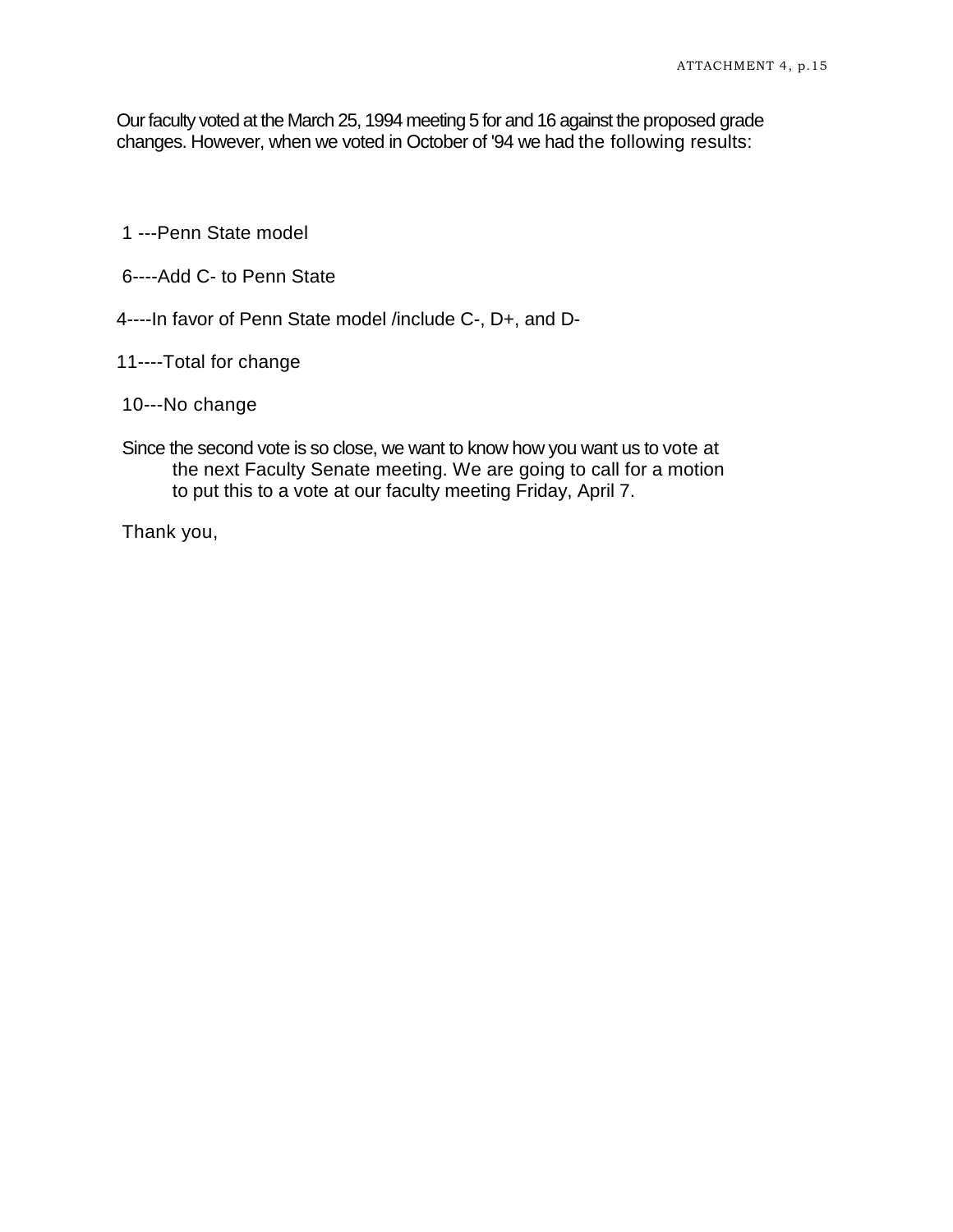Our faculty voted at the March 25, 1994 meeting 5 for and 16 against the proposed grade changes. However, when we voted in October of '94 we had the following results:

1 ---Penn State model

6----Add C- to Penn State

4----In favor of Penn State model /include C-, D+, and D-

11----Total for change

10---No change

Since the second vote is so close, we want to know how you want us to vote at the next Faculty Senate meeting. We are going to call for a motion to put this to a vote at our faculty meeting Friday, April 7.

Thank you,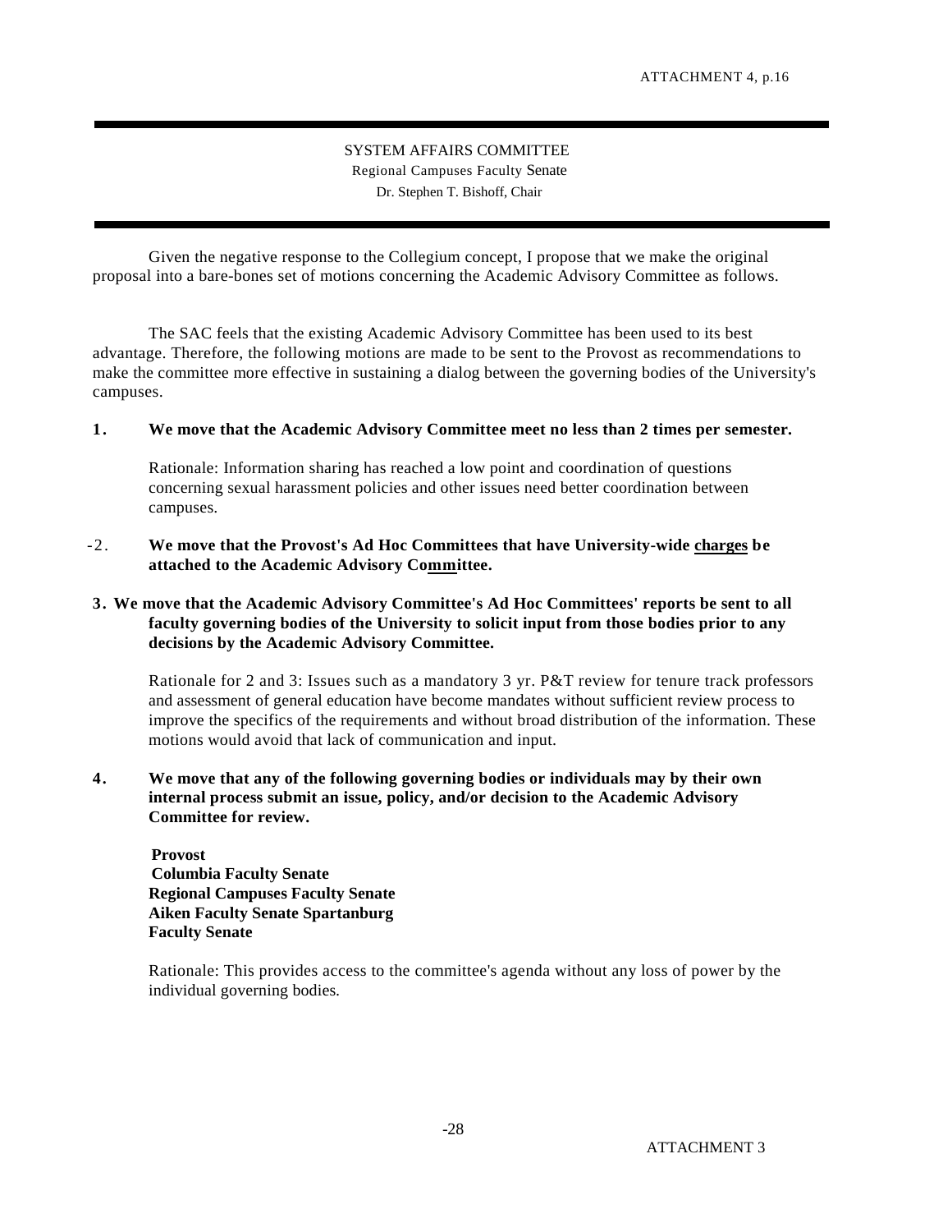SYSTEM AFFAIRS COMMITTEE
Regional Campuses Faculty Senate
Dr. Stephen T. Bishoff, Chair

Given the negative response to the Collegium concept, I propose that we make the original proposal into a bare-bones set of motions concerning the Academic Advisory Committee as follows.

The SAC feels that the existing Academic Advisory Committee has been used to its best advantage. Therefore, the following motions are made to be sent to the Provost as recommendations to make the committee more effective in sustaining a dialog between the governing bodies of the University's campuses.

**1. We move that the Academic Advisory Committee meet no less than 2 times per semester.**

Rationale: Information sharing has reached a low point and coordination of questions concerning sexual harassment policies and other issues need better coordination between campuses.

**2. We move that the Provost's Ad Hoc Committees that have University-wide charges be attached to the Academic Advisory Committee.**

**3. We move that the Academic Advisory Committee's Ad Hoc Committees' reports be sent to all faculty governing bodies of the University to solicit input from those bodies prior to any decisions by the Academic Advisory Committee.**

Rationale for 2 and 3: Issues such as a mandatory 3 yr. P&T review for tenure track professors and assessment of general education have become mandates without sufficient review process to improve the specifics of the requirements and without broad distribution of the information. These motions would avoid that lack of communication and input.

**4. We move that any of the following governing bodies or individuals may by their own internal process submit an issue, policy, and/or decision to the Academic Advisory Committee for review.**

**Provost**
**Columbia Faculty Senate**
**Regional Campuses Faculty Senate**
**Aiken Faculty Senate Spartanburg**
**Faculty Senate**

Rationale: This provides access to the committee's agenda without any loss of power by the individual governing bodies.

ATTACHMENT 3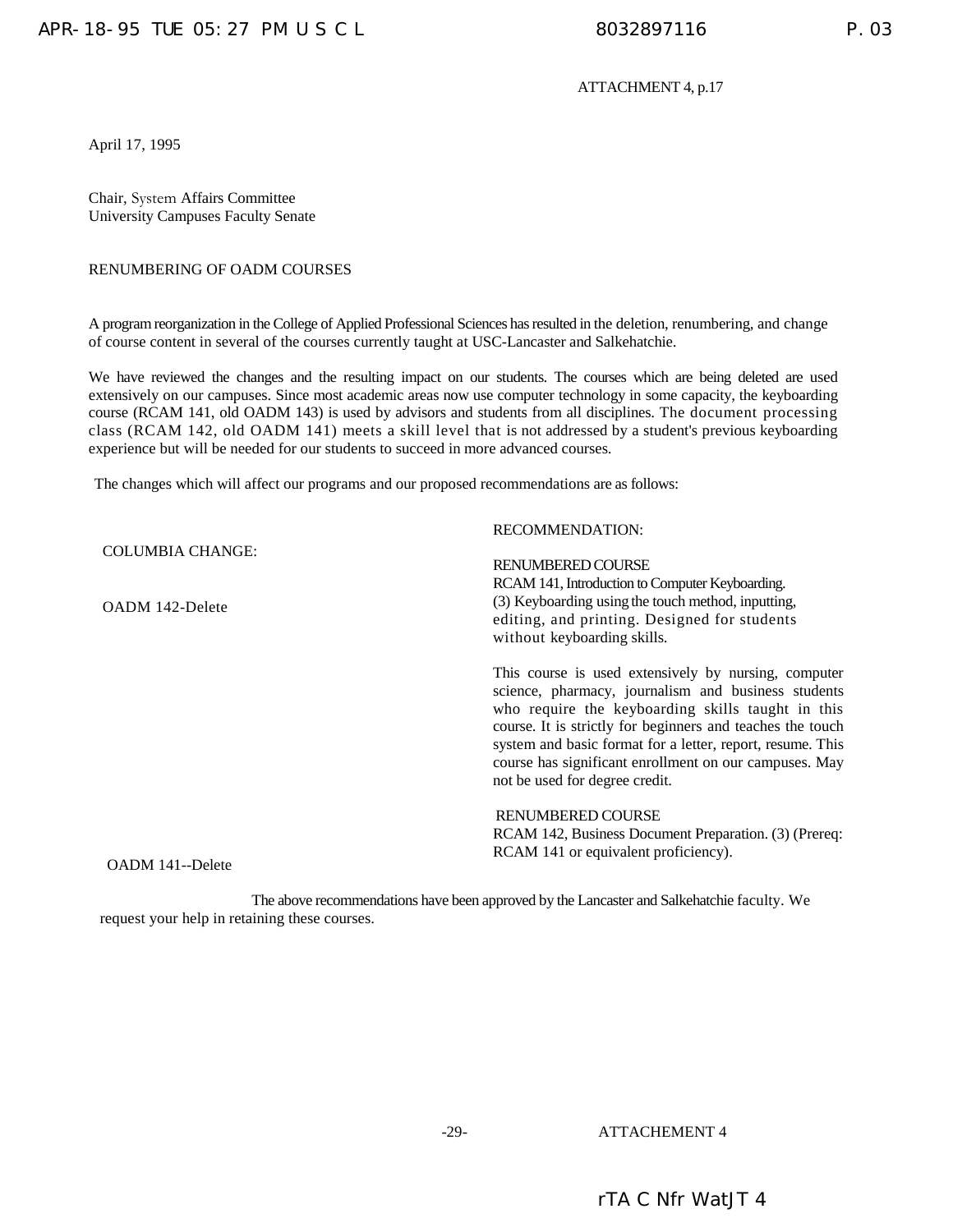ATTACHMENT 4, p.17

April 17, 1995

Chair, System Affairs Committee
University Campuses Faculty Senate

RENUMBERING OF OADM COURSES

A program reorganization in the College of Applied Professional Sciences has resulted in the deletion, renumbering, and change of course content in several of the courses currently taught at USC-Lancaster and Salkehatchie.

We have reviewed the changes and the resulting impact on our students. The courses which are being deleted are used extensively on our campuses. Since most academic areas now use computer technology in some capacity, the keyboarding course (RCAM 141, old OADM 143) is used by advisors and students from all disciplines. The document processing class (RCAM 142, old OADM 141) meets a skill level that is not addressed by a student's previous keyboarding experience but will be needed for our students to succeed in more advanced courses.

The changes which will affect our programs and our proposed recommendations are as follows:

| COLUMBIA CHANGE: | RECOMMENDATION: |
|---|---|
| OADM 142-Delete | RENUMBERED COURSE<br>RCAM 141, Introduction to Computer Keyboarding. (3) Keyboarding using the touch method, inputting, editing, and printing. Designed for students without keyboarding skills.<br><br>This course is used extensively by nursing, computer science, pharmacy, journalism and business students who require the keyboarding skills taught in this course. It is strictly for beginners and teaches the touch system and basic format for a letter, report, resume. This course has significant enrollment on our campuses. May not be used for degree credit. |
| OADM 141--Delete | RENUMBERED COURSE<br>RCAM 142, Business Document Preparation. (3) (Prereq: RCAM 141 or equivalent proficiency). |

The above recommendations have been approved by the Lancaster and Salkehatchie faculty. We request your help in retaining these courses.

ATTACHEMENT 4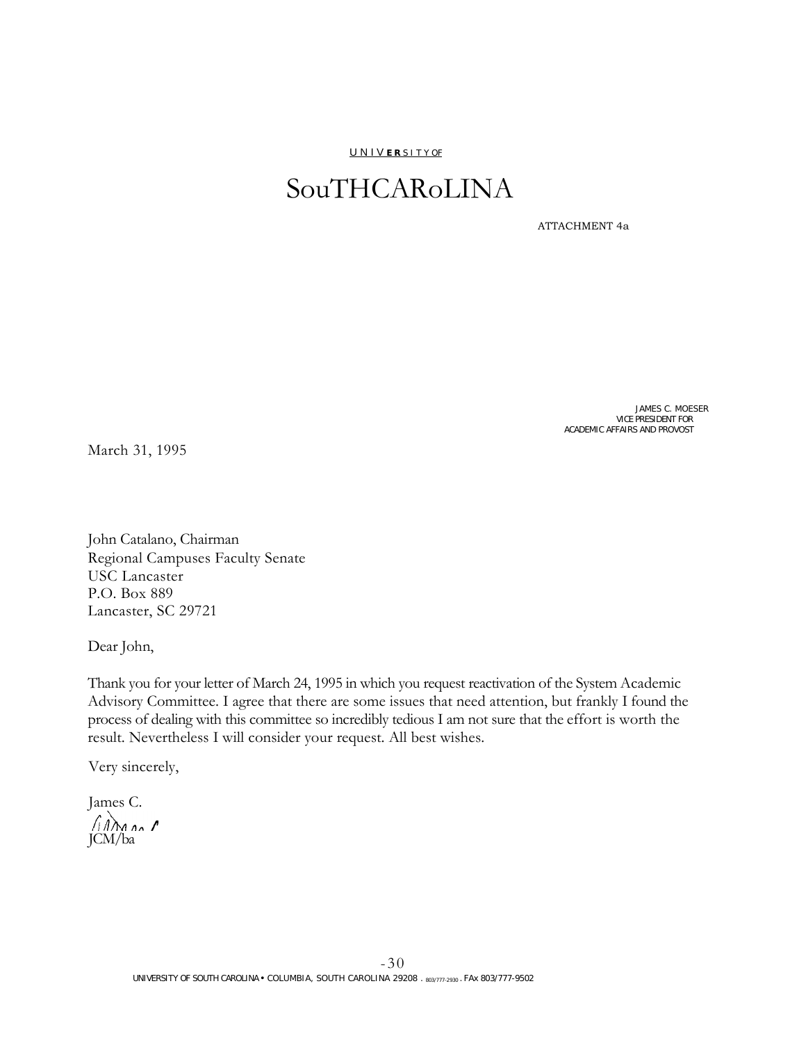UNIVERSITY OF

# SouTHCARoLINA

ATTACHMENT 4a

JAMES C. MOESER
VICE PRESIDENT FOR
ACADEMIC AFFAIRS AND PROVOST

March 31, 1995

John Catalano, Chairman
Regional Campuses Faculty Senate
USC Lancaster
P.O. Box 889
Lancaster, SC 29721

Dear John,

Thank you for your letter of March 24, 1995 in which you request reactivation of the System Academic Advisory Committee. I agree that there are some issues that need attention, but frankly I found the process of dealing with this committee so incredibly tedious I am not sure that the effort is worth the result. Nevertheless I will consider your request. All best wishes.

Very sincerely,

James C.

JCM/ba

UNIVERSITY OF SOUTH CAROLINA • COLUMBIA, SOUTH CAROLINA 29208 . 803/777-2930 . FAX 803/777-9502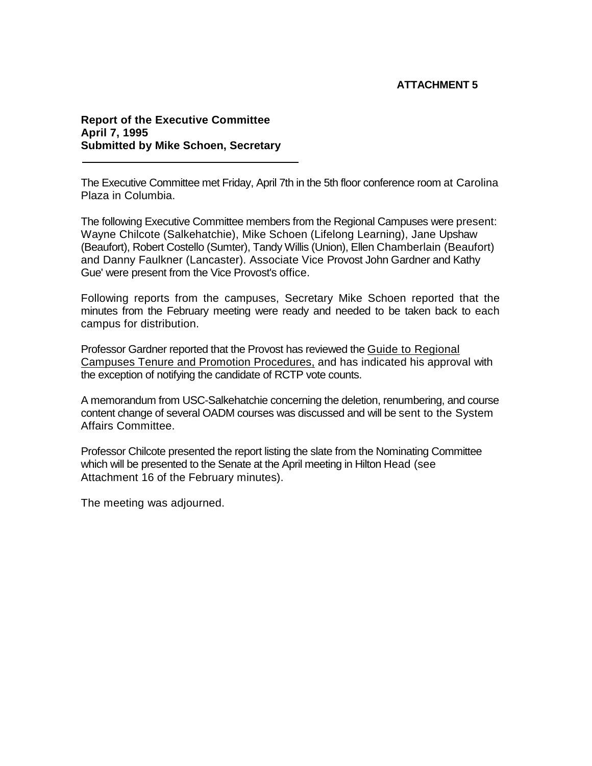**ATTACHMENT 5**

**Report of the Executive Committee**
**April 7, 1995**
**Submitted by Mike Schoen, Secretary**

---

The Executive Committee met Friday, April 7th in the 5th floor conference room at Carolina Plaza in Columbia.

The following Executive Committee members from the Regional Campuses were present: Wayne Chilcote (Salkehatchie), Mike Schoen (Lifelong Learning), Jane Upshaw (Beaufort), Robert Costello (Sumter), Tandy Willis (Union), Ellen Chamberlain (Beaufort) and Danny Faulkner (Lancaster). Associate Vice Provost John Gardner and Kathy Gue' were present from the Vice Provost's office.

Following reports from the campuses, Secretary Mike Schoen reported that the minutes from the February meeting were ready and needed to be taken back to each campus for distribution.

Professor Gardner reported that the Provost has reviewed the Guide to Regional Campuses Tenure and Promotion Procedures, and has indicated his approval with the exception of notifying the candidate of RCTP vote counts.

A memorandum from USC-Salkehatchie concerning the deletion, renumbering, and course content change of several OADM courses was discussed and will be sent to the System Affairs Committee.

Professor Chilcote presented the report listing the slate from the Nominating Committee which will be presented to the Senate at the April meeting in Hilton Head (see Attachment 16 of the February minutes).

The meeting was adjourned.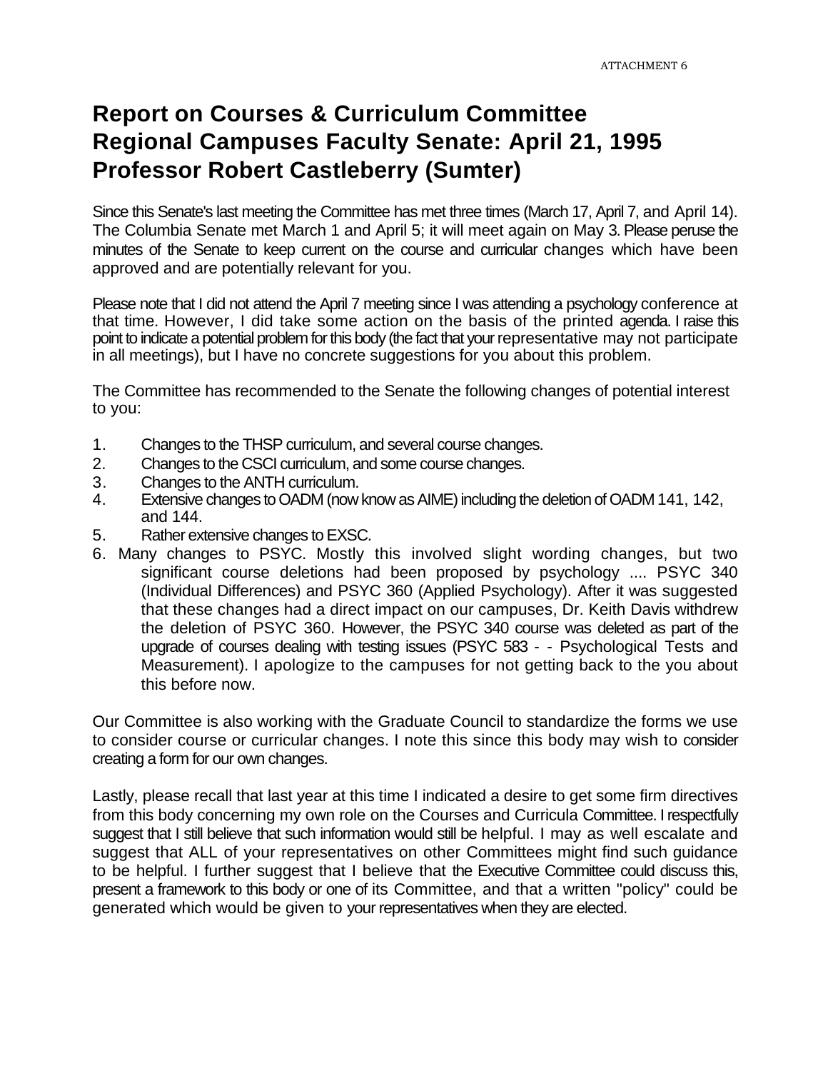ATTACHMENT 6

# Report on Courses & Curriculum Committee
# Regional Campuses Faculty Senate: April 21, 1995
# Professor Robert Castleberry (Sumter)

Since this Senate's last meeting the Committee has met three times (March 17, April 7, and April 14). The Columbia Senate met March 1 and April 5; it will meet again on May 3. Please peruse the minutes of the Senate to keep current on the course and curricular changes which have been approved and are potentially relevant for you.

Please note that I did not attend the April 7 meeting since I was attending a psychology conference at that time. However, I did take some action on the basis of the printed agenda. I raise this point to indicate a potential problem for this body (the fact that your representative may not participate in all meetings), but I have no concrete suggestions for you about this problem.

The Committee has recommended to the Senate the following changes of potential interest to you:

1. Changes to the THSP curriculum, and several course changes.
2. Changes to the CSCI curriculum, and some course changes.
3. Changes to the ANTH curriculum.
4. Extensive changes to OADM (now know as AIME) including the deletion of OADM 141, 142, and 144.
5. Rather extensive changes to EXSC.
6. Many changes to PSYC. Mostly this involved slight wording changes, but two significant course deletions had been proposed by psychology .... PSYC 340 (Individual Differences) and PSYC 360 (Applied Psychology). After it was suggested that these changes had a direct impact on our campuses, Dr. Keith Davis withdrew the deletion of PSYC 360. However, the PSYC 340 course was deleted as part of the upgrade of courses dealing with testing issues (PSYC 583 - - Psychological Tests and Measurement). I apologize to the campuses for not getting back to the you about this before now.

Our Committee is also working with the Graduate Council to standardize the forms we use to consider course or curricular changes. I note this since this body may wish to consider creating a form for our own changes.

Lastly, please recall that last year at this time I indicated a desire to get some firm directives from this body concerning my own role on the Courses and Curricula Committee. I respectfully suggest that I still believe that such information would still be helpful. I may as well escalate and suggest that ALL of your representatives on other Committees might find such guidance to be helpful. I further suggest that I believe that the Executive Committee could discuss this, present a framework to this body or one of its Committee, and that a written "policy" could be generated which would be given to your representatives when they are elected.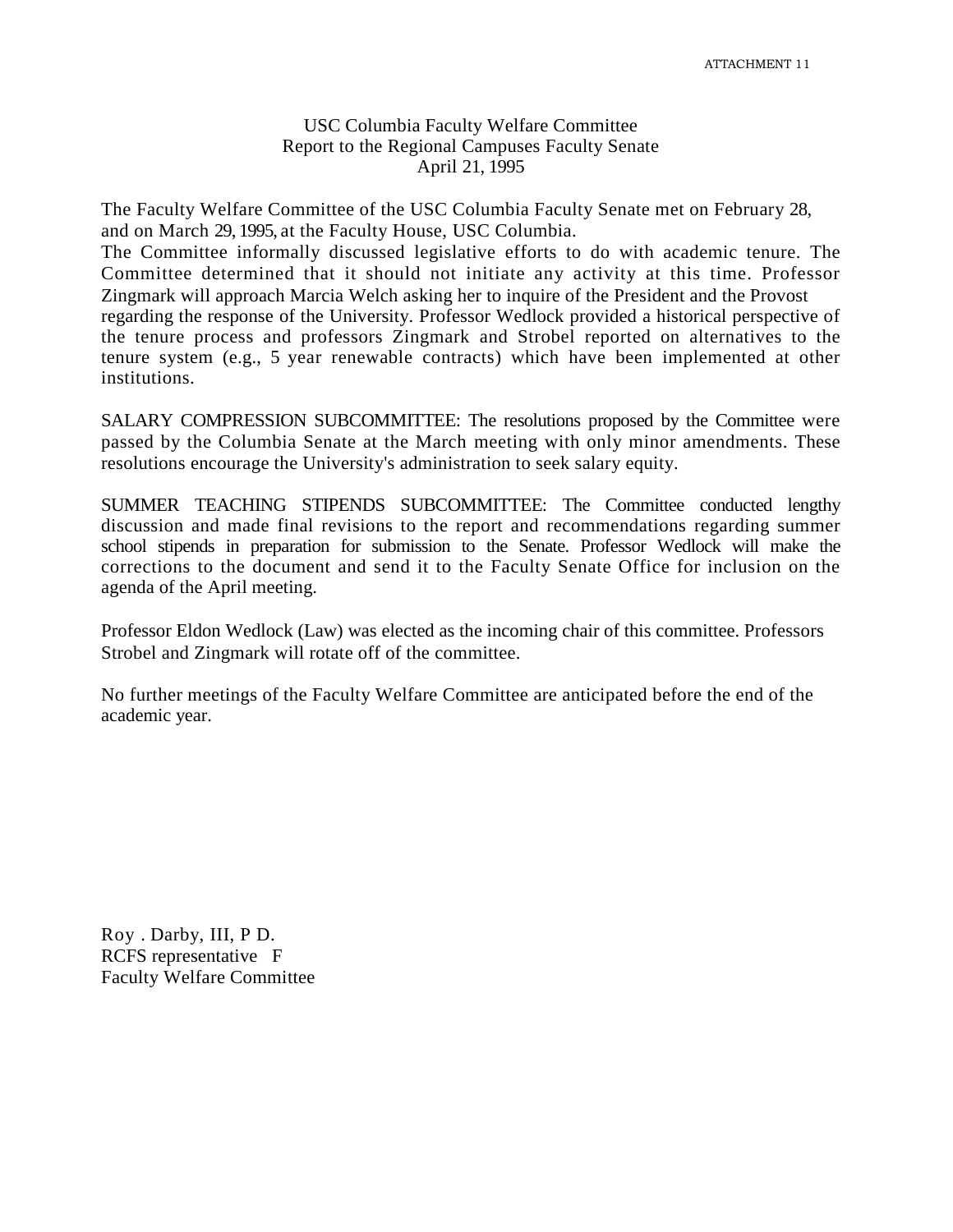ATTACHMENT 11

USC Columbia Faculty Welfare Committee
Report to the Regional Campuses Faculty Senate
April 21, 1995

The Faculty Welfare Committee of the USC Columbia Faculty Senate met on February 28, and on March 29, 1995, at the Faculty House, USC Columbia.
The Committee informally discussed legislative efforts to do with academic tenure. The Committee determined that it should not initiate any activity at this time. Professor Zingmark will approach Marcia Welch asking her to inquire of the President and the Provost regarding the response of the University. Professor Wedlock provided a historical perspective of the tenure process and professors Zingmark and Strobel reported on alternatives to the tenure system (e.g., 5 year renewable contracts) which have been implemented at other institutions.

SALARY COMPRESSION SUBCOMMITTEE: The resolutions proposed by the Committee were passed by the Columbia Senate at the March meeting with only minor amendments. These resolutions encourage the University's administration to seek salary equity.

SUMMER TEACHING STIPENDS SUBCOMMITTEE: The Committee conducted lengthy discussion and made final revisions to the report and recommendations regarding summer school stipends in preparation for submission to the Senate. Professor Wedlock will make the corrections to the document and send it to the Faculty Senate Office for inclusion on the agenda of the April meeting.

Professor Eldon Wedlock (Law) was elected as the incoming chair of this committee. Professors Strobel and Zingmark will rotate off of the committee.

No further meetings of the Faculty Welfare Committee are anticipated before the end of the academic year.

Roy . Darby, III, P D.
RCFS representative F
Faculty Welfare Committee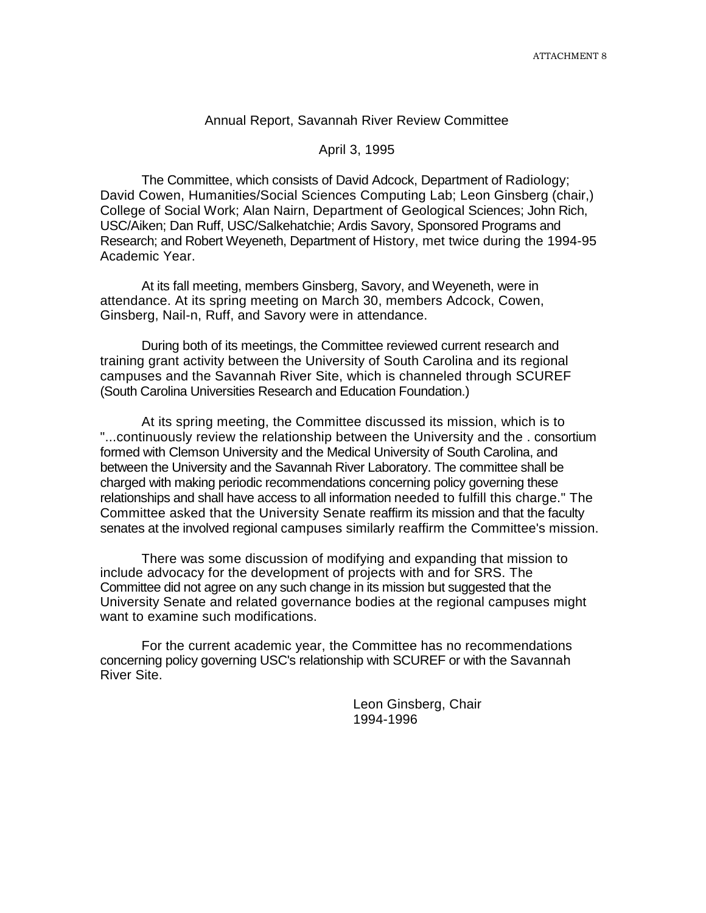ATTACHMENT 8

Annual Report, Savannah River Review Committee

April 3, 1995

The Committee, which consists of David Adcock, Department of Radiology; David Cowen, Humanities/Social Sciences Computing Lab; Leon Ginsberg (chair,) College of Social Work; Alan Nairn, Department of Geological Sciences; John Rich, USC/Aiken; Dan Ruff, USC/Salkehatchie; Ardis Savory, Sponsored Programs and Research; and Robert Weyeneth, Department of History, met twice during the 1994-95 Academic Year.

At its fall meeting, members Ginsberg, Savory, and Weyeneth, were in attendance. At its spring meeting on March 30, members Adcock, Cowen, Ginsberg, Nail-n, Ruff, and Savory were in attendance.

During both of its meetings, the Committee reviewed current research and training grant activity between the University of South Carolina and its regional campuses and the Savannah River Site, which is channeled through SCUREF (South Carolina Universities Research and Education Foundation.)

At its spring meeting, the Committee discussed its mission, which is to "...continuously review the relationship between the University and the . consortium formed with Clemson University and the Medical University of South Carolina, and between the University and the Savannah River Laboratory. The committee shall be charged with making periodic recommendations concerning policy governing these relationships and shall have access to all information needed to fulfill this charge." The Committee asked that the University Senate reaffirm its mission and that the faculty senates at the involved regional campuses similarly reaffirm the Committee's mission.

There was some discussion of modifying and expanding that mission to include advocacy for the development of projects with and for SRS. The Committee did not agree on any such change in its mission but suggested that the University Senate and related governance bodies at the regional campuses might want to examine such modifications.

For the current academic year, the Committee has no recommendations concerning policy governing USC's relationship with SCUREF or with the Savannah River Site.

Leon Ginsberg, Chair
1994-1996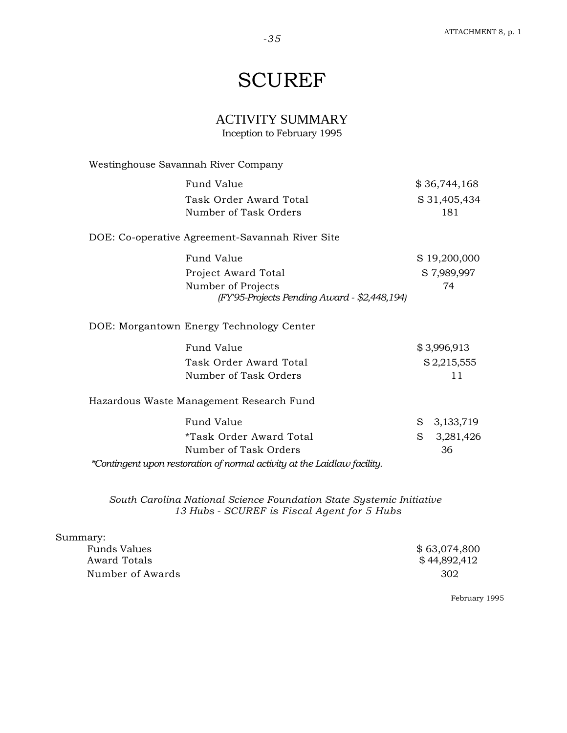# SCUREF

## ACTIVITY SUMMARY

Inception to February 1995

Westinghouse Savannah River Company

| | |
|---|---|
| Fund Value | $ 36,744,168 |
| Task Order Award Total | S 31,405,434 |
| Number of Task Orders | 181 |

DOE: Co-operative Agreement-Savannah River Site

| | |
|---|---|
| Fund Value | S 19,200,000 |
| Project Award Total | S 7,989,997 |
| Number of Projects | 74 |

*(FY'95-Projects Pending Award - $2,448,194)*

DOE: Morgantown Energy Technology Center

| | |
|---|---|
| Fund Value | $ 3,996,913 |
| Task Order Award Total | S 2,215,555 |
| Number of Task Orders | 11 |

Hazardous Waste Management Research Fund

| | |
|---|---|
| Fund Value | S 3,133,719 |
| *Task Order Award Total | S 3,281,426 |
| Number of Task Orders | 36 |

*\*Contingent upon restoration of normal activity at the Laidlaw facility.*

*South Carolina National Science Foundation State Systemic Initiative*
*13 Hubs - SCUREF is Fiscal Agent for 5 Hubs*

Summary:

| | |
|---|---|
| Funds Values | $ 63,074,800 |
| Award Totals | $ 44,892,412 |
| Number of Awards | 302 |

February 1995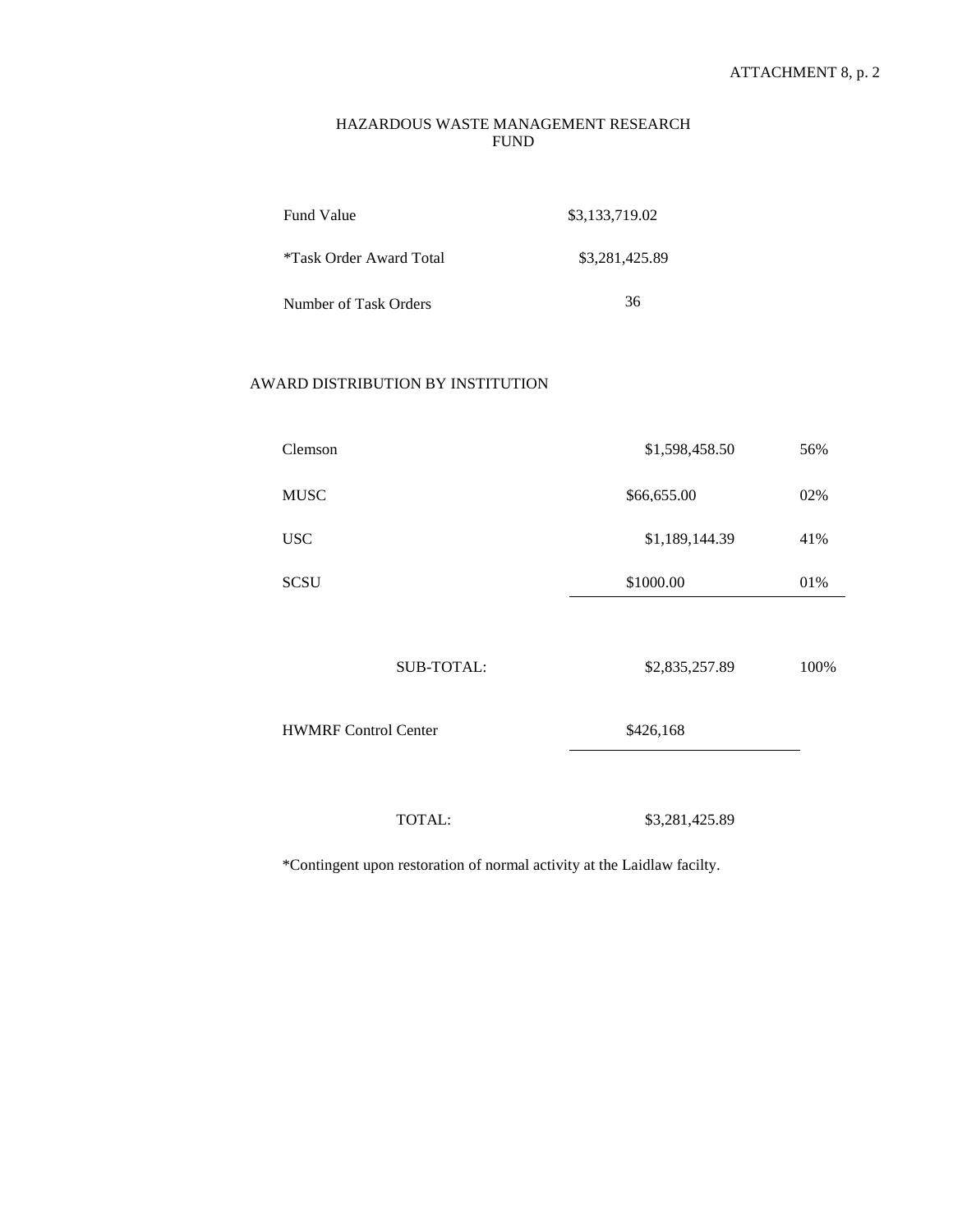ATTACHMENT 8, p. 2

# HAZARDOUS WASTE MANAGEMENT RESEARCH FUND

| | |
|---|---|
| Fund Value | $3,133,719.02 |
| *Task Order Award Total | $3,281,425.89 |
| Number of Task Orders | 36 |

## AWARD DISTRIBUTION BY INSTITUTION

| | | |
|---|---|---|
| Clemson | $1,598,458.50 | 56% |
| MUSC | $66,655.00 | 02% |
| USC | $1,189,144.39 | 41% |
| SCSU | $1000.00 | 01% |
| SUB-TOTAL: | $2,835,257.89 | 100% |
| HWMRF Control Center | $426,168 | |
| TOTAL: | $3,281,425.89 | |

*Contingent upon restoration of normal activity at the Laidlaw facilty.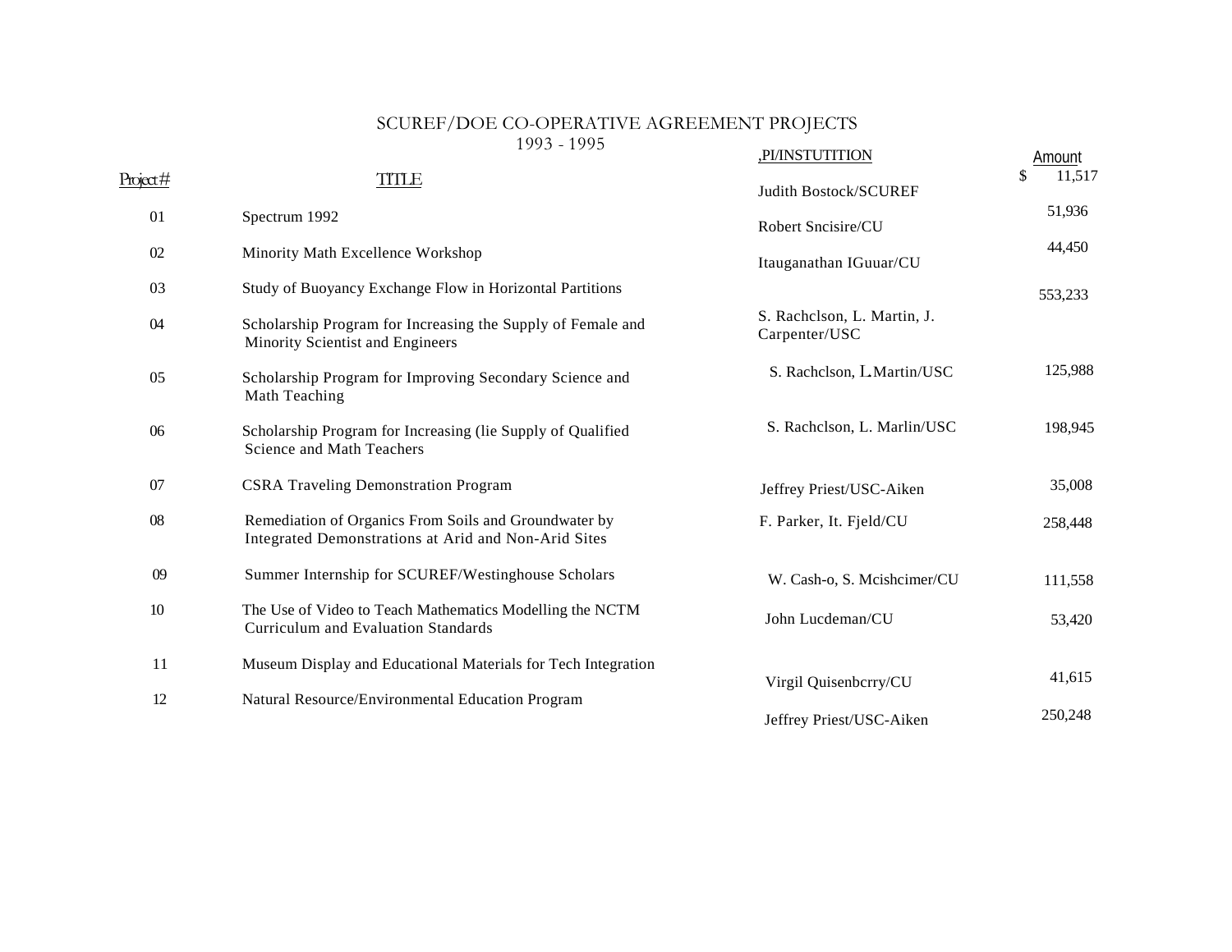# SCUREF/DOE CO-OPERATIVE AGREEMENT PROJECTS

1993 - 1995

| Project # | TITLE | ,PI/INSTUTITION | Amount |
|---|---|---|---|
| 01 | Spectrum 1992 | Judith Bostock/SCUREF | $ 11,517 |
| 02 | Minority Math Excellence Workshop | Robert Sncisire/CU | 51,936 |
| 03 | Study of Buoyancy Exchange Flow in Horizontal Partitions | Itauganathan IGuuar/CU | 44,450 |
| 04 | Scholarship Program for Increasing the Supply of Female and Minority Scientist and Engineers | S. Rachclson, L. Martin, J. Carpenter/USC | 553,233 |
| 05 | Scholarship Program for Improving Secondary Science and Math Teaching | S. Rachclson, L.Martin/USC | 125,988 |
| 06 | Scholarship Program for Increasing (lie Supply of Qualified Science and Math Teachers | S. Rachclson, L. Marlin/USC | 198,945 |
| 07 | CSRA Traveling Demonstration Program | Jeffrey Priest/USC-Aiken | 35,008 |
| 08 | Remediation of Organics From Soils and Groundwater by Integrated Demonstrations at Arid and Non-Arid Sites | F. Parker, It. Fjeld/CU | 258,448 |
| 09 | Summer Internship for SCUREF/Westinghouse Scholars | W. Cash-o, S. Mcishcimer/CU | 111,558 |
| 10 | The Use of Video to Teach Mathematics Modelling the NCTM Curriculum and Evaluation Standards | John Lucdeman/CU | 53,420 |
| 11 | Museum Display and Educational Materials for Tech Integration | Virgil Quisenbcrry/CU | 41,615 |
| 12 | Natural Resource/Environmental Education Program | Jeffrey Priest/USC-Aiken | 250,248 |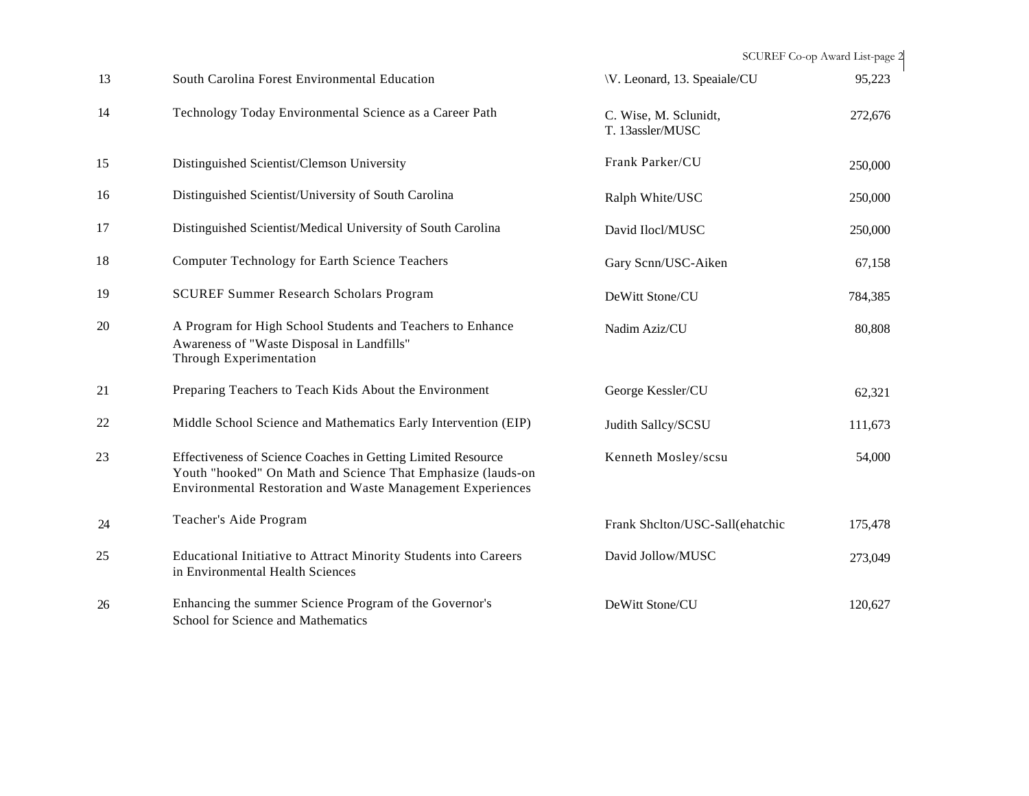| | | | |
|---|---|---|---|
| 13 | South Carolina Forest Environmental Education | \V. Leonard, 13. Speaiale/CU | 95,223 |
| 14 | Technology Today Environmental Science as a Career Path | C. Wise, M. Sclunidt, T. 13assler/MUSC | 272,676 |
| 15 | Distinguished Scientist/Clemson University | Frank Parker/CU | 250,000 |
| 16 | Distinguished Scientist/University of South Carolina | Ralph White/USC | 250,000 |
| 17 | Distinguished Scientist/Medical University of South Carolina | David Ilocl/MUSC | 250,000 |
| 18 | Computer Technology for Earth Science Teachers | Gary Scnn/USC-Aiken | 67,158 |
| 19 | SCUREF Summer Research Scholars Program | DeWitt Stone/CU | 784,385 |
| 20 | A Program for High School Students and Teachers to Enhance Awareness of "Waste Disposal in Landfills" Through Experimentation | Nadim Aziz/CU | 80,808 |
| 21 | Preparing Teachers to Teach Kids About the Environment | George Kessler/CU | 62,321 |
| 22 | Middle School Science and Mathematics Early Intervention (EIP) | Judith Sallcy/SCSU | 111,673 |
| 23 | Effectiveness of Science Coaches in Getting Limited Resource Youth "hooked" On Math and Science That Emphasize (lauds-on Environmental Restoration and Waste Management Experiences | Kenneth Mosley/scsu | 54,000 |
| 24 | Teacher's Aide Program | Frank Shclton/USC-Sall(ehatchic | 175,478 |
| 25 | Educational Initiative to Attract Minority Students into Careers in Environmental Health Sciences | David Jollow/MUSC | 273,049 |
| 26 | Enhancing the summer Science Program of the Governor's School for Science and Mathematics | DeWitt Stone/CU | 120,627 |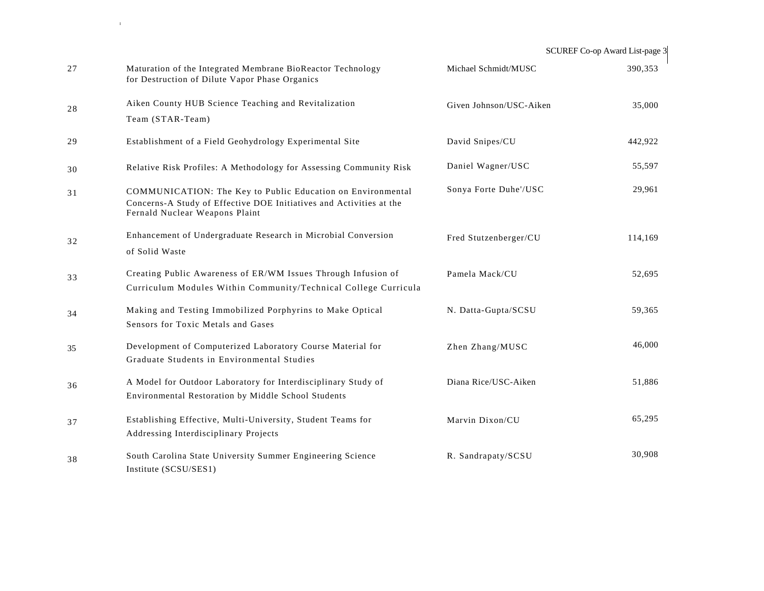| | | | |
|---|---|---|---|
| 27 | Maturation of the Integrated Membrane BioReactor Technology for Destruction of Dilute Vapor Phase Organics | Michael Schmidt/MUSC | 390,353 |
| 28 | Aiken County HUB Science Teaching and Revitalization Team (STAR-Team) | Given Johnson/USC-Aiken | 35,000 |
| 29 | Establishment of a Field Geohydrology Experimental Site | David Snipes/CU | 442,922 |
| 30 | Relative Risk Profiles: A Methodology for Assessing Community Risk | Daniel Wagner/USC | 55,597 |
| 31 | COMMUNICATION: The Key to Public Education on Environmental Concerns-A Study of Effective DOE Initiatives and Activities at the Fernald Nuclear Weapons Plaint | Sonya Forte Duhe'/USC | 29,961 |
| 32 | Enhancement of Undergraduate Research in Microbial Conversion of Solid Waste | Fred Stutzenberger/CU | 114,169 |
| 33 | Creating Public Awareness of ER/WM Issues Through Infusion of Curriculum Modules Within Community/Technical College Curricula | Pamela Mack/CU | 52,695 |
| 34 | Making and Testing Immobilized Porphyrins to Make Optical Sensors for Toxic Metals and Gases | N. Datta-Gupta/SCSU | 59,365 |
| 35 | Development of Computerized Laboratory Course Material for Graduate Students in Environmental Studies | Zhen Zhang/MUSC | 46,000 |
| 36 | A Model for Outdoor Laboratory for Interdisciplinary Study of Environmental Restoration by Middle School Students | Diana Rice/USC-Aiken | 51,886 |
| 37 | Establishing Effective, Multi-University, Student Teams for Addressing Interdisciplinary Projects | Marvin Dixon/CU | 65,295 |
| 38 | South Carolina State University Summer Engineering Science Institute (SCSU/SES1) | R. Sandrapaty/SCSU | 30,908 |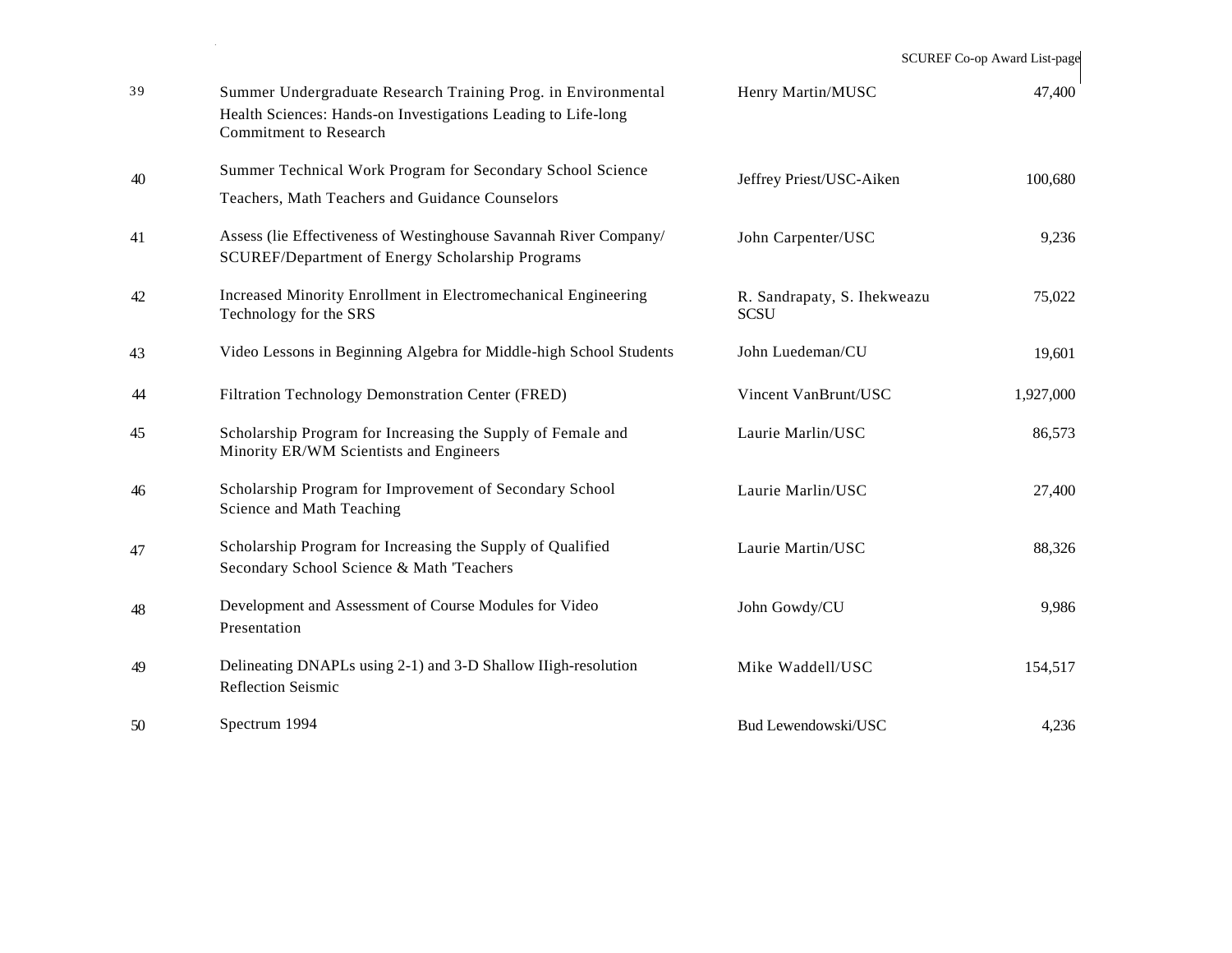| | | | |
|---|---|---|---|
| 39 | Summer Undergraduate Research Training Prog. in Environmental Health Sciences: Hands-on Investigations Leading to Life-long Commitment to Research | Henry Martin/MUSC | 47,400 |
| 40 | Summer Technical Work Program for Secondary School Science Teachers, Math Teachers and Guidance Counselors | Jeffrey Priest/USC-Aiken | 100,680 |
| 41 | Assess (lie Effectiveness of Westinghouse Savannah River Company/ SCUREF/Department of Energy Scholarship Programs | John Carpenter/USC | 9,236 |
| 42 | Increased Minority Enrollment in Electromechanical Engineering Technology for the SRS | R. Sandrapaty, S. Ihekweazu SCSU | 75,022 |
| 43 | Video Lessons in Beginning Algebra for Middle-high School Students | John Luedeman/CU | 19,601 |
| 44 | Filtration Technology Demonstration Center (FRED) | Vincent VanBrunt/USC | 1,927,000 |
| 45 | Scholarship Program for Increasing the Supply of Female and Minority ER/WM Scientists and Engineers | Laurie Marlin/USC | 86,573 |
| 46 | Scholarship Program for Improvement of Secondary School Science and Math Teaching | Laurie Marlin/USC | 27,400 |
| 47 | Scholarship Program for Increasing the Supply of Qualified Secondary School Science & Math 'Teachers | Laurie Martin/USC | 88,326 |
| 48 | Development and Assessment of Course Modules for Video Presentation | John Gowdy/CU | 9,986 |
| 49 | Delineating DNAPLs using 2-1) and 3-D Shallow IIigh-resolution Reflection Seismic | Mike Waddell/USC | 154,517 |
| 50 | Spectrum 1994 | Bud Lewendowski/USC | 4,236 |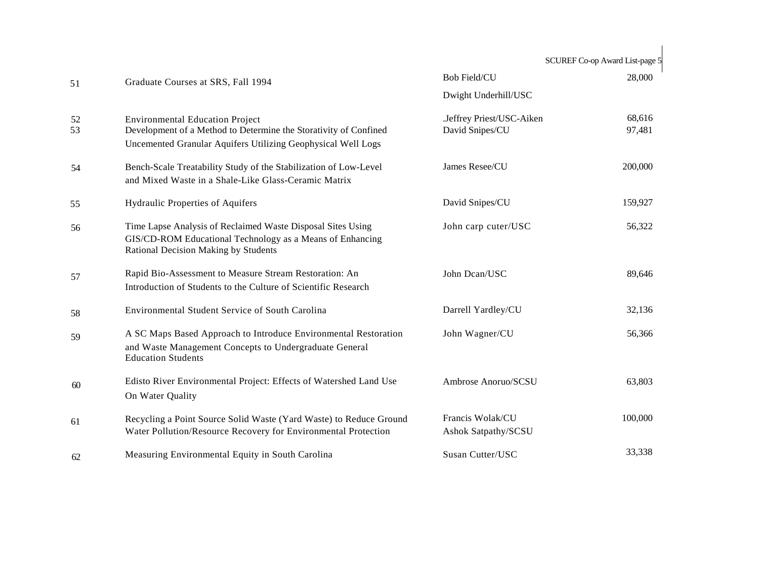| | | | |
|---|---|---|---|
| 51 | Graduate Courses at SRS, Fall 1994 | Bob Field/CU<br>Dwight Underhill/USC | 28,000 |
| 52 | Environmental Education Project | .Jeffrey Priest/USC-Aiken | 68,616 |
| 53 | Development of a Method to Determine the Storativity of Confined Uncemented Granular Aquifers Utilizing Geophysical Well Logs | David Snipes/CU | 97,481 |
| 54 | Bench-Scale Treatability Study of the Stabilization of Low-Level and Mixed Waste in a Shale-Like Glass-Ceramic Matrix | James Resee/CU | 200,000 |
| 55 | Hydraulic Properties of Aquifers | David Snipes/CU | 159,927 |
| 56 | Time Lapse Analysis of Reclaimed Waste Disposal Sites Using GIS/CD-ROM Educational Technology as a Means of Enhancing Rational Decision Making by Students | John carp cuter/USC | 56,322 |
| 57 | Rapid Bio-Assessment to Measure Stream Restoration: An Introduction of Students to the Culture of Scientific Research | John Dcan/USC | 89,646 |
| 58 | Environmental Student Service of South Carolina | Darrell Yardley/CU | 32,136 |
| 59 | A SC Maps Based Approach to Introduce Environmental Restoration and Waste Management Concepts to Undergraduate General Education Students | John Wagner/CU | 56,366 |
| 60 | Edisto River Environmental Project: Effects of Watershed Land Use On Water Quality | Ambrose Anoruo/SCSU | 63,803 |
| 61 | Recycling a Point Source Solid Waste (Yard Waste) to Reduce Ground Water Pollution/Resource Recovery for Environmental Protection | Francis Wolak/CU<br>Ashok Satpathy/SCSU | 100,000 |
| 62 | Measuring Environmental Equity in South Carolina | Susan Cutter/USC | 33,338 |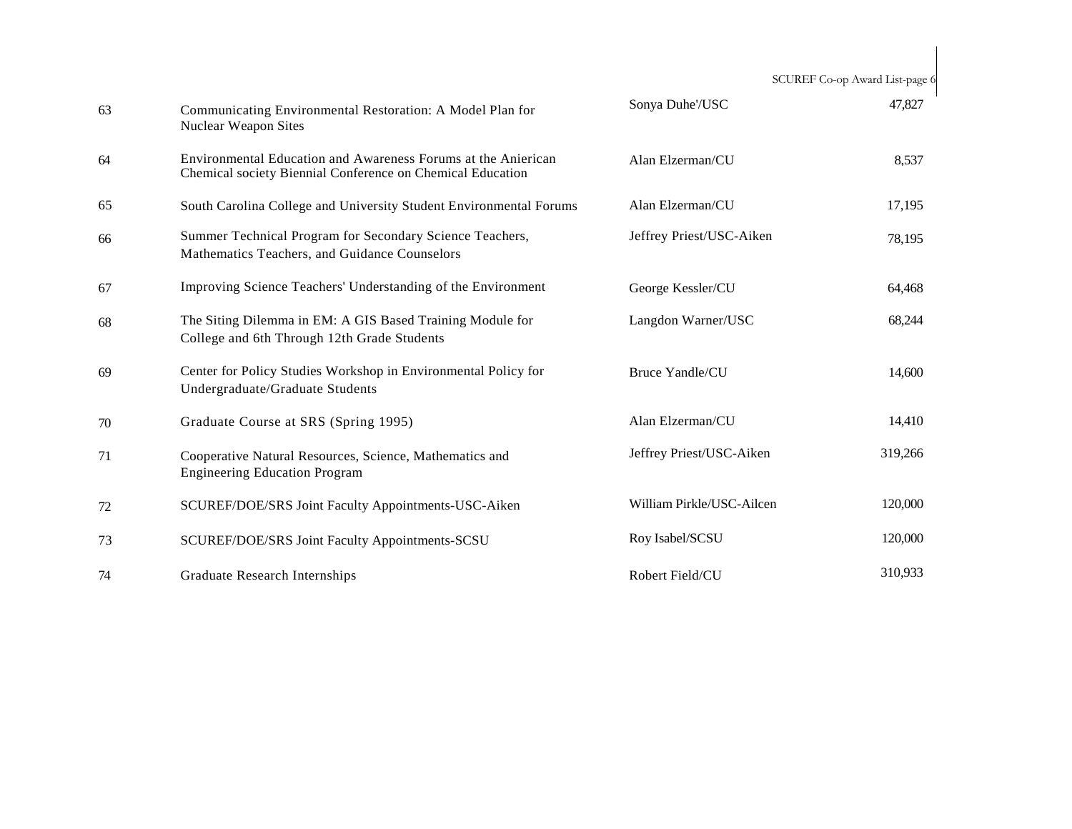| | | | |
|---|---|---|---|
| 63 | Communicating Environmental Restoration: A Model Plan for Nuclear Weapon Sites | Sonya Duhe'/USC | 47,827 |
| 64 | Environmental Education and Awareness Forums at the Anierican Chemical society Biennial Conference on Chemical Education | Alan Elzerman/CU | 8,537 |
| 65 | South Carolina College and University Student Environmental Forums | Alan Elzerman/CU | 17,195 |
| 66 | Summer Technical Program for Secondary Science Teachers, Mathematics Teachers, and Guidance Counselors | Jeffrey Priest/USC-Aiken | 78,195 |
| 67 | Improving Science Teachers' Understanding of the Environment | George Kessler/CU | 64,468 |
| 68 | The Siting Dilemma in EM: A GIS Based Training Module for College and 6th Through 12th Grade Students | Langdon Warner/USC | 68,244 |
| 69 | Center for Policy Studies Workshop in Environmental Policy for Undergraduate/Graduate Students | Bruce Yandle/CU | 14,600 |
| 70 | Graduate Course at SRS (Spring 1995) | Alan Elzerman/CU | 14,410 |
| 71 | Cooperative Natural Resources, Science, Mathematics and Engineering Education Program | Jeffrey Priest/USC-Aiken | 319,266 |
| 72 | SCUREF/DOE/SRS Joint Faculty Appointments-USC-Aiken | William Pirkle/USC-Ailcen | 120,000 |
| 73 | SCUREF/DOE/SRS Joint Faculty Appointments-SCSU | Roy Isabel/SCSU | 120,000 |
| 74 | Graduate Research Internships | Robert Field/CU | 310,933 |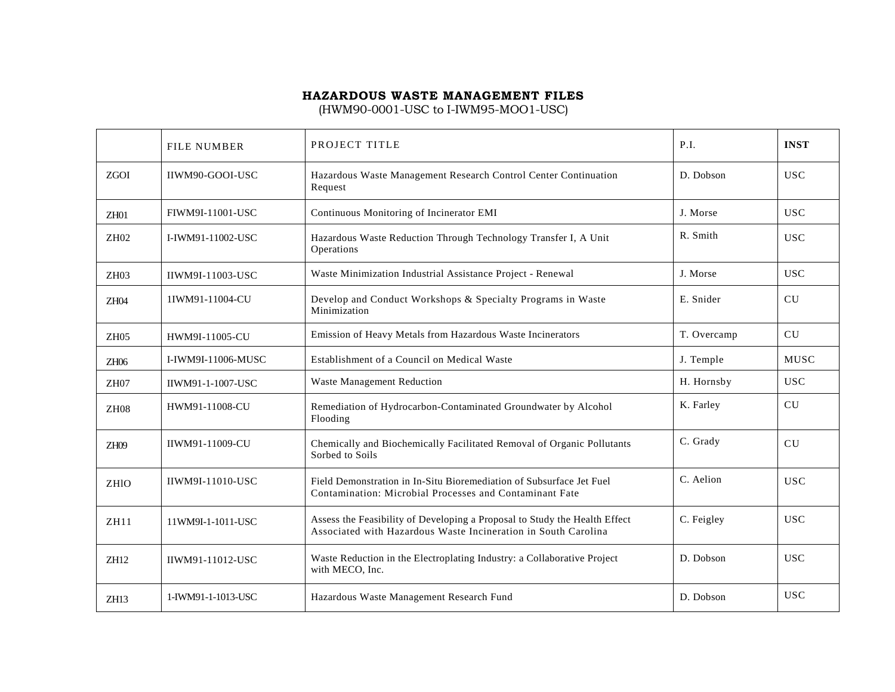**HAZARDOUS WASTE MANAGEMENT FILES**
(HWM90-0001-USC to I-IWM95-MOO1-USC)

| | FILE NUMBER | PROJECT TITLE | P.I. | INST |
|---|---|---|---|---|
| ZGOI | IIWM90-GOOI-USC | Hazardous Waste Management Research Control Center Continuation Request | D. Dobson | USC |
| ZH01 | FIWM9I-11001-USC | Continuous Monitoring of Incinerator EMI | J. Morse | USC |
| ZH02 | I-IWM91-11002-USC | Hazardous Waste Reduction Through Technology Transfer I, A Unit Operations | R. Smith | USC |
| ZH03 | IIWM9I-11003-USC | Waste Minimization Industrial Assistance Project - Renewal | J. Morse | USC |
| ZH04 | 1IWM91-11004-CU | Develop and Conduct Workshops & Specialty Programs in Waste Minimization | E. Snider | CU |
| ZH05 | HWM9I-11005-CU | Emission of Heavy Metals from Hazardous Waste Incinerators | T. Overcamp | CU |
| ZH06 | I-IWM9I-11006-MUSC | Establishment of a Council on Medical Waste | J. Temple | MUSC |
| ZH07 | IIWM91-1-1007-USC | Waste Management Reduction | H. Hornsby | USC |
| ZH08 | HWM91-11008-CU | Remediation of Hydrocarbon-Contaminated Groundwater by Alcohol Flooding | K. Farley | CU |
| ZH09 | IIWM91-11009-CU | Chemically and Biochemically Facilitated Removal of Organic Pollutants Sorbed to Soils | C. Grady | CU |
| ZHlO | IIWM9I-11010-USC | Field Demonstration in In-Situ Bioremediation of Subsurface Jet Fuel Contamination: Microbial Processes and Contaminant Fate | C. Aelion | USC |
| ZH11 | 11WM9I-1-1011-USC | Assess the Feasibility of Developing a Proposal to Study the Health Effect Associated with Hazardous Waste Incineration in South Carolina | C. Feigley | USC |
| ZH12 | IIWM91-11012-USC | Waste Reduction in the Electroplating Industry: a Collaborative Project with MECO, Inc. | D. Dobson | USC |
| ZH13 | 1-IWM91-1-1013-USC | Hazardous Waste Management Research Fund | D. Dobson | USC |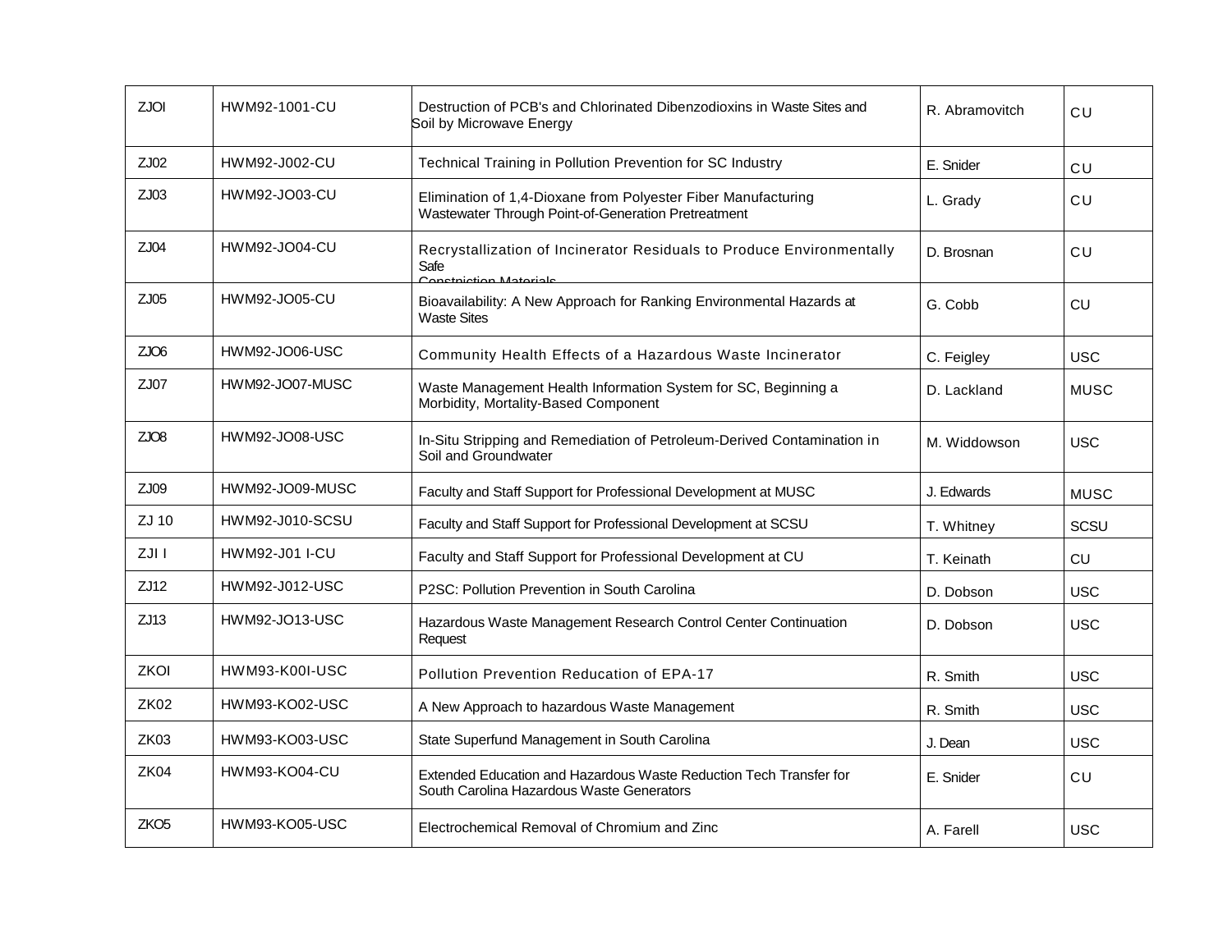| ZJOI | HWM92-1001-CU | Destruction of PCB's and Chlorinated Dibenzodioxins in Waste Sites and Soil by Microwave Energy | R. Abramovitch | CU |
|---|---|---|---|---|
| ZJ02 | HWM92-J002-CU | Technical Training in Pollution Prevention for SC Industry | E. Snider | CU |
| ZJ03 | HWM92-JO03-CU | Elimination of 1,4-Dioxane from Polyester Fiber Manufacturing Wastewater Through Point-of-Generation Pretreatment | L. Grady | CU |
| ZJ04 | HWM92-JO04-CU | Recrystallization of Incinerator Residuals to Produce Environmentally Safe Construction Materials | D. Brosnan | CU |
| ZJ05 | HWM92-JO05-CU | Bioavailability: A New Approach for Ranking Environmental Hazards at Waste Sites | G. Cobb | CU |
| ZJO6 | HWM92-JO06-USC | Community Health Effects of a Hazardous Waste Incinerator | C. Feigley | USC |
| ZJ07 | HWM92-JO07-MUSC | Waste Management Health Information System for SC, Beginning a Morbidity, Mortality-Based Component | D. Lackland | MUSC |
| ZJO8 | HWM92-JO08-USC | In-Situ Stripping and Remediation of Petroleum-Derived Contamination in Soil and Groundwater | M. Widdowson | USC |
| ZJ09 | HWM92-JO09-MUSC | Faculty and Staff Support for Professional Development at MUSC | J. Edwards | MUSC |
| ZJ 10 | HWM92-J010-SCSU | Faculty and Staff Support for Professional Development at SCSU | T. Whitney | SCSU |
| ZJI I | HWM92-J01 I-CU | Faculty and Staff Support for Professional Development at CU | T. Keinath | CU |
| ZJ12 | HWM92-J012-USC | P2SC: Pollution Prevention in South Carolina | D. Dobson | USC |
| ZJ13 | HWM92-JO13-USC | Hazardous Waste Management Research Control Center Continuation Request | D. Dobson | USC |
| ZKOI | HWM93-K00I-USC | Pollution Prevention Reducation of EPA-17 | R. Smith | USC |
| ZK02 | HWM93-KO02-USC | A New Approach to hazardous Waste Management | R. Smith | USC |
| ZK03 | HWM93-KO03-USC | State Superfund Management in South Carolina | J. Dean | USC |
| ZK04 | HWM93-KO04-CU | Extended Education and Hazardous Waste Reduction Tech Transfer for South Carolina Hazardous Waste Generators | E. Snider | CU |
| ZKO5 | HWM93-KO05-USC | Electrochemical Removal of Chromium and Zinc | A. Farell | USC |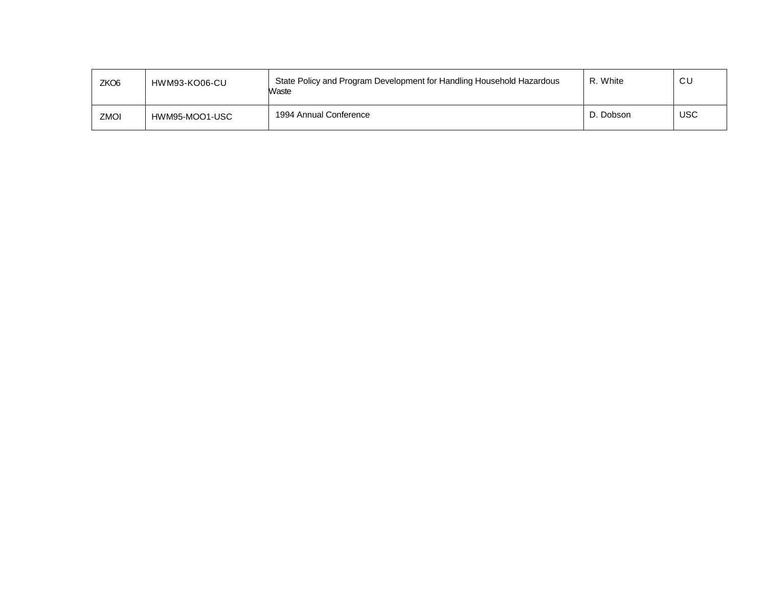| ZKO6 | HWM93-KO06-CU | State Policy and Program Development for Handling Household Hazardous Waste | R. White | CU |
|---|---|---|---|---|
| ZMOI | HWM95-MOO1-USC | 1994 Annual Conference | D. Dobson | USC |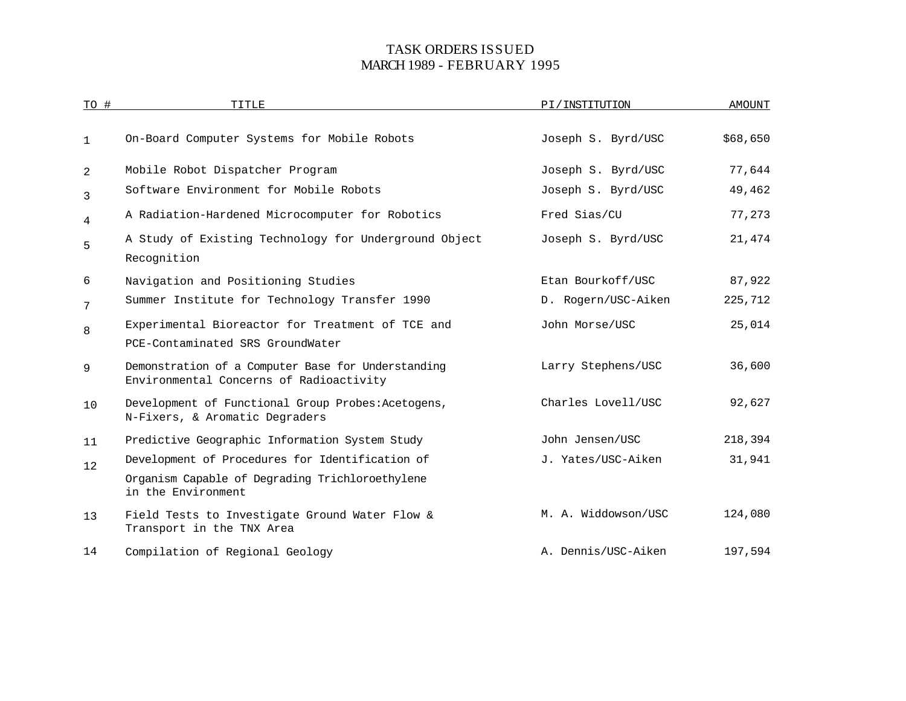# TASK ORDERS ISSUED
## MARCH 1989 - FEBRUARY 1995

| TO # | TITLE | PI/INSTITUTION | AMOUNT |
|---|---|---|---|
| 1 | On-Board Computer Systems for Mobile Robots | Joseph S. Byrd/USC | $68,650 |
| 2 | Mobile Robot Dispatcher Program | Joseph S. Byrd/USC | 77,644 |
| 3 | Software Environment for Mobile Robots | Joseph S. Byrd/USC | 49,462 |
| 4 | A Radiation-Hardened Microcomputer for Robotics | Fred Sias/CU | 77,273 |
| 5 | A Study of Existing Technology for Underground Object Recognition | Joseph S. Byrd/USC | 21,474 |
| 6 | Navigation and Positioning Studies | Etan Bourkoff/USC | 87,922 |
| 7 | Summer Institute for Technology Transfer 1990 | D. Rogern/USC-Aiken | 225,712 |
| 8 | Experimental Bioreactor for Treatment of TCE and PCE-Contaminated SRS GroundWater | John Morse/USC | 25,014 |
| 9 | Demonstration of a Computer Base for Understanding Environmental Concerns of Radioactivity | Larry Stephens/USC | 36,600 |
| 10 | Development of Functional Group Probes:Acetogens, N-Fixers, & Aromatic Degraders | Charles Lovell/USC | 92,627 |
| 11 | Predictive Geographic Information System Study | John Jensen/USC | 218,394 |
| 12 | Development of Procedures for Identification of Organism Capable of Degrading Trichloroethylene in the Environment | J. Yates/USC-Aiken | 31,941 |
| 13 | Field Tests to Investigate Ground Water Flow & Transport in the TNX Area | M. A. Widdowson/USC | 124,080 |
| 14 | Compilation of Regional Geology | A. Dennis/USC-Aiken | 197,594 |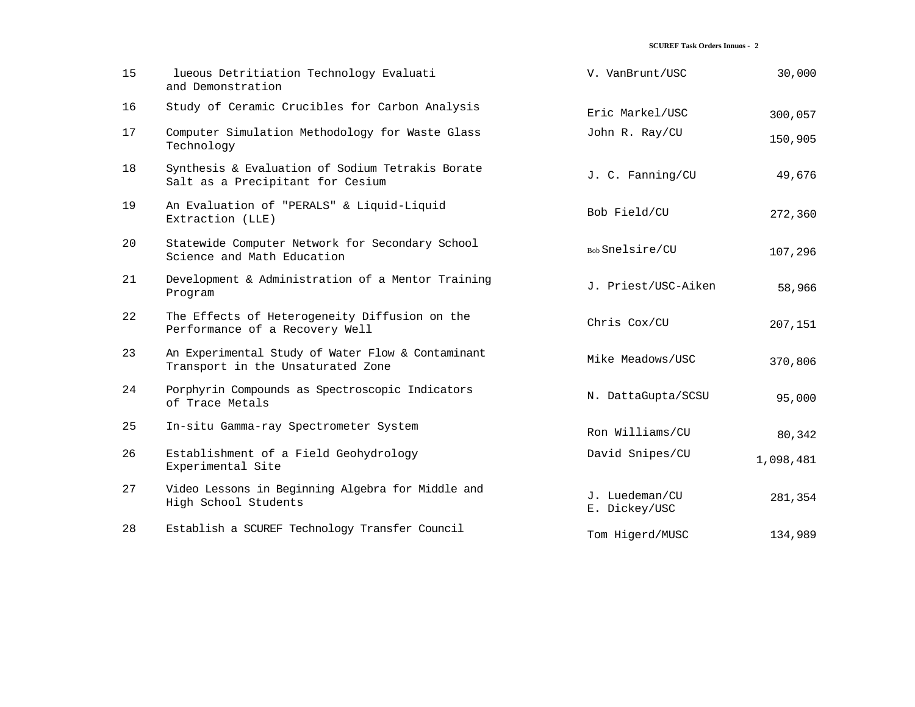| | | | |
|---|---|---|---|
| 15 | lueous Detritiation Technology Evaluati and Demonstration | V. VanBrunt/USC | 30,000 |
| 16 | Study of Ceramic Crucibles for Carbon Analysis | Eric Markel/USC | 300,057 |
| 17 | Computer Simulation Methodology for Waste Glass Technology | John R. Ray/CU | 150,905 |
| 18 | Synthesis & Evaluation of Sodium Tetrakis Borate Salt as a Precipitant for Cesium | J. C. Fanning/CU | 49,676 |
| 19 | An Evaluation of "PERALS" & Liquid-Liquid Extraction (LLE) | Bob Field/CU | 272,360 |
| 20 | Statewide Computer Network for Secondary School Science and Math Education | Bob Snelsire/CU | 107,296 |
| 21 | Development & Administration of a Mentor Training Program | J. Priest/USC-Aiken | 58,966 |
| 22 | The Effects of Heterogeneity Diffusion on the Performance of a Recovery Well | Chris Cox/CU | 207,151 |
| 23 | An Experimental Study of Water Flow & Contaminant Transport in the Unsaturated Zone | Mike Meadows/USC | 370,806 |
| 24 | Porphyrin Compounds as Spectroscopic Indicators of Trace Metals | N. DattaGupta/SCSU | 95,000 |
| 25 | In-situ Gamma-ray Spectrometer System | Ron Williams/CU | 80,342 |
| 26 | Establishment of a Field Geohydrology Experimental Site | David Snipes/CU | 1,098,481 |
| 27 | Video Lessons in Beginning Algebra for Middle and High School Students | J. Luedeman/CU E. Dickey/USC | 281,354 |
| 28 | Establish a SCUREF Technology Transfer Council | Tom Higerd/MUSC | 134,989 |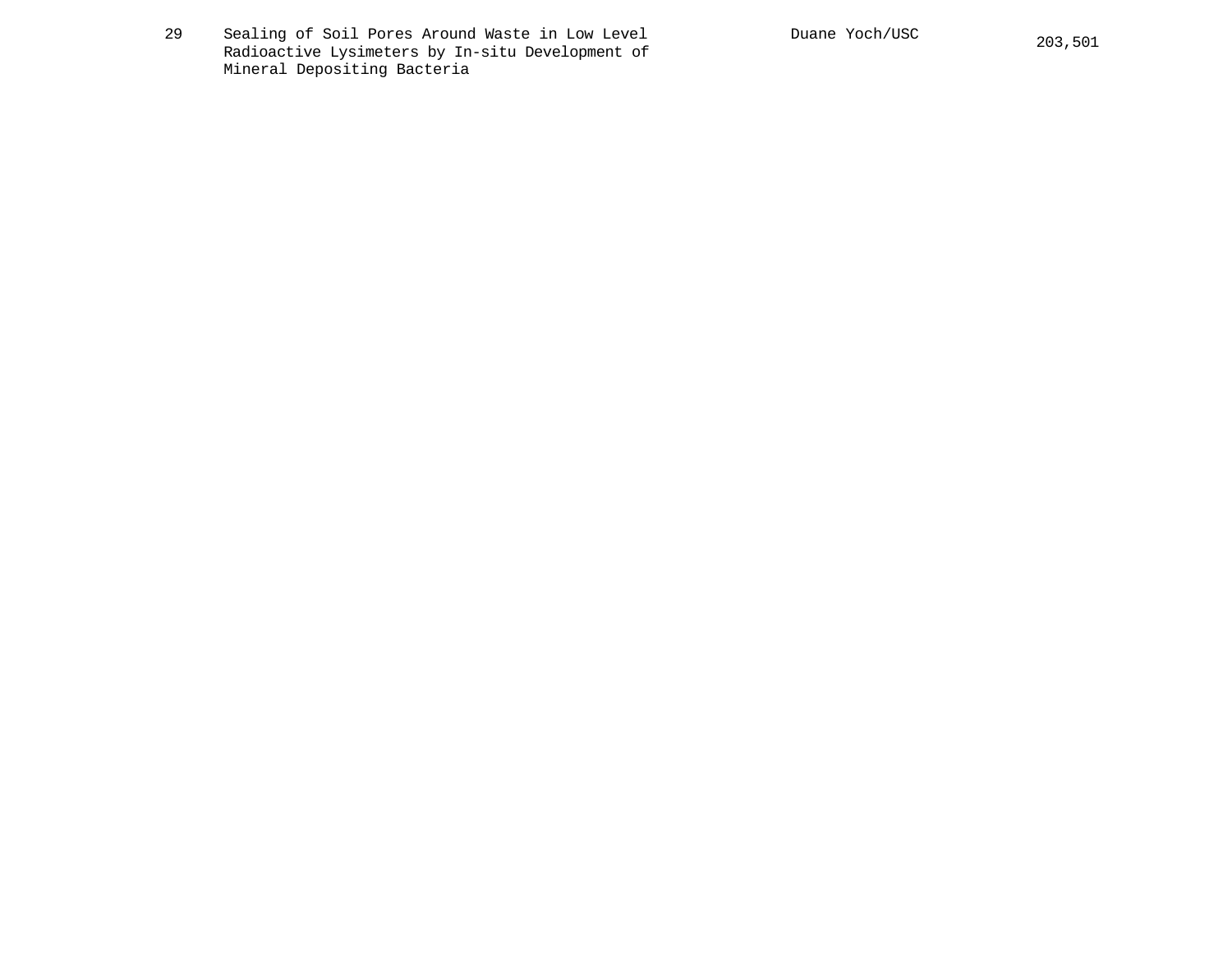| | | | |
|---|---|---|---|
| 29 | Sealing of Soil Pores Around Waste in Low Level Radioactive Lysimeters by In-situ Development of Mineral Depositing Bacteria | Duane Yoch/USC | 203,501 |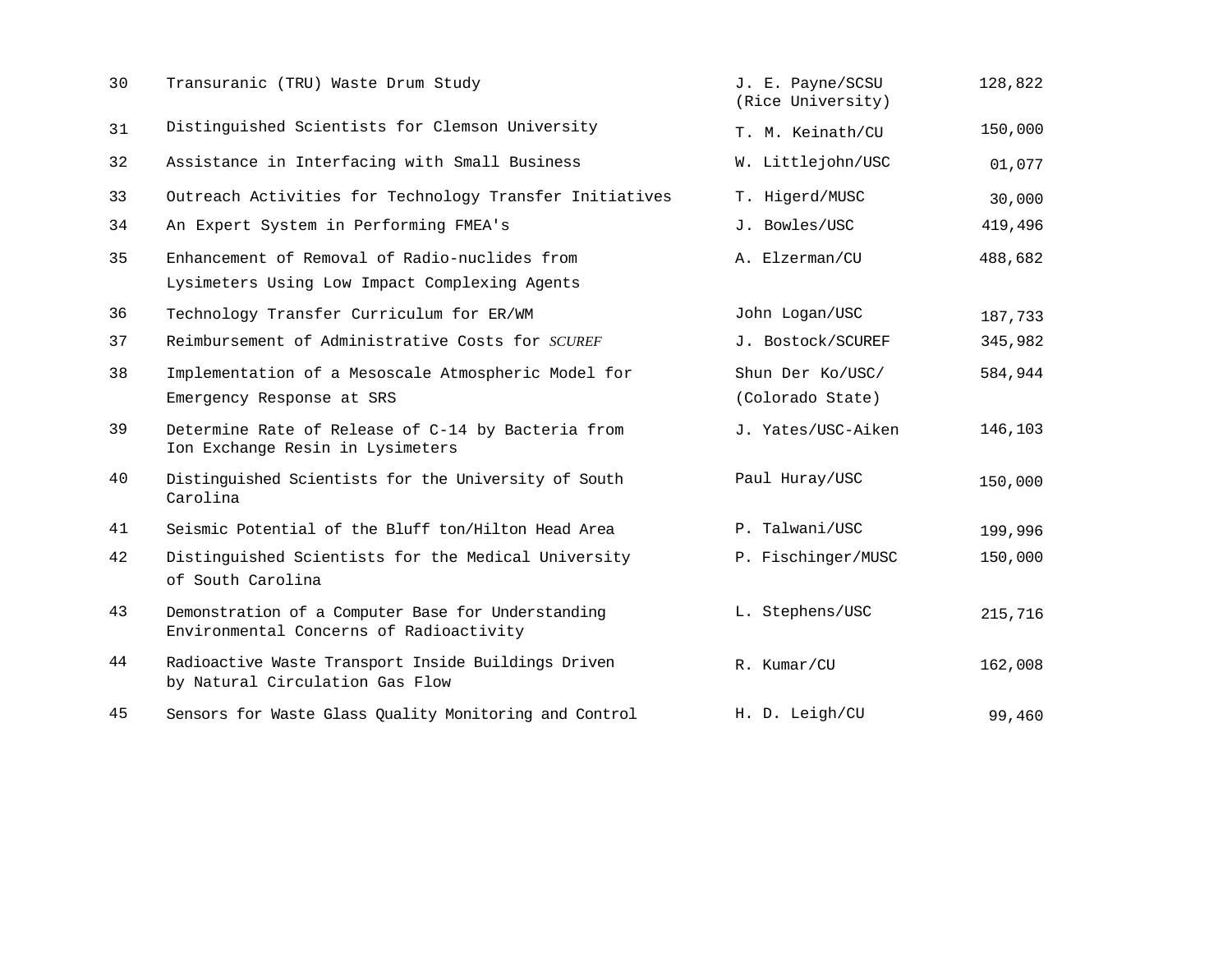| | | | |
|---|---|---|---|
| 30 | Transuranic (TRU) Waste Drum Study | J. E. Payne/SCSU (Rice University) | 128,822 |
| 31 | Distinguished Scientists for Clemson University | T. M. Keinath/CU | 150,000 |
| 32 | Assistance in Interfacing with Small Business | W. Littlejohn/USC | 01,077 |
| 33 | Outreach Activities for Technology Transfer Initiatives | T. Higerd/MUSC | 30,000 |
| 34 | An Expert System in Performing FMEA's | J. Bowles/USC | 419,496 |
| 35 | Enhancement of Removal of Radio-nuclides from Lysimeters Using Low Impact Complexing Agents | A. Elzerman/CU | 488,682 |
| 36 | Technology Transfer Curriculum for ER/WM | John Logan/USC | 187,733 |
| 37 | Reimbursement of Administrative Costs for *SCUREF* | J. Bostock/SCUREF | 345,982 |
| 38 | Implementation of a Mesoscale Atmospheric Model for Emergency Response at SRS | Shun Der Ko/USC/ (Colorado State) | 584,944 |
| 39 | Determine Rate of Release of C-14 by Bacteria from Ion Exchange Resin in Lysimeters | J. Yates/USC-Aiken | 146,103 |
| 40 | Distinguished Scientists for the University of South Carolina | Paul Huray/USC | 150,000 |
| 41 | Seismic Potential of the Bluff ton/Hilton Head Area | P. Talwani/USC | 199,996 |
| 42 | Distinguished Scientists for the Medical University of South Carolina | P. Fischinger/MUSC | 150,000 |
| 43 | Demonstration of a Computer Base for Understanding Environmental Concerns of Radioactivity | L. Stephens/USC | 215,716 |
| 44 | Radioactive Waste Transport Inside Buildings Driven by Natural Circulation Gas Flow | R. Kumar/CU | 162,008 |
| 45 | Sensors for Waste Glass Quality Monitoring and Control | H. D. Leigh/CU | 99,460 |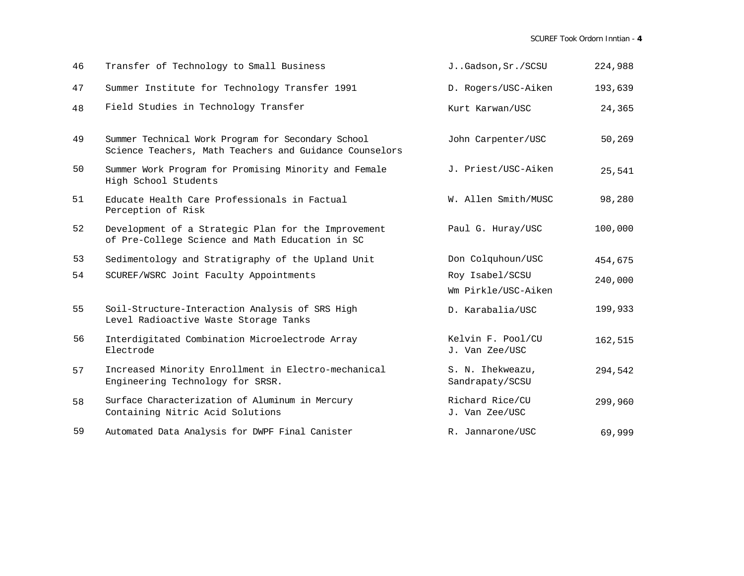| | | | |
|---|---|---|---|
| 46 | Transfer of Technology to Small Business | J..Gadson,Sr./SCSU | 224,988 |
| 47 | Summer Institute for Technology Transfer 1991 | D. Rogers/USC-Aiken | 193,639 |
| 48 | Field Studies in Technology Transfer | Kurt Karwan/USC | 24,365 |
| 49 | Summer Technical Work Program for Secondary School Science Teachers, Math Teachers and Guidance Counselors | John Carpenter/USC | 50,269 |
| 50 | Summer Work Program for Promising Minority and Female High School Students | J. Priest/USC-Aiken | 25,541 |
| 51 | Educate Health Care Professionals in Factual Perception of Risk | W. Allen Smith/MUSC | 98,280 |
| 52 | Development of a Strategic Plan for the Improvement of Pre-College Science and Math Education in SC | Paul G. Huray/USC | 100,000 |
| 53 | Sedimentology and Stratigraphy of the Upland Unit | Don Colquhoun/USC | 454,675 |
| 54 | SCUREF/WSRC Joint Faculty Appointments | Roy Isabel/SCSU<br>Wm Pirkle/USC-Aiken | 240,000 |
| 55 | Soil-Structure-Interaction Analysis of SRS High Level Radioactive Waste Storage Tanks | D. Karabalia/USC | 199,933 |
| 56 | Interdigitated Combination Microelectrode Array Electrode | Kelvin F. Pool/CU<br>J. Van Zee/USC | 162,515 |
| 57 | Increased Minority Enrollment in Electro-mechanical Engineering Technology for SRSR. | S. N. Ihekweazu, Sandrapaty/SCSU | 294,542 |
| 58 | Surface Characterization of Aluminum in Mercury Containing Nitric Acid Solutions | Richard Rice/CU<br>J. Van Zee/USC | 299,960 |
| 59 | Automated Data Analysis for DWPF Final Canister | R. Jannarone/USC | 69,999 |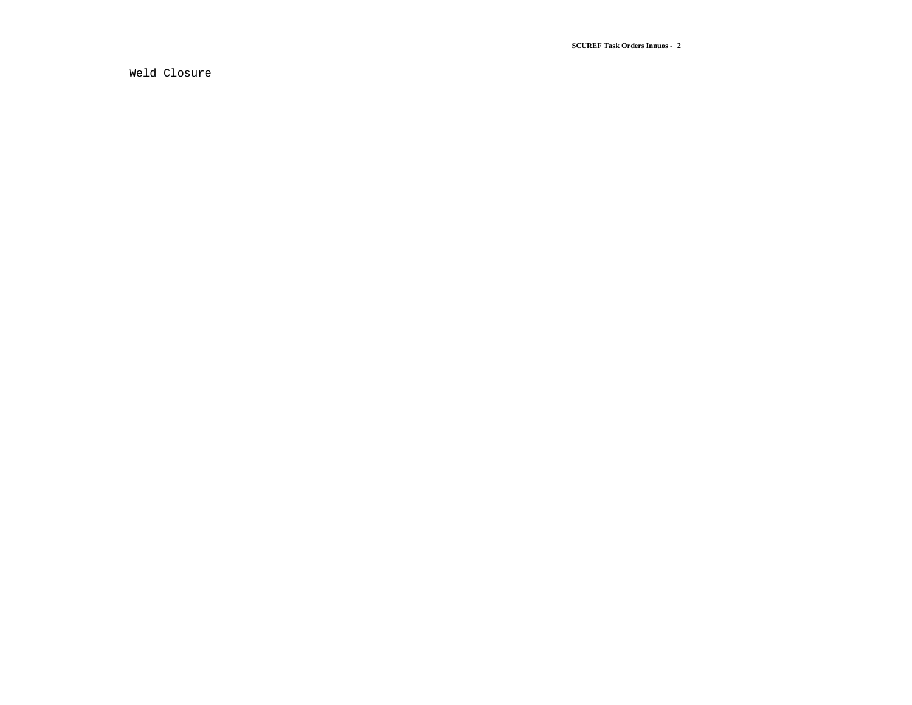Weld Closure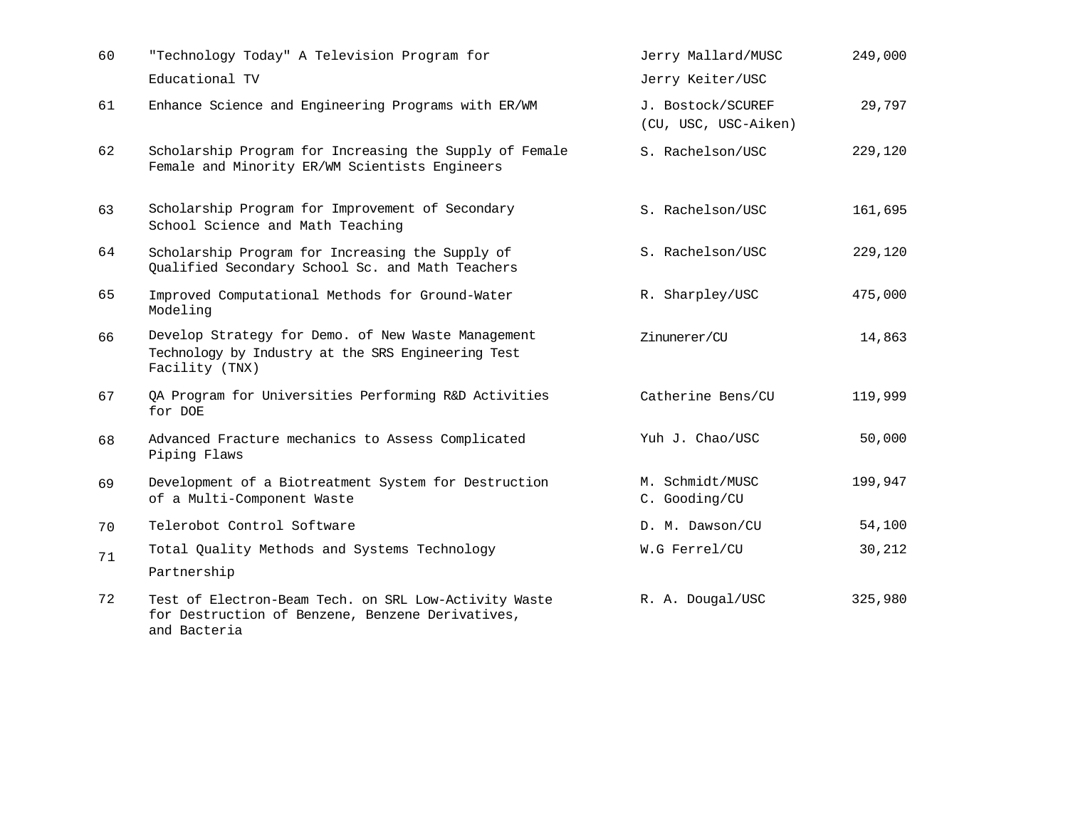| | | | |
|---|---|---|---|
| 60 | "Technology Today" A Television Program for Educational TV | Jerry Mallard/MUSC<br>Jerry Keiter/USC | 249,000 |
| 61 | Enhance Science and Engineering Programs with ER/WM | J. Bostock/SCUREF<br>(CU, USC, USC-Aiken) | 29,797 |
| 62 | Scholarship Program for Increasing the Supply of Female Female and Minority ER/WM Scientists Engineers | S. Rachelson/USC | 229,120 |
| 63 | Scholarship Program for Improvement of Secondary School Science and Math Teaching | S. Rachelson/USC | 161,695 |
| 64 | Scholarship Program for Increasing the Supply of Qualified Secondary School Sc. and Math Teachers | S. Rachelson/USC | 229,120 |
| 65 | Improved Computational Methods for Ground-Water Modeling | R. Sharpley/USC | 475,000 |
| 66 | Develop Strategy for Demo. of New Waste Management Technology by Industry at the SRS Engineering Test Facility (TNX) | Zinunerer/CU | 14,863 |
| 67 | QA Program for Universities Performing R&D Activities for DOE | Catherine Bens/CU | 119,999 |
| 68 | Advanced Fracture mechanics to Assess Complicated Piping Flaws | Yuh J. Chao/USC | 50,000 |
| 69 | Development of a Biotreatment System for Destruction of a Multi-Component Waste | M. Schmidt/MUSC<br>C. Gooding/CU | 199,947 |
| 70 | Telerobot Control Software | D. M. Dawson/CU | 54,100 |
| 71 | Total Quality Methods and Systems Technology Partnership | W.G Ferrel/CU | 30,212 |
| 72 | Test of Electron-Beam Tech. on SRL Low-Activity Waste for Destruction of Benzene, Benzene Derivatives, and Bacteria | R. A. Dougal/USC | 325,980 |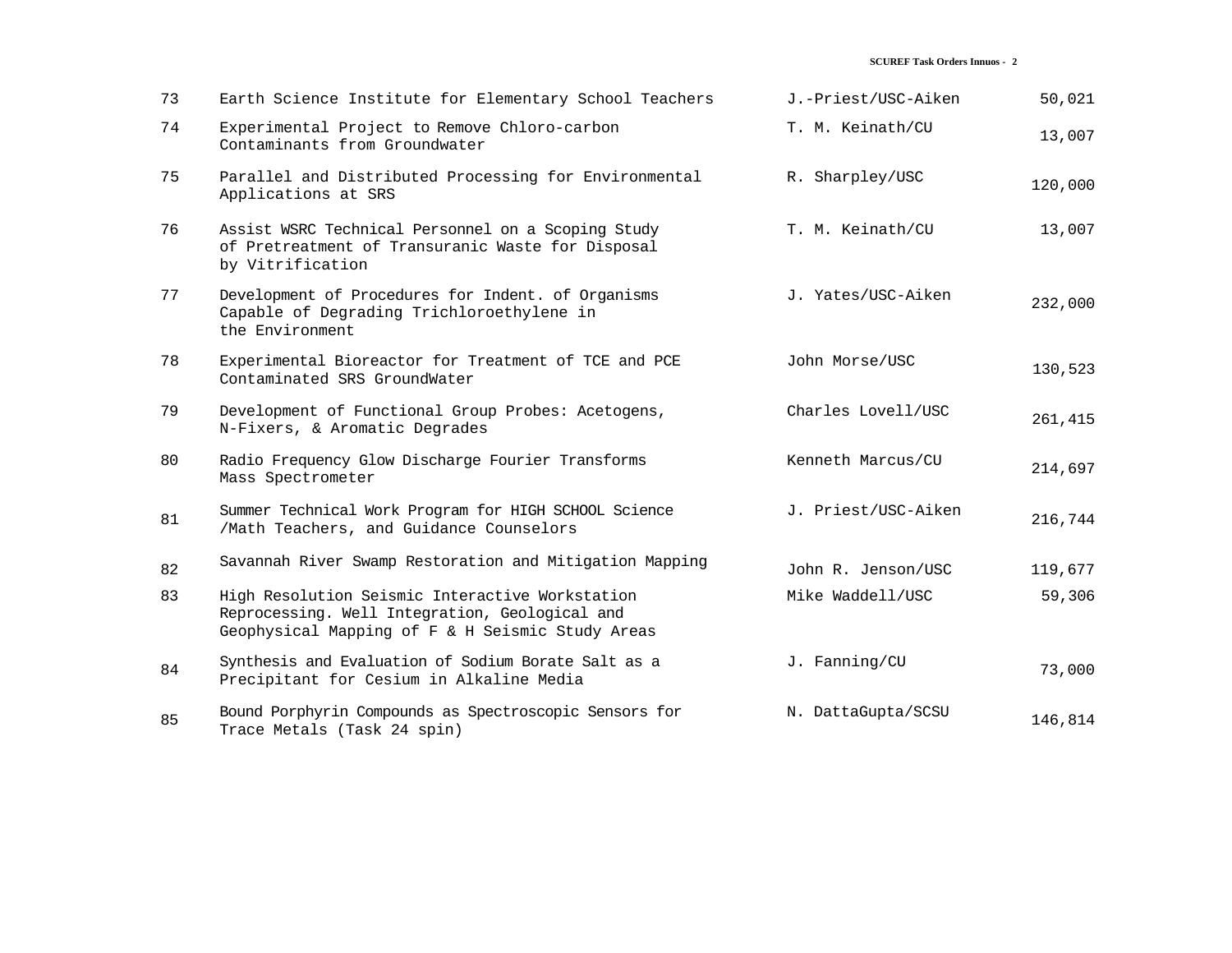| | | | |
|---|---|---|---|
| 73 | Earth Science Institute for Elementary School Teachers | J.-Priest/USC-Aiken | 50,021 |
| 74 | Experimental Project to Remove Chloro-carbon Contaminants from Groundwater | T. M. Keinath/CU | 13,007 |
| 75 | Parallel and Distributed Processing for Environmental Applications at SRS | R. Sharpley/USC | 120,000 |
| 76 | Assist WSRC Technical Personnel on a Scoping Study of Pretreatment of Transuranic Waste for Disposal by Vitrification | T. M. Keinath/CU | 13,007 |
| 77 | Development of Procedures for Indent. of Organisms Capable of Degrading Trichloroethylene in the Environment | J. Yates/USC-Aiken | 232,000 |
| 78 | Experimental Bioreactor for Treatment of TCE and PCE Contaminated SRS GroundWater | John Morse/USC | 130,523 |
| 79 | Development of Functional Group Probes: Acetogens, N-Fixers, & Aromatic Degrades | Charles Lovell/USC | 261,415 |
| 80 | Radio Frequency Glow Discharge Fourier Transforms Mass Spectrometer | Kenneth Marcus/CU | 214,697 |
| 81 | Summer Technical Work Program for HIGH SCHOOL Science /Math Teachers, and Guidance Counselors | J. Priest/USC-Aiken | 216,744 |
| 82 | Savannah River Swamp Restoration and Mitigation Mapping | John R. Jenson/USC | 119,677 |
| 83 | High Resolution Seismic Interactive Workstation Reprocessing. Well Integration, Geological and Geophysical Mapping of F & H Seismic Study Areas | Mike Waddell/USC | 59,306 |
| 84 | Synthesis and Evaluation of Sodium Borate Salt as a Precipitant for Cesium in Alkaline Media | J. Fanning/CU | 73,000 |
| 85 | Bound Porphyrin Compounds as Spectroscopic Sensors for Trace Metals (Task 24 spin) | N. DattaGupta/SCSU | 146,814 |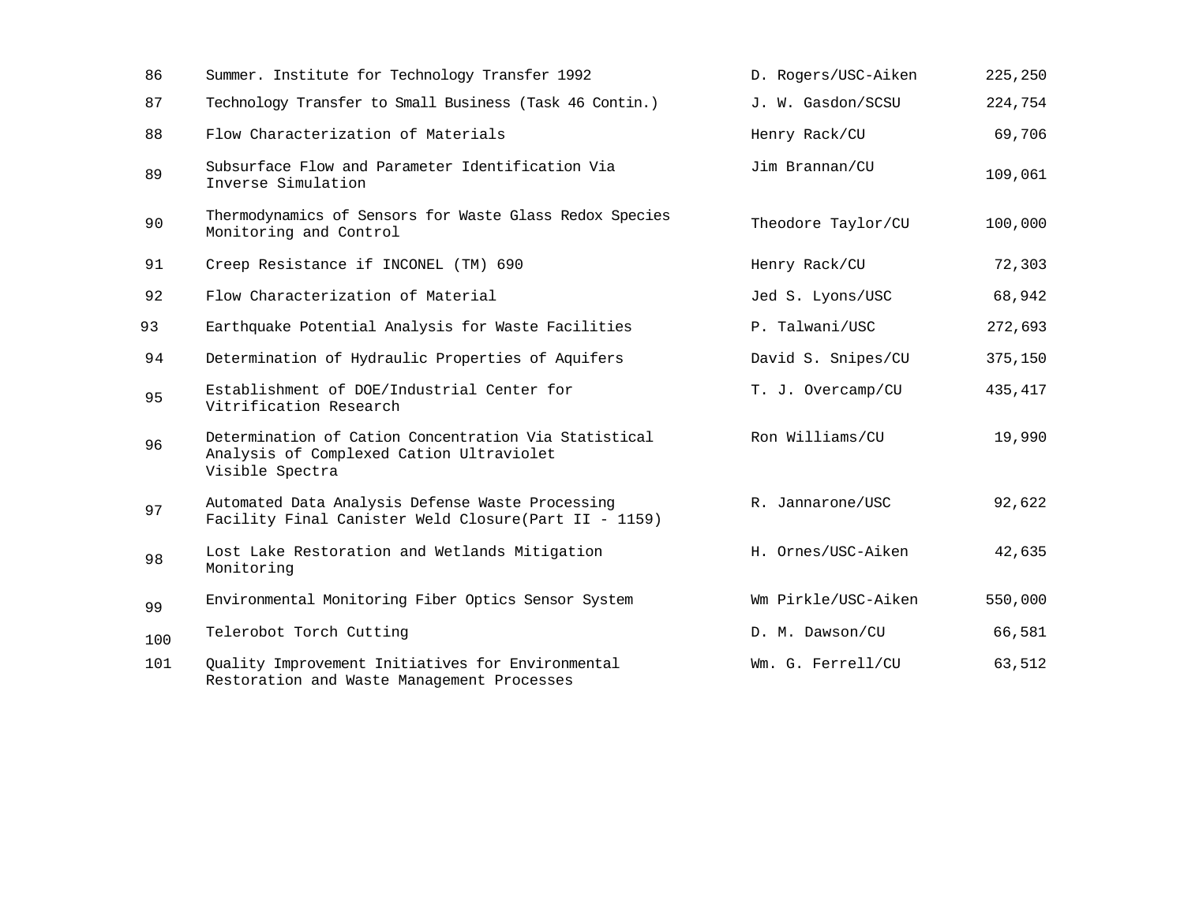| | | | |
|---|---|---|---|
| 86 | Summer. Institute for Technology Transfer 1992 | D. Rogers/USC-Aiken | 225,250 |
| 87 | Technology Transfer to Small Business (Task 46 Contin.) | J. W. Gasdon/SCSU | 224,754 |
| 88 | Flow Characterization of Materials | Henry Rack/CU | 69,706 |
| 89 | Subsurface Flow and Parameter Identification Via Inverse Simulation | Jim Brannan/CU | 109,061 |
| 90 | Thermodynamics of Sensors for Waste Glass Redox Species Monitoring and Control | Theodore Taylor/CU | 100,000 |
| 91 | Creep Resistance if INCONEL (TM) 690 | Henry Rack/CU | 72,303 |
| 92 | Flow Characterization of Material | Jed S. Lyons/USC | 68,942 |
| 93 | Earthquake Potential Analysis for Waste Facilities | P. Talwani/USC | 272,693 |
| 94 | Determination of Hydraulic Properties of Aquifers | David S. Snipes/CU | 375,150 |
| 95 | Establishment of DOE/Industrial Center for Vitrification Research | T. J. Overcamp/CU | 435,417 |
| 96 | Determination of Cation Concentration Via Statistical Analysis of Complexed Cation Ultraviolet Visible Spectra | Ron Williams/CU | 19,990 |
| 97 | Automated Data Analysis Defense Waste Processing Facility Final Canister Weld Closure(Part II - 1159) | R. Jannarone/USC | 92,622 |
| 98 | Lost Lake Restoration and Wetlands Mitigation Monitoring | H. Ornes/USC-Aiken | 42,635 |
| 99 | Environmental Monitoring Fiber Optics Sensor System | Wm Pirkle/USC-Aiken | 550,000 |
| 100 | Telerobot Torch Cutting | D. M. Dawson/CU | 66,581 |
| 101 | Quality Improvement Initiatives for Environmental Restoration and Waste Management Processes | Wm. G. Ferrell/CU | 63,512 |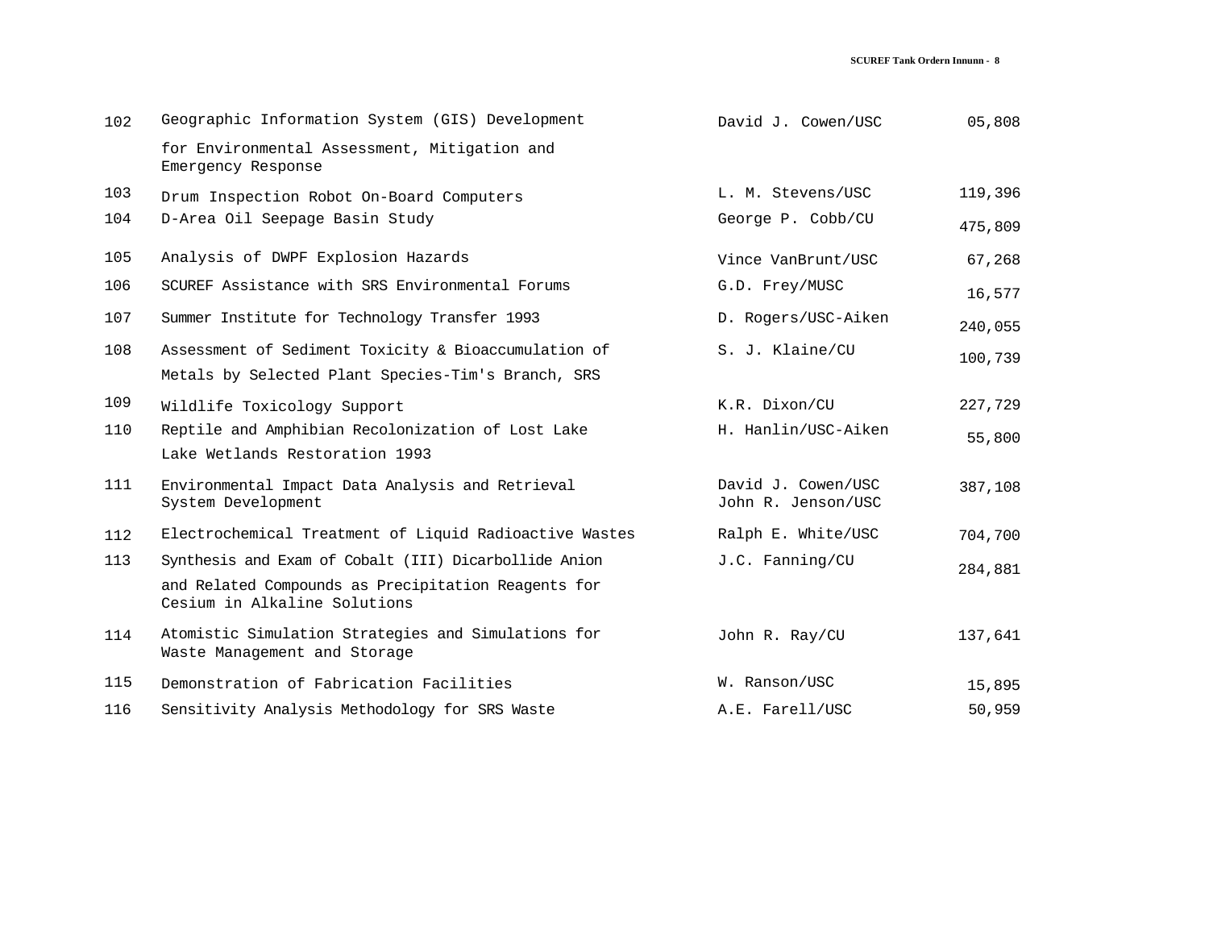| | | | |
|---|---|---|---|
| 102 | Geographic Information System (GIS) Development for Environmental Assessment, Mitigation and Emergency Response | David J. Cowen/USC | 05,808 |
| 103 | Drum Inspection Robot On-Board Computers | L. M. Stevens/USC | 119,396 |
| 104 | D-Area Oil Seepage Basin Study | George P. Cobb/CU | 475,809 |
| 105 | Analysis of DWPF Explosion Hazards | Vince VanBrunt/USC | 67,268 |
| 106 | SCUREF Assistance with SRS Environmental Forums | G.D. Frey/MUSC | 16,577 |
| 107 | Summer Institute for Technology Transfer 1993 | D. Rogers/USC-Aiken | 240,055 |
| 108 | Assessment of Sediment Toxicity & Bioaccumulation of Metals by Selected Plant Species-Tim's Branch, SRS | S. J. Klaine/CU | 100,739 |
| 109 | Wildlife Toxicology Support | K.R. Dixon/CU | 227,729 |
| 110 | Reptile and Amphibian Recolonization of Lost Lake Lake Wetlands Restoration 1993 | H. Hanlin/USC-Aiken | 55,800 |
| 111 | Environmental Impact Data Analysis and Retrieval System Development | David J. Cowen/USC<br>John R. Jenson/USC | 387,108 |
| 112 | Electrochemical Treatment of Liquid Radioactive Wastes | Ralph E. White/USC | 704,700 |
| 113 | Synthesis and Exam of Cobalt (III) Dicarbollide Anion and Related Compounds as Precipitation Reagents for Cesium in Alkaline Solutions | J.C. Fanning/CU | 284,881 |
| 114 | Atomistic Simulation Strategies and Simulations for Waste Management and Storage | John R. Ray/CU | 137,641 |
| 115 | Demonstration of Fabrication Facilities | W. Ranson/USC | 15,895 |
| 116 | Sensitivity Analysis Methodology for SRS Waste | A.E. Farell/USC | 50,959 |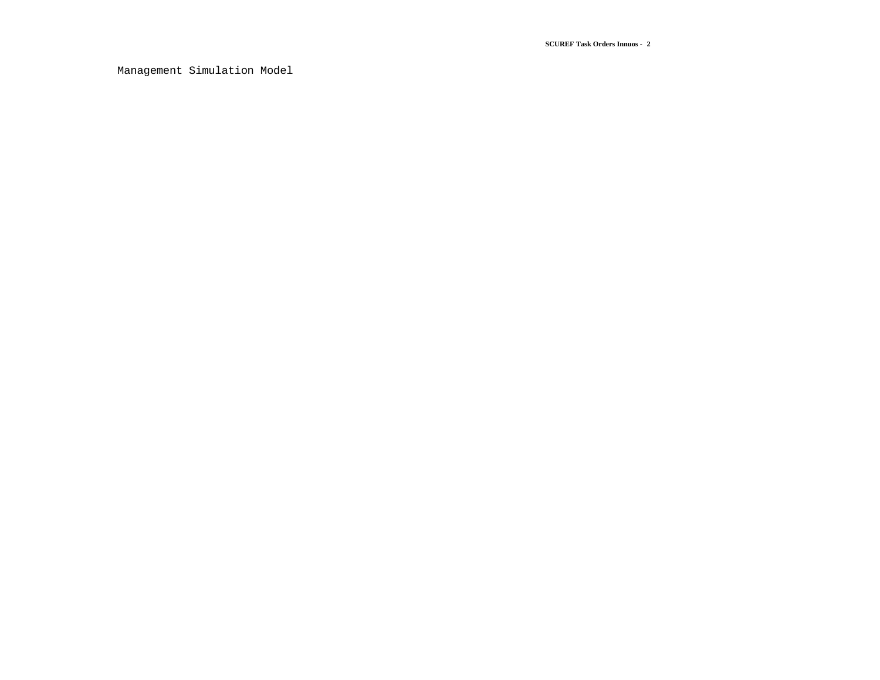Management Simulation Model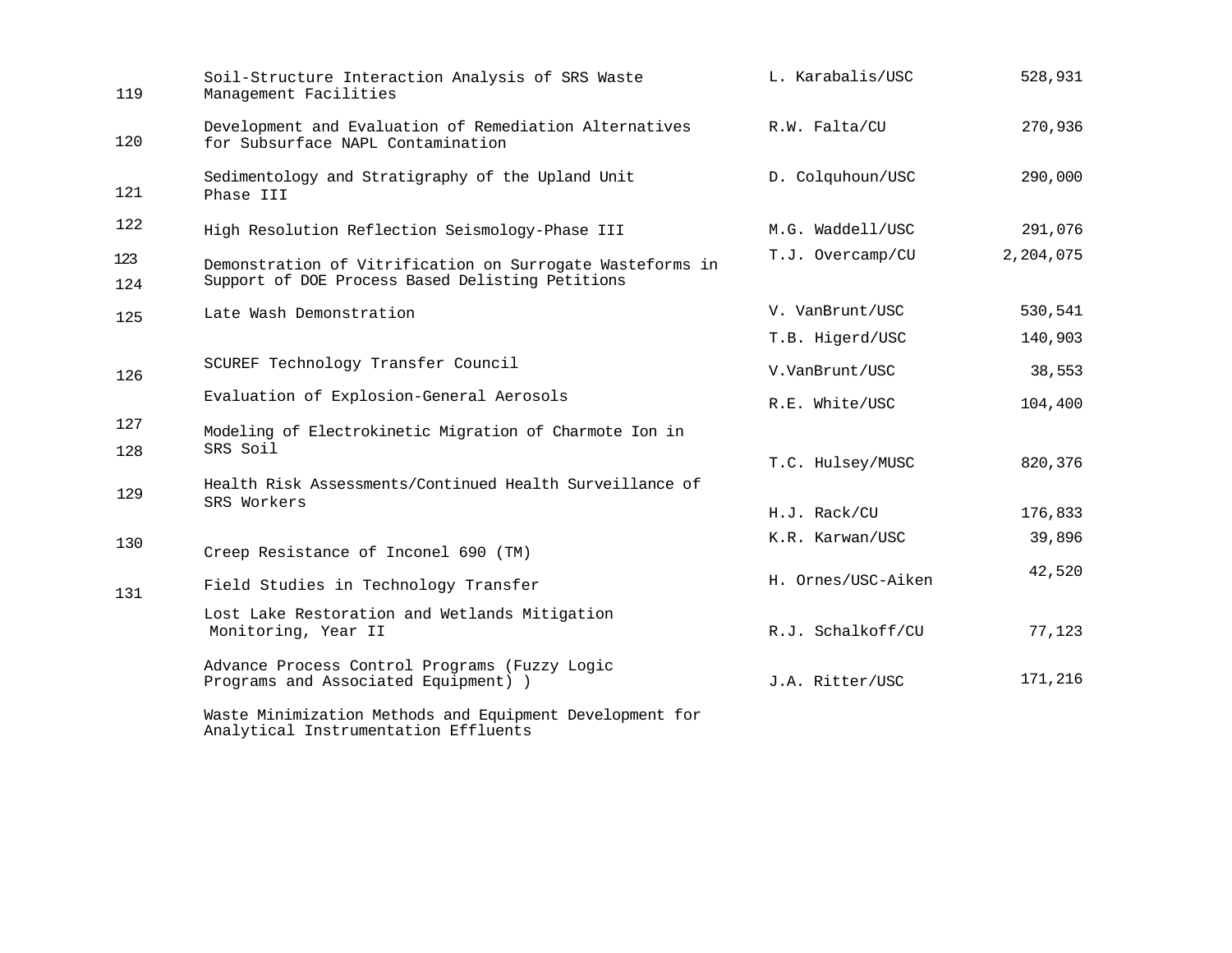| No. | Title | Investigator | Amount |
|---|---|---|---|
| 119 | Soil-Structure Interaction Analysis of SRS Waste Management Facilities | L. Karabalis/USC | 528,931 |
| 120 | Development and Evaluation of Remediation Alternatives for Subsurface NAPL Contamination | R.W. Falta/CU | 270,936 |
| 121 | Sedimentology and Stratigraphy of the Upland Unit Phase III | D. Colquhoun/USC | 290,000 |
| 122 | High Resolution Reflection Seismology-Phase III | M.G. Waddell/USC | 291,076 |
| 123 | Demonstration of Vitrification on Surrogate Wasteforms in Support of DOE Process Based Delisting Petitions | T.J. Overcamp/CU | 2,204,075 |
| 124 | Late Wash Demonstration | V. VanBrunt/USC | 530,541 |
| 125 | SCUREF Technology Transfer Council | T.B. Higerd/USC | 140,903 |
| 126 | Evaluation of Explosion-General Aerosols | V.VanBrunt/USC | 38,553 |
| 127 | Modeling of Electrokinetic Migration of Charmote Ion in SRS Soil | R.E. White/USC | 104,400 |
| 128 | Health Risk Assessments/Continued Health Surveillance of SRS Workers | T.C. Hulsey/MUSC | 820,376 |
| 129 | Creep Resistance of Inconel 690 (TM) | H.J. Rack/CU | 176,833 |
| 130 | Field Studies in Technology Transfer | K.R. Karwan/USC | 39,896 |
| 131 | Lost Lake Restoration and Wetlands Mitigation Monitoring, Year II | H. Ornes/USC-Aiken | 42,520 |
| | Advance Process Control Programs (Fuzzy Logic Programs and Associated Equipment) ) | R.J. Schalkoff/CU | 77,123 |
| | Waste Minimization Methods and Equipment Development for Analytical Instrumentation Effluents | J.A. Ritter/USC | 171,216 |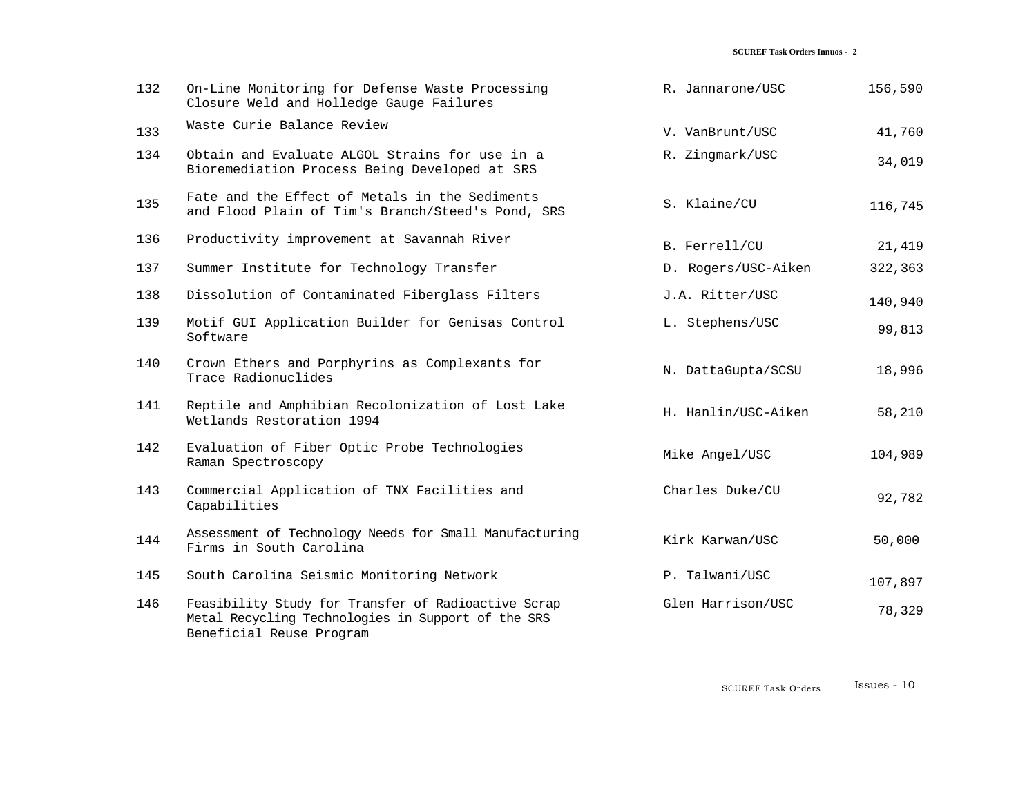| | | | |
|---|---|---|---|
| 132 | On-Line Monitoring for Defense Waste Processing Closure Weld and Holledge Gauge Failures | R. Jannarone/USC | 156,590 |
| 133 | Waste Curie Balance Review | V. VanBrunt/USC | 41,760 |
| 134 | Obtain and Evaluate ALGOL Strains for use in a Bioremediation Process Being Developed at SRS | R. Zingmark/USC | 34,019 |
| 135 | Fate and the Effect of Metals in the Sediments and Flood Plain of Tim's Branch/Steed's Pond, SRS | S. Klaine/CU | 116,745 |
| 136 | Productivity improvement at Savannah River | B. Ferrell/CU | 21,419 |
| 137 | Summer Institute for Technology Transfer | D. Rogers/USC-Aiken | 322,363 |
| 138 | Dissolution of Contaminated Fiberglass Filters | J.A. Ritter/USC | 140,940 |
| 139 | Motif GUI Application Builder for Genisas Control Software | L. Stephens/USC | 99,813 |
| 140 | Crown Ethers and Porphyrins as Complexants for Trace Radionuclides | N. DattaGupta/SCSU | 18,996 |
| 141 | Reptile and Amphibian Recolonization of Lost Lake Wetlands Restoration 1994 | H. Hanlin/USC-Aiken | 58,210 |
| 142 | Evaluation of Fiber Optic Probe Technologies Raman Spectroscopy | Mike Angel/USC | 104,989 |
| 143 | Commercial Application of TNX Facilities and Capabilities | Charles Duke/CU | 92,782 |
| 144 | Assessment of Technology Needs for Small Manufacturing Firms in South Carolina | Kirk Karwan/USC | 50,000 |
| 145 | South Carolina Seismic Monitoring Network | P. Talwani/USC | 107,897 |
| 146 | Feasibility Study for Transfer of Radioactive Scrap Metal Recycling Technologies in Support of the SRS Beneficial Reuse Program | Glen Harrison/USC | 78,329 |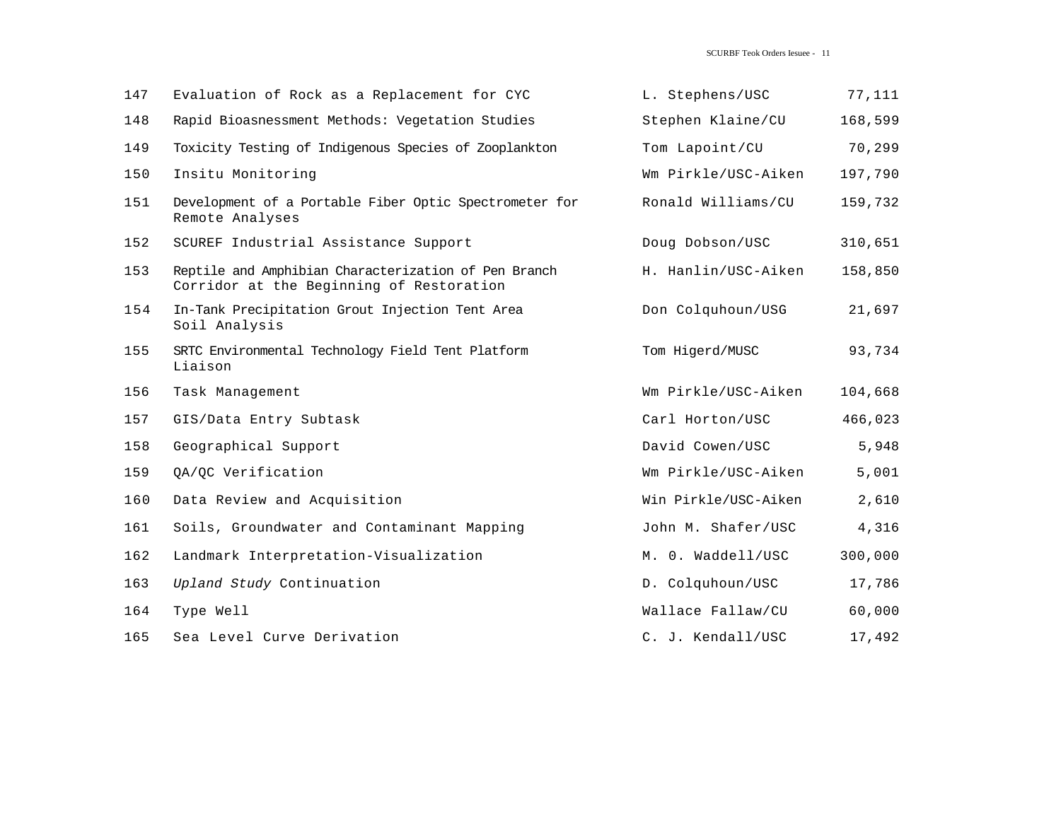| | | | |
|---|---|---|---|
| 147 | Evaluation of Rock as a Replacement for CYC | L. Stephens/USC | 77,111 |
| 148 | Rapid Bioasnessment Methods: Vegetation Studies | Stephen Klaine/CU | 168,599 |
| 149 | Toxicity Testing of Indigenous Species of Zooplankton | Tom Lapoint/CU | 70,299 |
| 150 | Insitu Monitoring | Wm Pirkle/USC-Aiken | 197,790 |
| 151 | Development of a Portable Fiber Optic Spectrometer for Remote Analyses | Ronald Williams/CU | 159,732 |
| 152 | SCUREF Industrial Assistance Support | Doug Dobson/USC | 310,651 |
| 153 | Reptile and Amphibian Characterization of Pen Branch Corridor at the Beginning of Restoration | H. Hanlin/USC-Aiken | 158,850 |
| 154 | In-Tank Precipitation Grout Injection Tent Area Soil Analysis | Don Colquhoun/USG | 21,697 |
| 155 | SRTC Environmental Technology Field Tent Platform Liaison | Tom Higerd/MUSC | 93,734 |
| 156 | Task Management | Wm Pirkle/USC-Aiken | 104,668 |
| 157 | GIS/Data Entry Subtask | Carl Horton/USC | 466,023 |
| 158 | Geographical Support | David Cowen/USC | 5,948 |
| 159 | QA/QC Verification | Wm Pirkle/USC-Aiken | 5,001 |
| 160 | Data Review and Acquisition | Win Pirkle/USC-Aiken | 2,610 |
| 161 | Soils, Groundwater and Contaminant Mapping | John M. Shafer/USC | 4,316 |
| 162 | Landmark Interpretation-Visualization | M. 0. Waddell/USC | 300,000 |
| 163 | *Upland Study* Continuation | D. Colquhoun/USC | 17,786 |
| 164 | Type Well | Wallace Fallaw/CU | 60,000 |
| 165 | Sea Level Curve Derivation | C. J. Kendall/USC | 17,492 |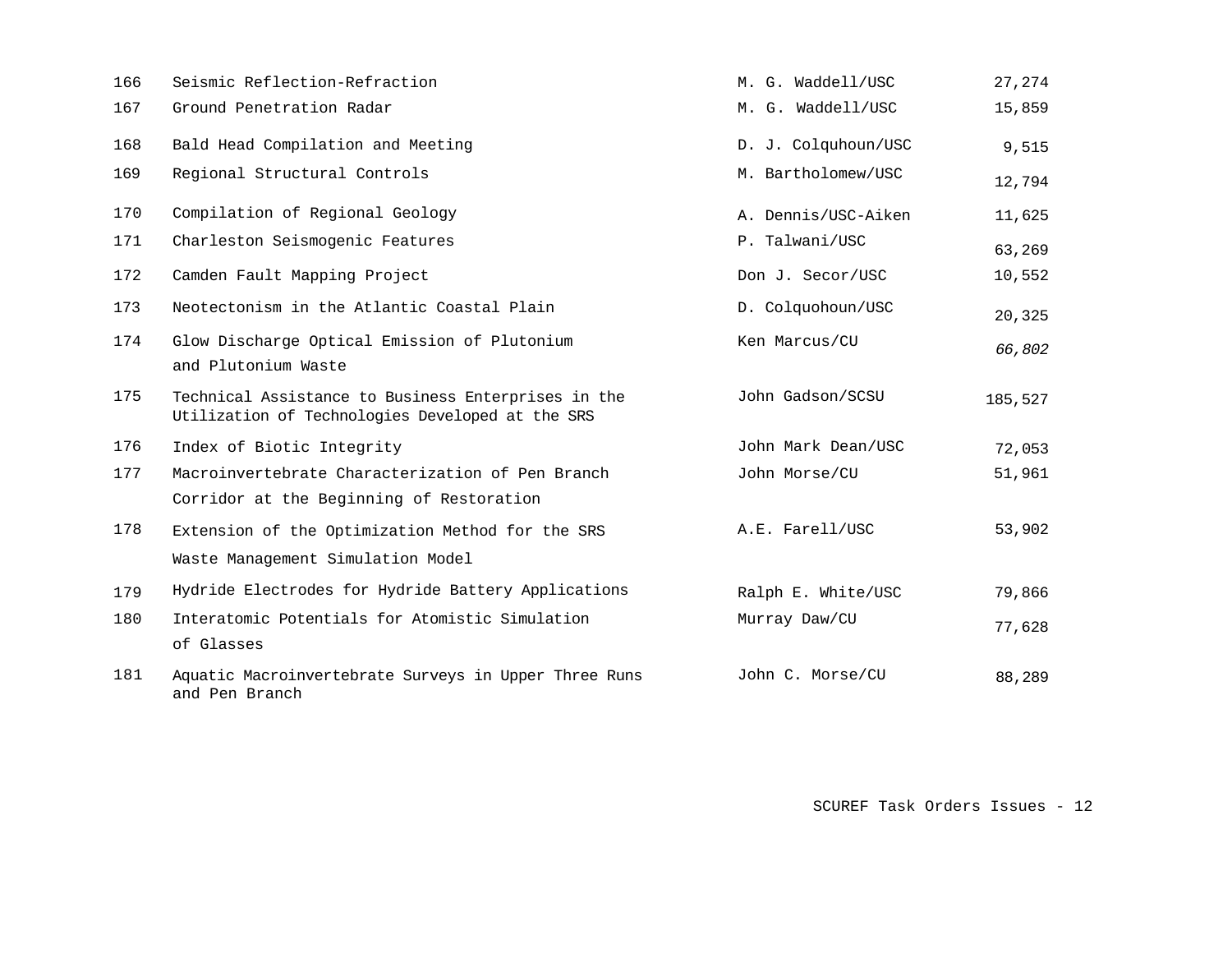| | | | |
|---|---|---|---|
| 166 | Seismic Reflection-Refraction | M. G. Waddell/USC | 27,274 |
| 167 | Ground Penetration Radar | M. G. Waddell/USC | 15,859 |
| 168 | Bald Head Compilation and Meeting | D. J. Colquhoun/USC | 9,515 |
| 169 | Regional Structural Controls | M. Bartholomew/USC | 12,794 |
| 170 | Compilation of Regional Geology | A. Dennis/USC-Aiken | 11,625 |
| 171 | Charleston Seismogenic Features | P. Talwani/USC | 63,269 |
| 172 | Camden Fault Mapping Project | Don J. Secor/USC | 10,552 |
| 173 | Neotectonism in the Atlantic Coastal Plain | D. Colquohoun/USC | 20,325 |
| 174 | Glow Discharge Optical Emission of Plutonium and Plutonium Waste | Ken Marcus/CU | *66,802* |
| 175 | Technical Assistance to Business Enterprises in the Utilization of Technologies Developed at the SRS | John Gadson/SCSU | 185,527 |
| 176 | Index of Biotic Integrity | John Mark Dean/USC | 72,053 |
| 177 | Macroinvertebrate Characterization of Pen Branch Corridor at the Beginning of Restoration | John Morse/CU | 51,961 |
| 178 | Extension of the Optimization Method for the SRS Waste Management Simulation Model | A.E. Farell/USC | 53,902 |
| 179 | Hydride Electrodes for Hydride Battery Applications | Ralph E. White/USC | 79,866 |
| 180 | Interatomic Potentials for Atomistic Simulation of Glasses | Murray Daw/CU | 77,628 |
| 181 | Aquatic Macroinvertebrate Surveys in Upper Three Runs and Pen Branch | John C. Morse/CU | 88,289 |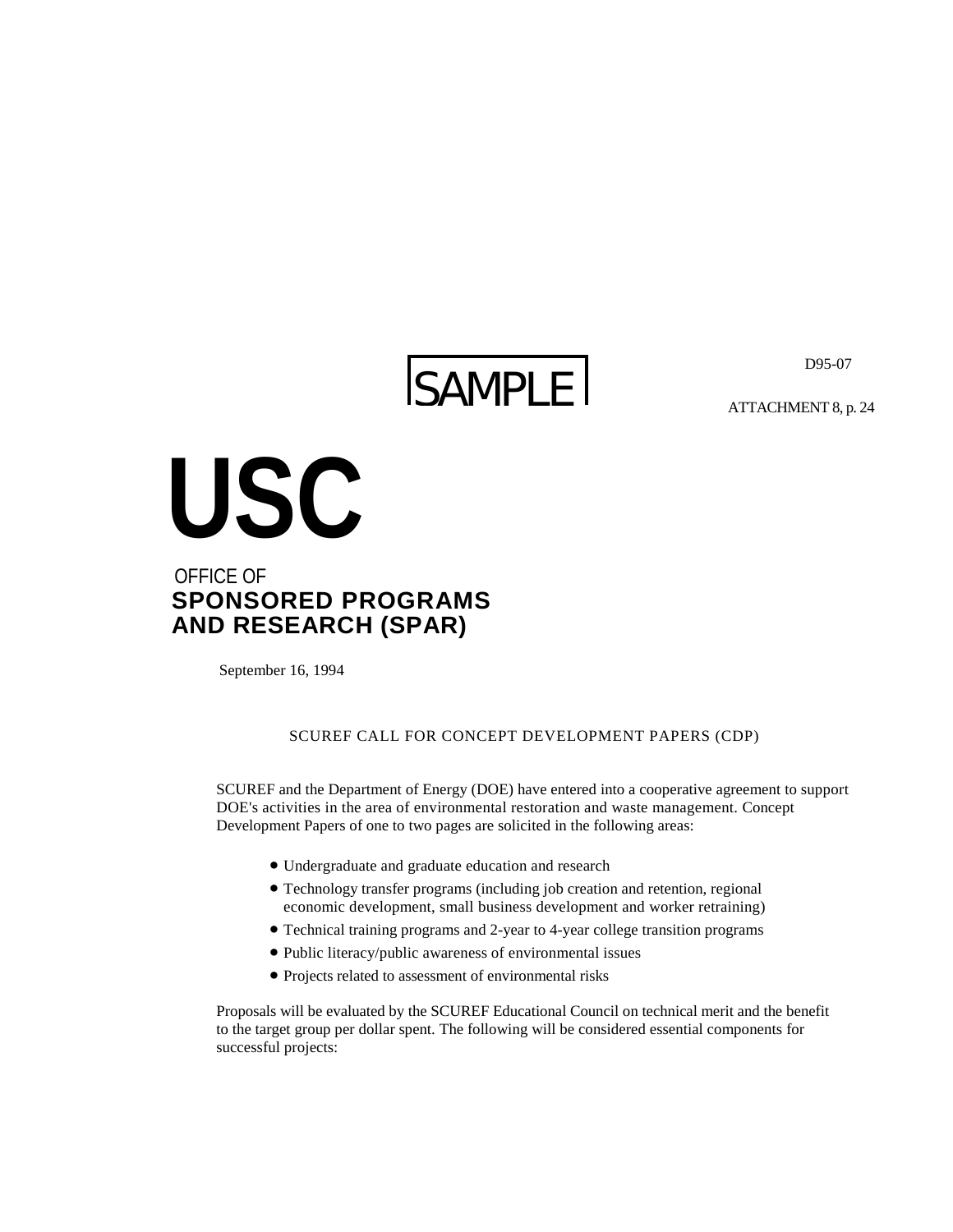SAMPLE

D95-07

ATTACHMENT 8, p. 24

# USC

OFFICE OF
**SPONSORED PROGRAMS AND RESEARCH (SPAR)**

September 16, 1994

## SCUREF CALL FOR CONCEPT DEVELOPMENT PAPERS (CDP)

SCUREF and the Department of Energy (DOE) have entered into a cooperative agreement to support DOE's activities in the area of environmental restoration and waste management. Concept Development Papers of one to two pages are solicited in the following areas:

- Undergraduate and graduate education and research
- Technology transfer programs (including job creation and retention, regional economic development, small business development and worker retraining)
- Technical training programs and 2-year to 4-year college transition programs
- Public literacy/public awareness of environmental issues
- Projects related to assessment of environmental risks

Proposals will be evaluated by the SCUREF Educational Council on technical merit and the benefit to the target group per dollar spent. The following will be considered essential components for successful projects: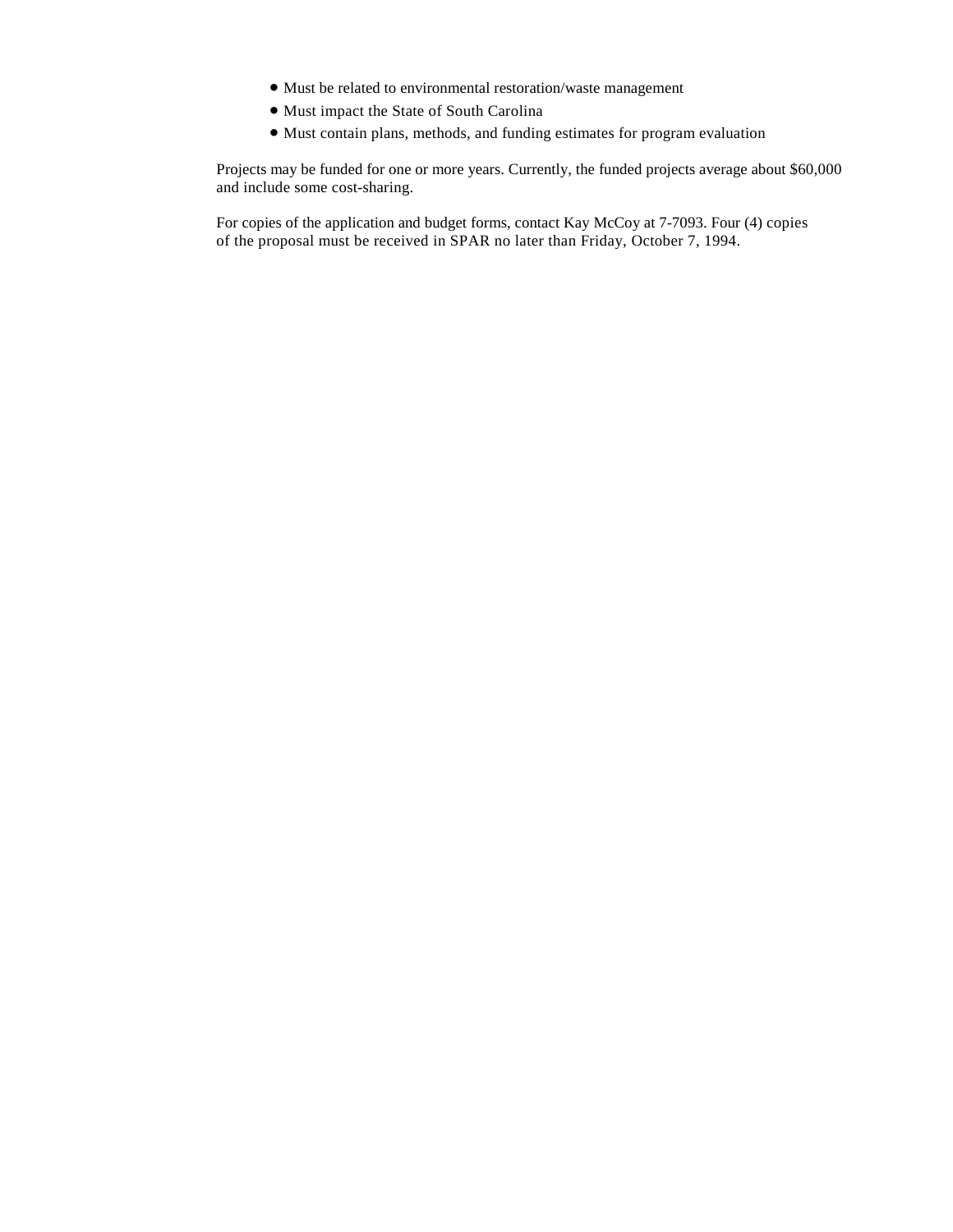- Must be related to environmental restoration/waste management
- Must impact the State of South Carolina
- Must contain plans, methods, and funding estimates for program evaluation

Projects may be funded for one or more years. Currently, the funded projects average about $60,000 and include some cost-sharing.

For copies of the application and budget forms, contact Kay McCoy at 7-7093. Four (4) copies of the proposal must be received in SPAR no later than Friday, October 7, 1994.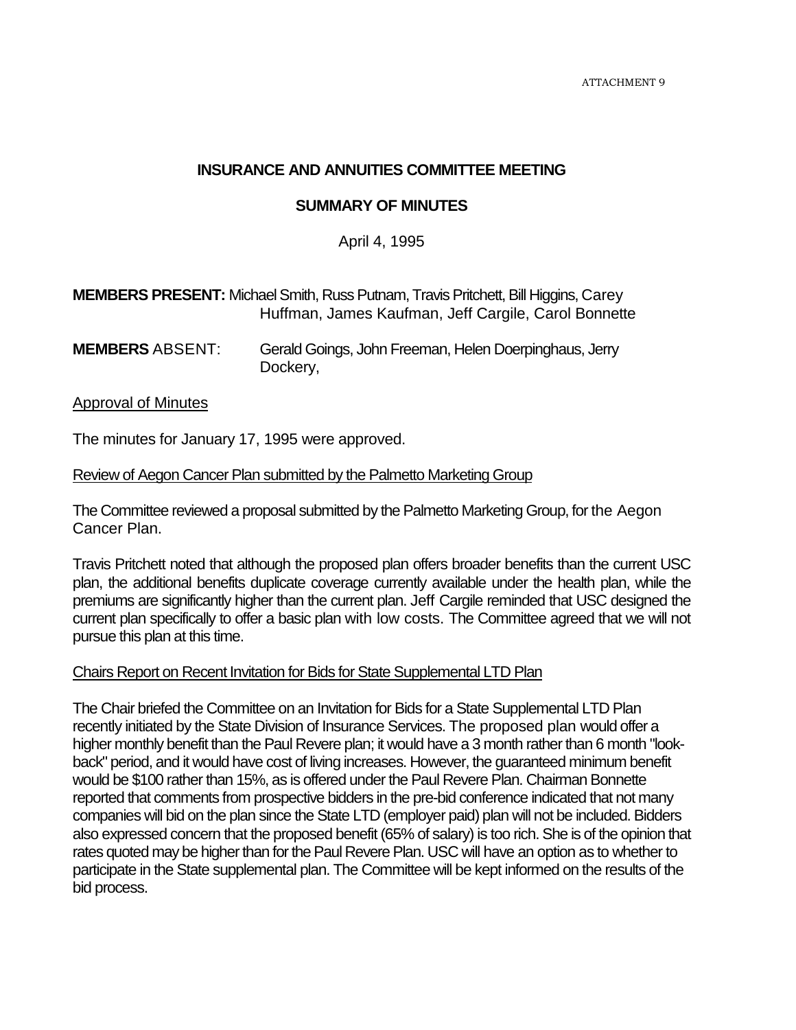ATTACHMENT 9

**INSURANCE AND ANNUITIES COMMITTEE MEETING**

**SUMMARY OF MINUTES**

April 4, 1995

**MEMBERS PRESENT:** Michael Smith, Russ Putnam, Travis Pritchett, Bill Higgins, Carey Huffman, James Kaufman, Jeff Cargile, Carol Bonnette

**MEMBERS** ABSENT: Gerald Goings, John Freeman, Helen Doerpinghaus, Jerry Dockery,

Approval of Minutes

The minutes for January 17, 1995 were approved.

Review of Aegon Cancer Plan submitted by the Palmetto Marketing Group

The Committee reviewed a proposal submitted by the Palmetto Marketing Group, for the Aegon Cancer Plan.

Travis Pritchett noted that although the proposed plan offers broader benefits than the current USC plan, the additional benefits duplicate coverage currently available under the health plan, while the premiums are significantly higher than the current plan. Jeff Cargile reminded that USC designed the current plan specifically to offer a basic plan with low costs. The Committee agreed that we will not pursue this plan at this time.

Chairs Report on Recent Invitation for Bids for State Supplemental LTD Plan

The Chair briefed the Committee on an Invitation for Bids for a State Supplemental LTD Plan recently initiated by the State Division of Insurance Services. The proposed plan would offer a higher monthly benefit than the Paul Revere plan; it would have a 3 month rather than 6 month "look-back" period, and it would have cost of living increases. However, the guaranteed minimum benefit would be $100 rather than 15%, as is offered under the Paul Revere Plan. Chairman Bonnette reported that comments from prospective bidders in the pre-bid conference indicated that not many companies will bid on the plan since the State LTD (employer paid) plan will not be included. Bidders also expressed concern that the proposed benefit (65% of salary) is too rich. She is of the opinion that rates quoted may be higher than for the Paul Revere Plan. USC will have an option as to whether to participate in the State supplemental plan. The Committee will be kept informed on the results of the bid process.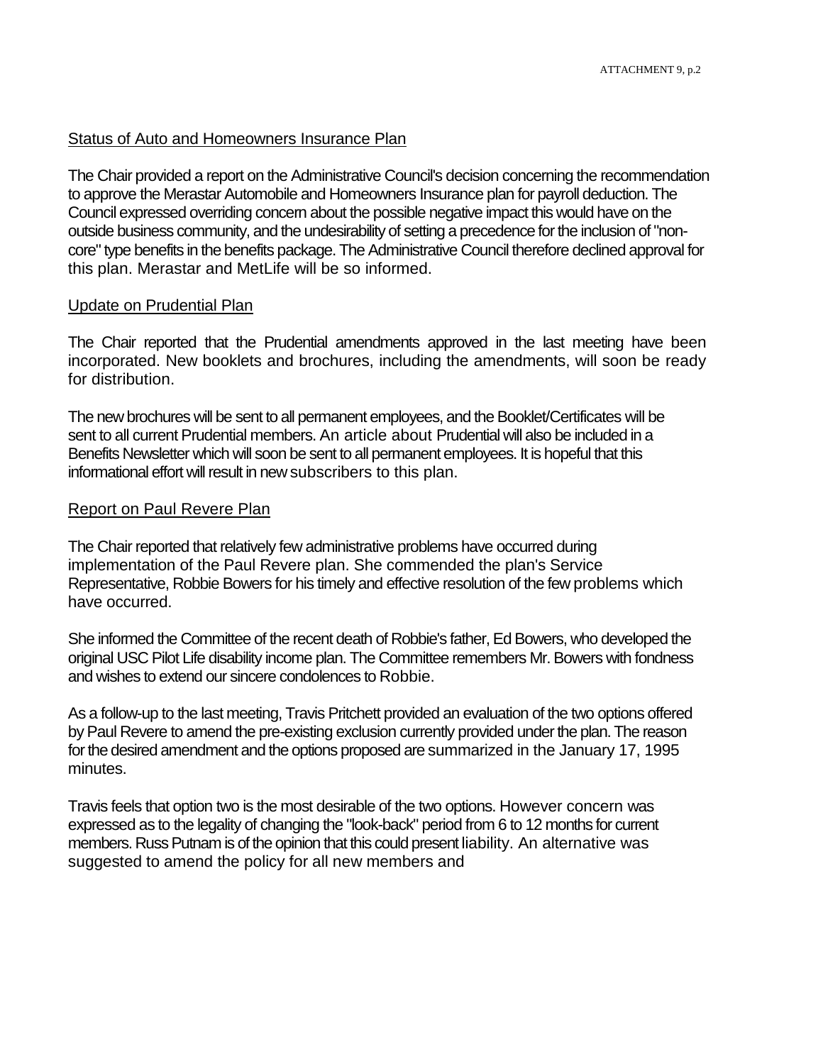## Status of Auto and Homeowners Insurance Plan

The Chair provided a report on the Administrative Council's decision concerning the recommendation to approve the Merastar Automobile and Homeowners Insurance plan for payroll deduction. The Council expressed overriding concern about the possible negative impact this would have on the outside business community, and the undesirability of setting a precedence for the inclusion of "non-core" type benefits in the benefits package. The Administrative Council therefore declined approval for this plan. Merastar and MetLife will be so informed.

## Update on Prudential Plan

The Chair reported that the Prudential amendments approved in the last meeting have been incorporated. New booklets and brochures, including the amendments, will soon be ready for distribution.

The new brochures will be sent to all permanent employees, and the Booklet/Certificates will be sent to all current Prudential members. An article about Prudential will also be included in a Benefits Newsletter which will soon be sent to all permanent employees. It is hopeful that this informational effort will result in new subscribers to this plan.

## Report on Paul Revere Plan

The Chair reported that relatively few administrative problems have occurred during implementation of the Paul Revere plan. She commended the plan's Service Representative, Robbie Bowers for his timely and effective resolution of the few problems which have occurred.

She informed the Committee of the recent death of Robbie's father, Ed Bowers, who developed the original USC Pilot Life disability income plan. The Committee remembers Mr. Bowers with fondness and wishes to extend our sincere condolences to Robbie.

As a follow-up to the last meeting, Travis Pritchett provided an evaluation of the two options offered by Paul Revere to amend the pre-existing exclusion currently provided under the plan. The reason for the desired amendment and the options proposed are summarized in the January 17, 1995 minutes.

Travis feels that option two is the most desirable of the two options. However concern was expressed as to the legality of changing the "look-back" period from 6 to 12 months for current members. Russ Putnam is of the opinion that this could present liability. An alternative was suggested to amend the policy for all new members and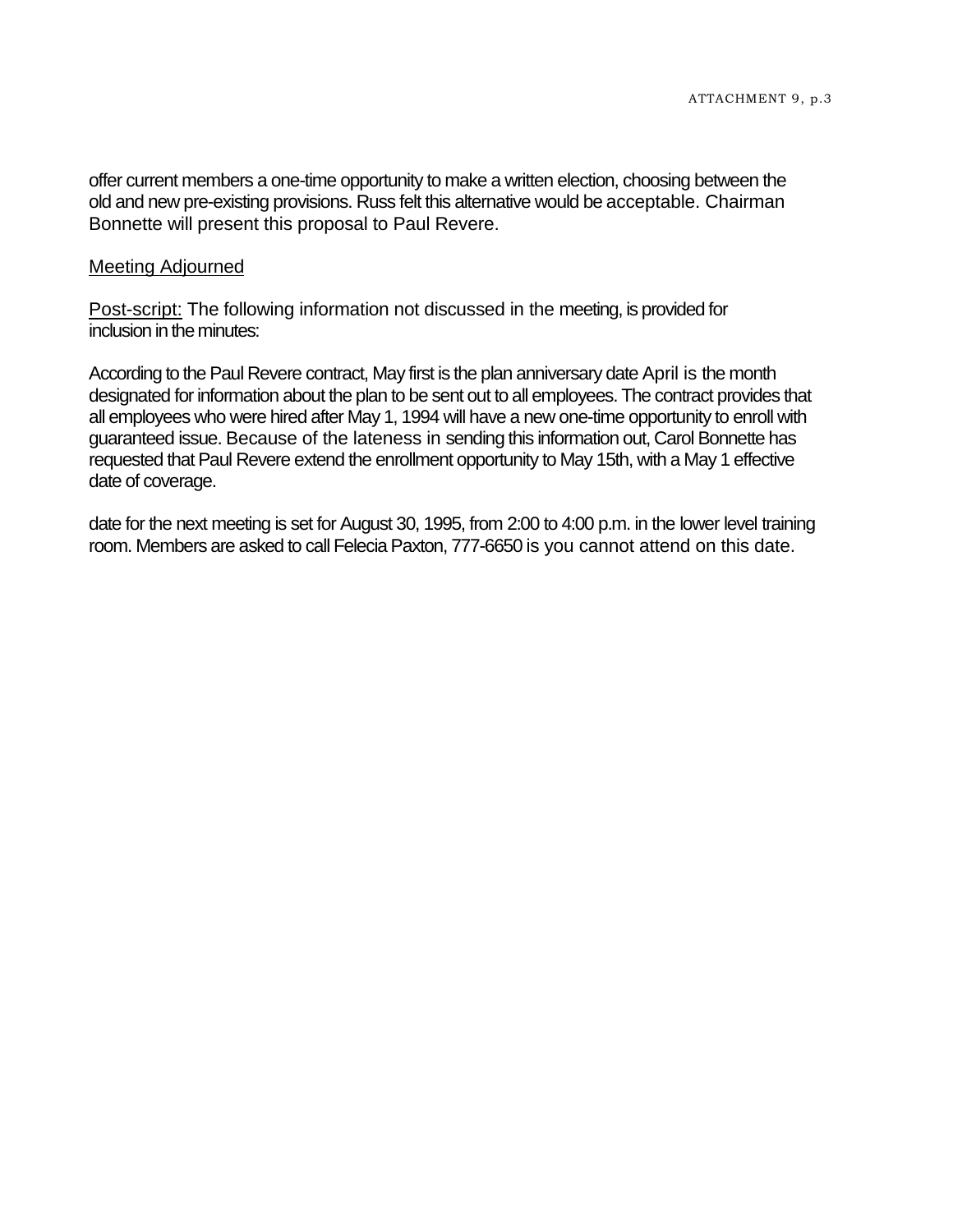offer current members a one-time opportunity to make a written election, choosing between the old and new pre-existing provisions. Russ felt this alternative would be acceptable. Chairman Bonnette will present this proposal to Paul Revere.

Meeting Adjourned

Post-script: The following information not discussed in the meeting, is provided for inclusion in the minutes:

According to the Paul Revere contract, May first is the plan anniversary date April is the month designated for information about the plan to be sent out to all employees. The contract provides that all employees who were hired after May 1, 1994 will have a new one-time opportunity to enroll with guaranteed issue. Because of the lateness in sending this information out, Carol Bonnette has requested that Paul Revere extend the enrollment opportunity to May 15th, with a May 1 effective date of coverage.

date for the next meeting is set for August 30, 1995, from 2:00 to 4:00 p.m. in the lower level training room. Members are asked to call Felecia Paxton, 777-6650 is you cannot attend on this date.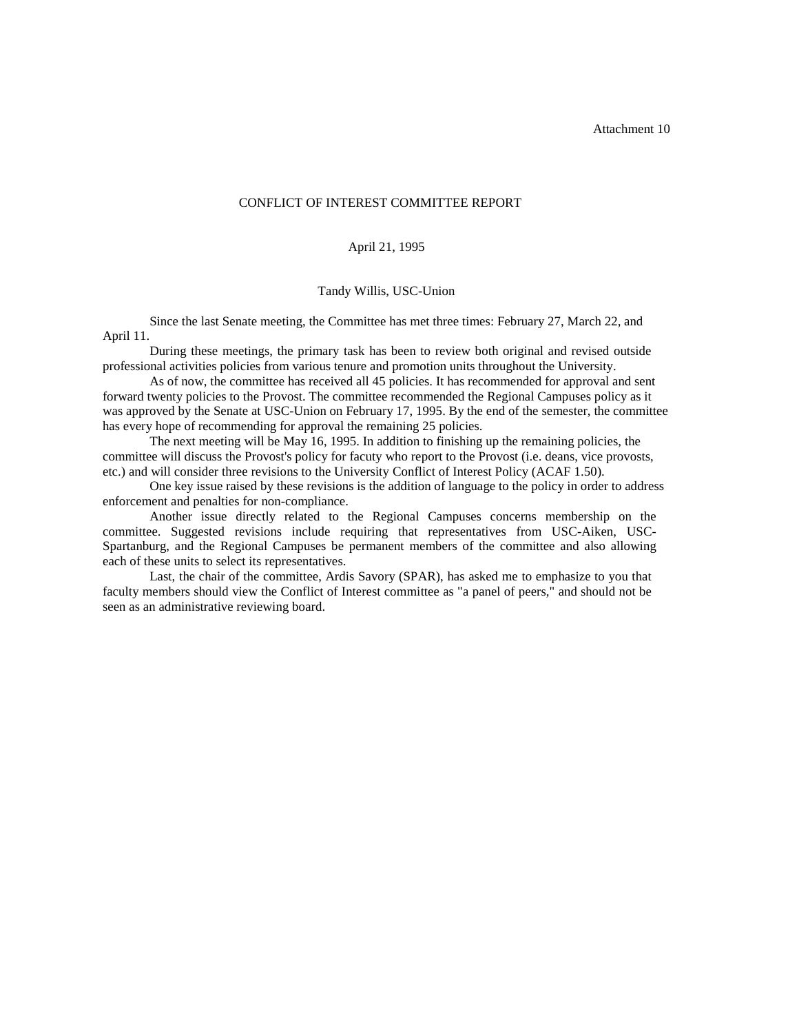Attachment 10

# CONFLICT OF INTEREST COMMITTEE REPORT

April 21, 1995

Tandy Willis, USC-Union

Since the last Senate meeting, the Committee has met three times: February 27, March 22, and April 11.

During these meetings, the primary task has been to review both original and revised outside professional activities policies from various tenure and promotion units throughout the University.

As of now, the committee has received all 45 policies. It has recommended for approval and sent forward twenty policies to the Provost. The committee recommended the Regional Campuses policy as it was approved by the Senate at USC-Union on February 17, 1995. By the end of the semester, the committee has every hope of recommending for approval the remaining 25 policies.

The next meeting will be May 16, 1995. In addition to finishing up the remaining policies, the committee will discuss the Provost's policy for facuty who report to the Provost (i.e. deans, vice provosts, etc.) and will consider three revisions to the University Conflict of Interest Policy (ACAF 1.50).

One key issue raised by these revisions is the addition of language to the policy in order to address enforcement and penalties for non-compliance.

Another issue directly related to the Regional Campuses concerns membership on the committee. Suggested revisions include requiring that representatives from USC-Aiken, USC-Spartanburg, and the Regional Campuses be permanent members of the committee and also allowing each of these units to select its representatives.

Last, the chair of the committee, Ardis Savory (SPAR), has asked me to emphasize to you that faculty members should view the Conflict of Interest committee as "a panel of peers," and should not be seen as an administrative reviewing board.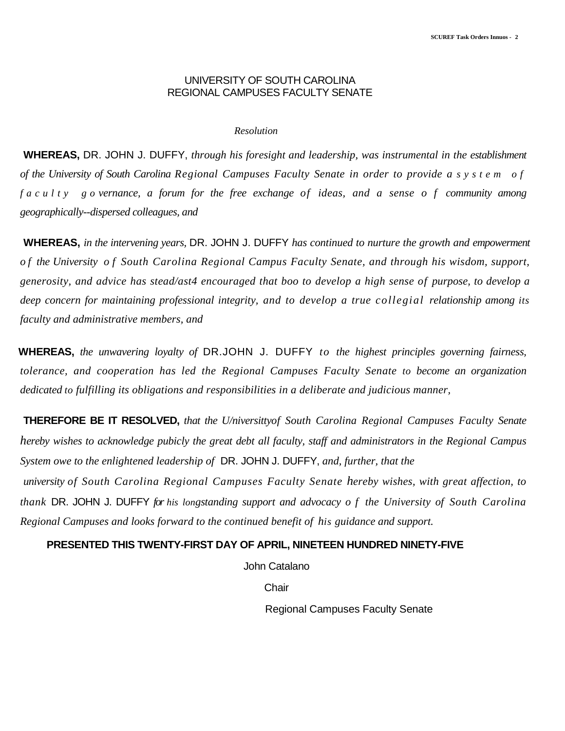UNIVERSITY OF SOUTH CAROLINA
REGIONAL CAMPUSES FACULTY SENATE

*Resolution*

**WHEREAS,** DR. JOHN J. DUFFY, *through his foresight and leadership, was instrumental in the establishment of the University of South Carolina Regional Campuses Faculty Senate in order to provide a system of faculty governance, a forum for the free exchange of ideas, and a sense of community among geographically--dispersed colleagues, and*

**WHEREAS,** *in the intervening years,* DR. JOHN J. DUFFY *has continued to nurture the growth and empowerment of the University of South Carolina Regional Campus Faculty Senate, and through his wisdom, support, generosity, and advice has stead/ast4 encouraged that boo to develop a high sense of purpose, to develop a deep concern for maintaining professional integrity, and to develop a true collegial relationship among its faculty and administrative members, and*

**WHEREAS,** *the unwavering loyalty of* DR.JOHN J. DUFFY *to the highest principles governing fairness, tolerance, and cooperation has led the Regional Campuses Faculty Senate to become an organization dedicated to fulfilling its obligations and responsibilities in a deliberate and judicious manner,*

**THEREFORE BE IT RESOLVED,** *that the U/niversittyof South Carolina Regional Campuses Faculty Senate hereby wishes to acknowledge pubicly the great debt all faculty, staff and administrators in the Regional Campus System owe to the enlightened leadership of* DR. JOHN J. DUFFY, *and, further, that the university of South Carolina Regional Campuses Faculty Senate hereby wishes, with great affection, to thank* DR. JOHN J. DUFFY *for his longstanding support and advocacy of the University of South Carolina Regional Campuses and looks forward to the continued benefit of his guidance and support.*

**PRESENTED THIS TWENTY-FIRST DAY OF APRIL, NINETEEN HUNDRED NINETY-FIVE**

John Catalano

Chair

Regional Campuses Faculty Senate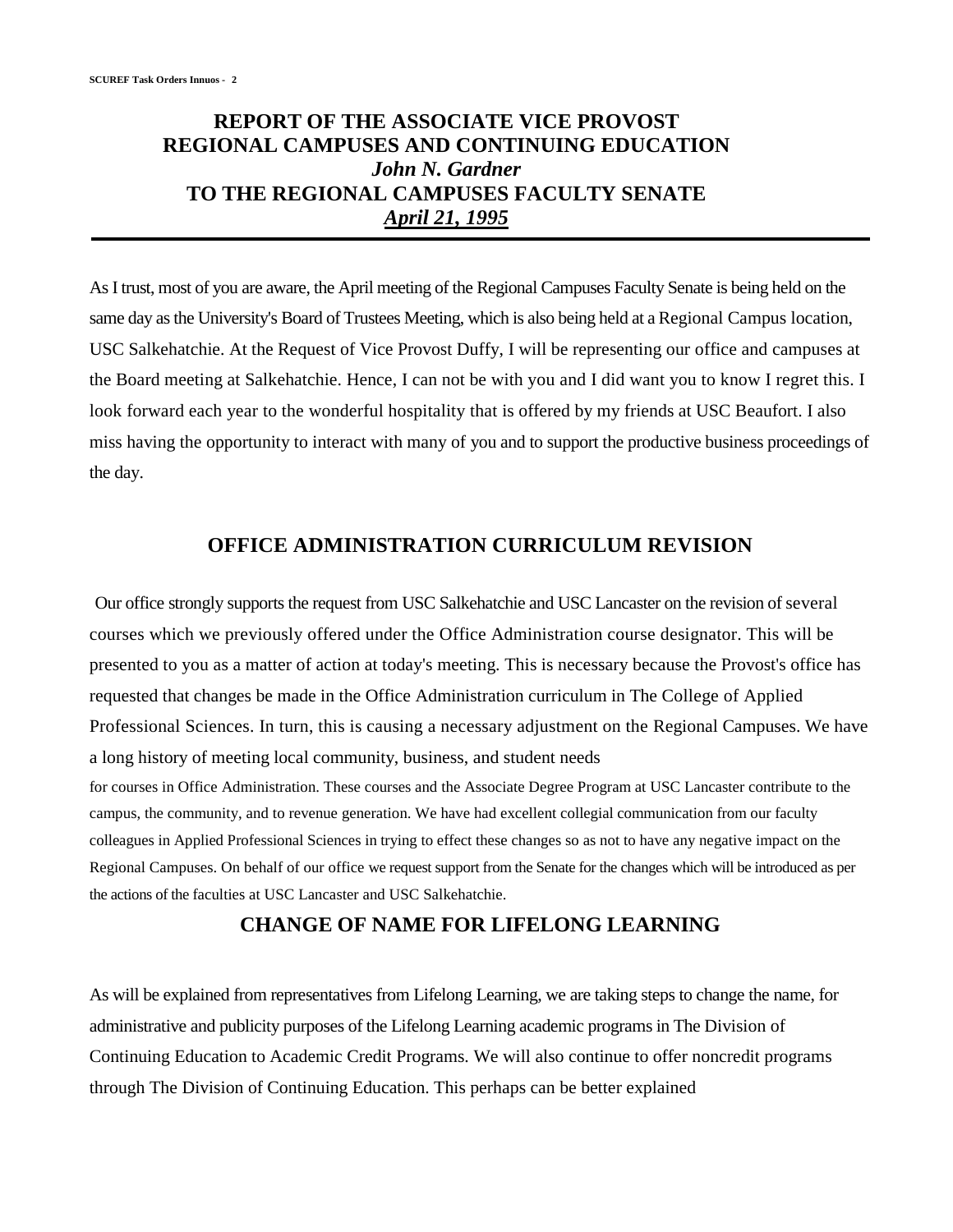## REPORT OF THE ASSOCIATE VICE PROVOST
## REGIONAL CAMPUSES AND CONTINUING EDUCATION
## *John N. Gardner*
## TO THE REGIONAL CAMPUSES FACULTY SENATE
## *April 21, 1995*

---

As I trust, most of you are aware, the April meeting of the Regional Campuses Faculty Senate is being held on the same day as the University's Board of Trustees Meeting, which is also being held at a Regional Campus location, USC Salkehatchie. At the Request of Vice Provost Duffy, I will be representing our office and campuses at the Board meeting at Salkehatchie. Hence, I can not be with you and I did want you to know I regret this. I look forward each year to the wonderful hospitality that is offered by my friends at USC Beaufort. I also miss having the opportunity to interact with many of you and to support the productive business proceedings of the day.

## OFFICE ADMINISTRATION CURRICULUM REVISION

Our office strongly supports the request from USC Salkehatchie and USC Lancaster on the revision of several courses which we previously offered under the Office Administration course designator. This will be presented to you as a matter of action at today's meeting. This is necessary because the Provost's office has requested that changes be made in the Office Administration curriculum in The College of Applied Professional Sciences. In turn, this is causing a necessary adjustment on the Regional Campuses. We have a long history of meeting local community, business, and student needs for courses in Office Administration. These courses and the Associate Degree Program at USC Lancaster contribute to the campus, the community, and to revenue generation. We have had excellent collegial communication from our faculty colleagues in Applied Professional Sciences in trying to effect these changes so as not to have any negative impact on the Regional Campuses. On behalf of our office we request support from the Senate for the changes which will be introduced as per the actions of the faculties at USC Lancaster and USC Salkehatchie.

## CHANGE OF NAME FOR LIFELONG LEARNING

As will be explained from representatives from Lifelong Learning, we are taking steps to change the name, for administrative and publicity purposes of the Lifelong Learning academic programs in The Division of Continuing Education to Academic Credit Programs. We will also continue to offer noncredit programs through The Division of Continuing Education. This perhaps can be better explained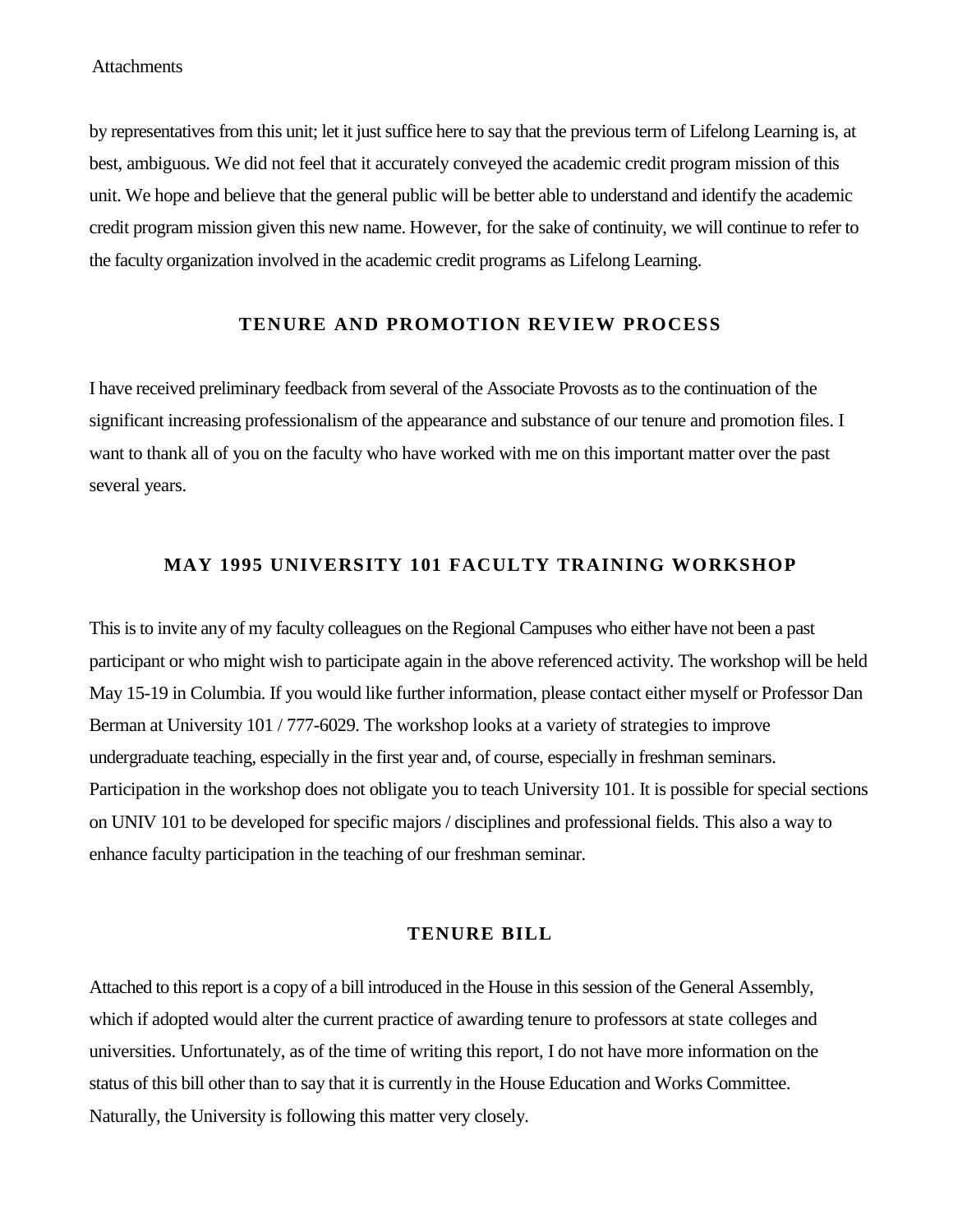by representatives from this unit; let it just suffice here to say that the previous term of Lifelong Learning is, at best, ambiguous. We did not feel that it accurately conveyed the academic credit program mission of this unit. We hope and believe that the general public will be better able to understand and identify the academic credit program mission given this new name. However, for the sake of continuity, we will continue to refer to the faculty organization involved in the academic credit programs as Lifelong Learning.

## TENURE AND PROMOTION REVIEW PROCESS

I have received preliminary feedback from several of the Associate Provosts as to the continuation of the significant increasing professionalism of the appearance and substance of our tenure and promotion files. I want to thank all of you on the faculty who have worked with me on this important matter over the past several years.

## MAY 1995 UNIVERSITY 101 FACULTY TRAINING WORKSHOP

This is to invite any of my faculty colleagues on the Regional Campuses who either have not been a past participant or who might wish to participate again in the above referenced activity. The workshop will be held May 15-19 in Columbia. If you would like further information, please contact either myself or Professor Dan Berman at University 101 / 777-6029. The workshop looks at a variety of strategies to improve undergraduate teaching, especially in the first year and, of course, especially in freshman seminars. Participation in the workshop does not obligate you to teach University 101. It is possible for special sections on UNIV 101 to be developed for specific majors / disciplines and professional fields. This also a way to enhance faculty participation in the teaching of our freshman seminar.

## TENURE BILL

Attached to this report is a copy of a bill introduced in the House in this session of the General Assembly, which if adopted would alter the current practice of awarding tenure to professors at state colleges and universities. Unfortunately, as of the time of writing this report, I do not have more information on the status of this bill other than to say that it is currently in the House Education and Works Committee. Naturally, the University is following this matter very closely.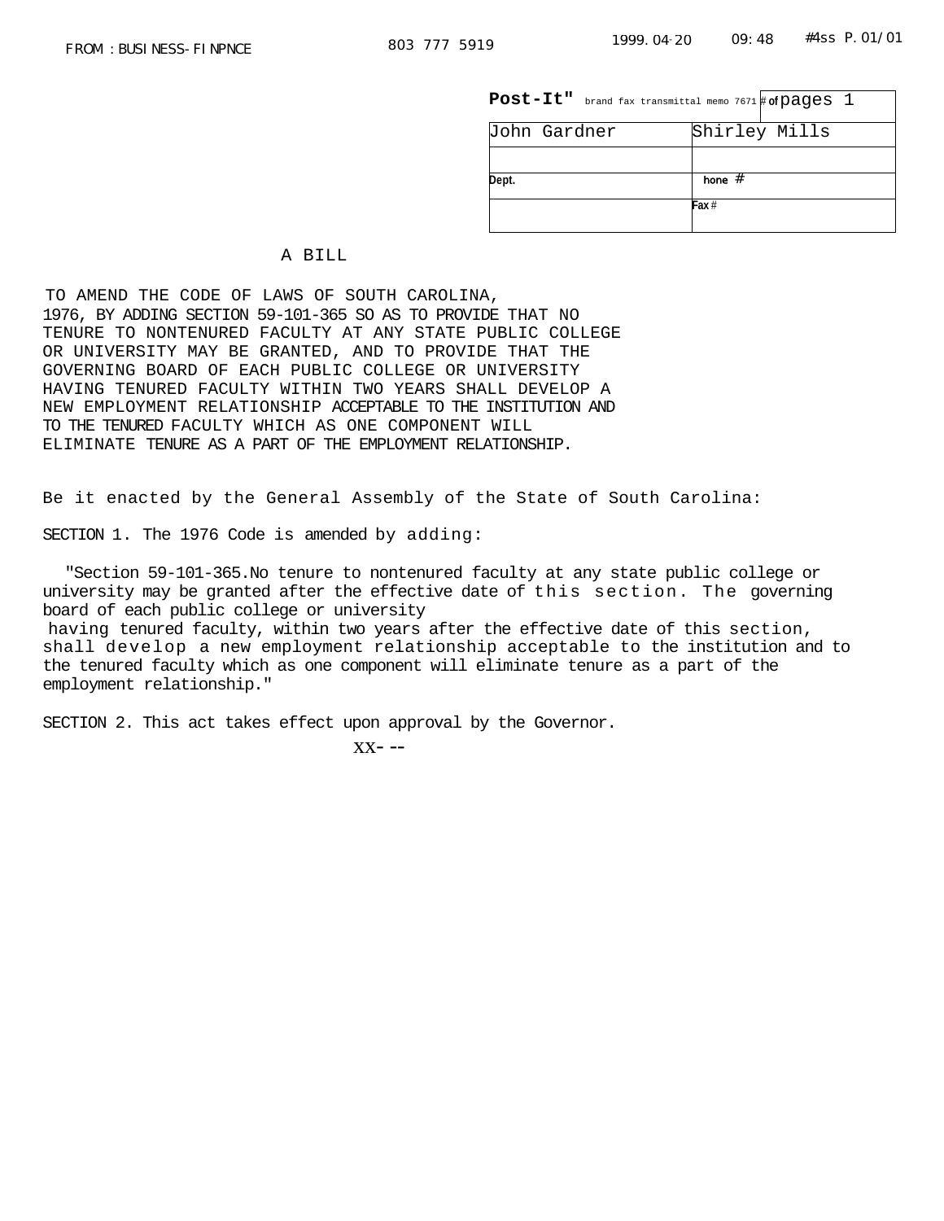FROM : BUSINESS-FINPNCE 803 777 5919 1999.04.20 09:48 #4ss P.01/01

| Post-It" brand fax transmittal memo 7671 | # of pages 1 |
|---|---|
| John Gardner | Shirley Mills |
| | |
| Dept. | hone # |
| | Fax # |

# A BILL

TO AMEND THE CODE OF LAWS OF SOUTH CAROLINA, 1976, BY ADDING SECTION 59-101-365 SO AS TO PROVIDE THAT NO TENURE TO NONTENURED FACULTY AT ANY STATE PUBLIC COLLEGE OR UNIVERSITY MAY BE GRANTED, AND TO PROVIDE THAT THE GOVERNING BOARD OF EACH PUBLIC COLLEGE OR UNIVERSITY HAVING TENURED FACULTY WITHIN TWO YEARS SHALL DEVELOP A NEW EMPLOYMENT RELATIONSHIP ACCEPTABLE TO THE INSTITUTION AND TO THE TENURED FACULTY WHICH AS ONE COMPONENT WILL ELIMINATE TENURE AS A PART OF THE EMPLOYMENT RELATIONSHIP.

Be it enacted by the General Assembly of the State of South Carolina:

SECTION 1. The 1976 Code is amended by adding:

"Section 59-101-365. No tenure to nontenured faculty at any state public college or university may be granted after the effective date of this section. The governing board of each public college or university having tenured faculty, within two years after the effective date of this section, shall develop a new employment relationship acceptable to the institution and to the tenured faculty which as one component will eliminate tenure as a part of the employment relationship."

SECTION 2. This act takes effect upon approval by the Governor.

XX- --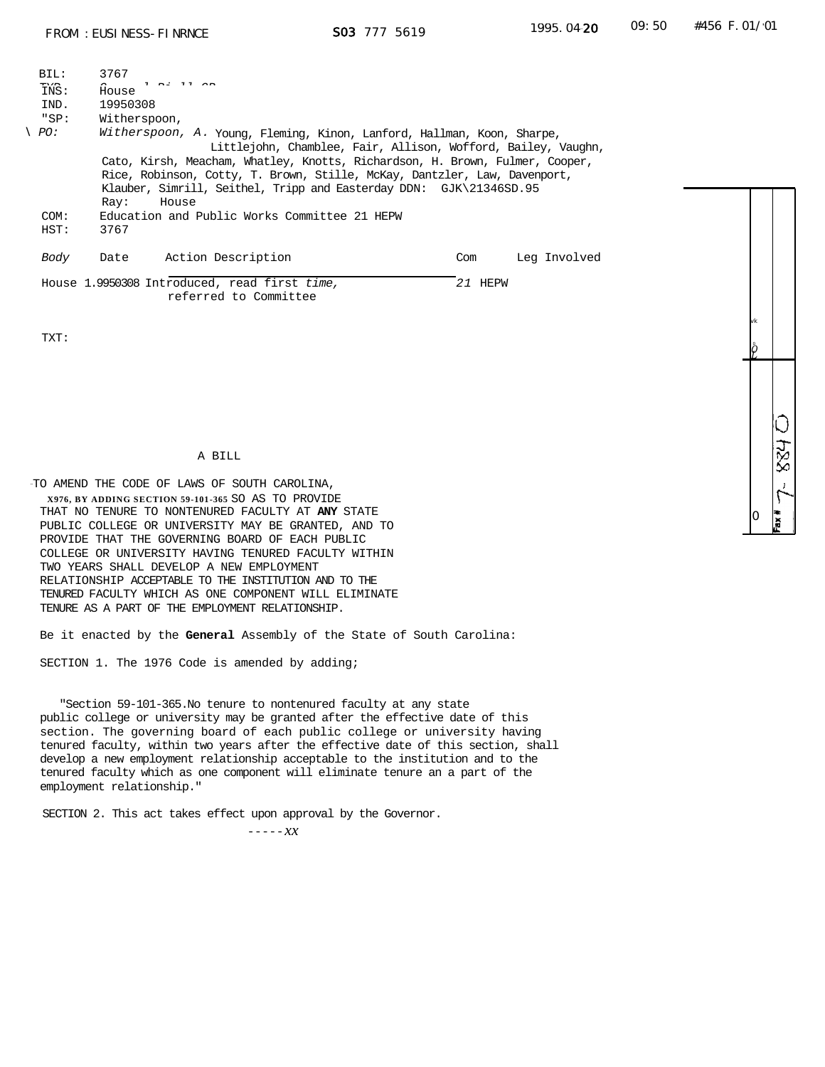```
BIL:    3767
INS:    House
IND.    19950308
"SP:    Witherspoon,
\ PO:   Witherspoon, A. Young, Fleming, Kinon, Lanford, Hallman, Koon, Sharpe,
                  Littlejohn, Chamblee, Fair, Allison, Wofford, Bailey, Vaughn,
        Cato, Kirsh, Meacham, Whatley, Knotts, Richardson, H. Brown, Fulmer, Cooper,
        Rice, Robinson, Cotty, T. Brown, Stille, McKay, Dantzler, Law, Davenport,
        Klauber, Simrill, Seithel, Tripp and Easterday DDN:  GJK\21346SD.95
        Ray:    House
COM:    Education and Public Works Committee 21 HEPW
HST:    3767
```

| Body | Date | Action Description | Com | Leg Involved |
|---|---|---|---|---|
| House | 19950308 | Introduced, read first time, referred to Committee | 21 HEPW | |

TXT:

## A BILL

TO AMEND THE CODE OF LAWS OF SOUTH CAROLINA, 1976, BY ADDING SECTION 59-101-365 SO AS TO PROVIDE THAT NO TENURE TO NONTENURED FACULTY AT ANY STATE PUBLIC COLLEGE OR UNIVERSITY MAY BE GRANTED, AND TO PROVIDE THAT THE GOVERNING BOARD OF EACH PUBLIC COLLEGE OR UNIVERSITY HAVING TENURED FACULTY WITHIN TWO YEARS SHALL DEVELOP A NEW EMPLOYMENT RELATIONSHIP ACCEPTABLE TO THE INSTITUTION AND TO THE TENURED FACULTY WHICH AS ONE COMPONENT WILL ELIMINATE TENURE AS A PART OF THE EMPLOYMENT RELATIONSHIP.

Be it enacted by the General Assembly of the State of South Carolina:

SECTION 1. The 1976 Code is amended by adding;

"Section 59-101-365.No tenure to nontenured faculty at any state public college or university may be granted after the effective date of this section. The governing board of each public college or university having tenured faculty, within two years after the effective date of this section, shall develop a new employment relationship acceptable to the institution and to the tenured faculty which as one component will eliminate tenure an a part of the employment relationship."

SECTION 2. This act takes effect upon approval by the Governor.

-----XX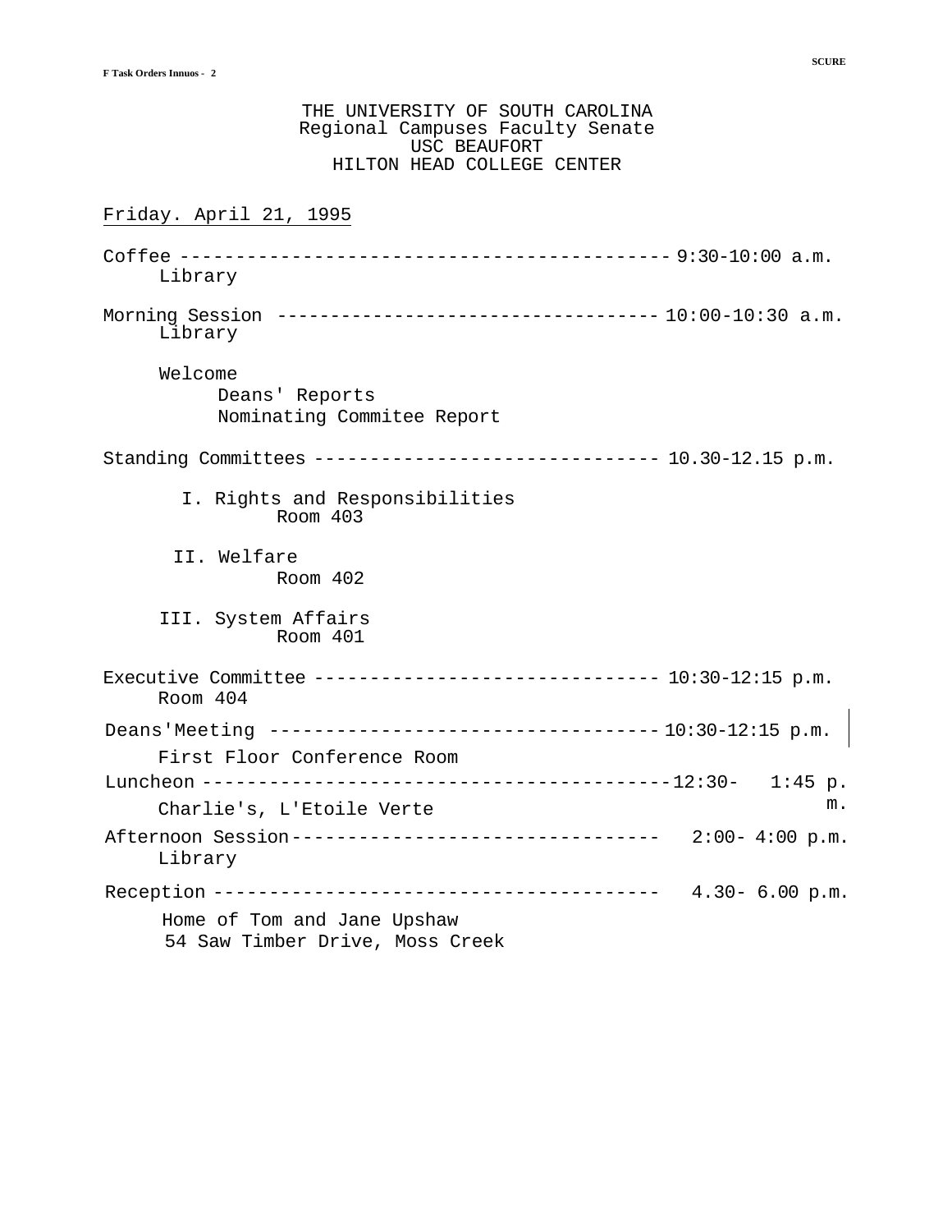THE UNIVERSITY OF SOUTH CAROLINA
Regional Campuses Faculty Senate
USC BEAUFORT
HILTON HEAD COLLEGE CENTER

Friday. April 21, 1995

Coffee ------------------------------------------- 9:30-10:00 a.m.
Library

Morning Session ------------------------------------ 10:00-10:30 a.m.
Library

Welcome
Deans' Reports
Nominating Commitee Report

Standing Committees ------------------------------ 10.30-12.15 p.m.

I. Rights and Responsibilities
Room 403

II. Welfare
Room 402

III. System Affairs
Room 401

Executive Committee ------------------------------ 10:30-12:15 p.m.
Room 404

Deans'Meeting ---------------------------------- 10:30-12:15 p.m.
First Floor Conference Room

Luncheon ------------------------------------------12:30- 1:45 p.m.
Charlie's, L'Etoile Verte

Afternoon Session--------------------------------- 2:00- 4:00 p.m.
Library

Reception ---------------------------------------- 4.30- 6.00 p.m.
Home of Tom and Jane Upshaw
54 Saw Timber Drive, Moss Creek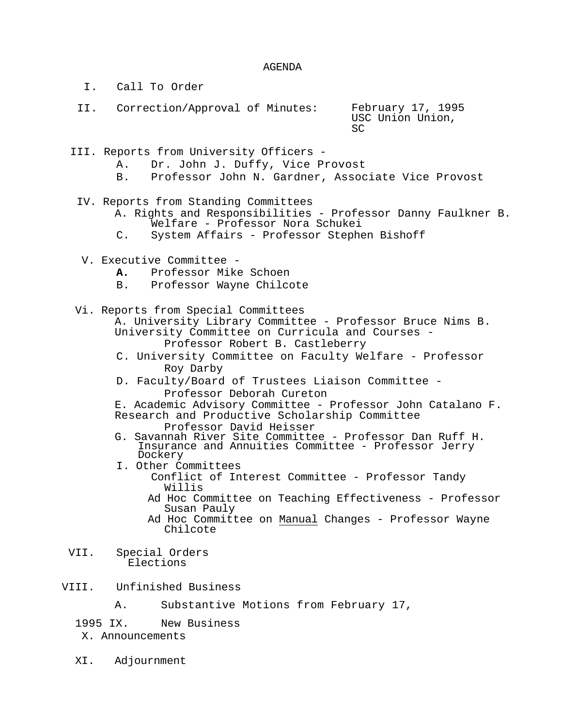# AGENDA

I. Call To Order

II. Correction/Approval of Minutes: February 17, 1995 USC Union Union, SC

III. Reports from University Officers -
   - A. Dr. John J. Duffy, Vice Provost
   - B. Professor John N. Gardner, Associate Vice Provost

IV. Reports from Standing Committees
   - A. Rights and Responsibilities - Professor Danny Faulkner
   - B. Welfare - Professor Nora Schukei
   - C. System Affairs - Professor Stephen Bishoff

V. Executive Committee -
   - **A.** Professor Mike Schoen
   - B. Professor Wayne Chilcote

Vi. Reports from Special Committees
   - A. University Library Committee - Professor Bruce Nims
   - B. University Committee on Curricula and Courses - Professor Robert B. Castleberry
   - C. University Committee on Faculty Welfare - Professor Roy Darby
   - D. Faculty/Board of Trustees Liaison Committee - Professor Deborah Cureton
   - E. Academic Advisory Committee - Professor John Catalano
   - F. Research and Productive Scholarship Committee Professor David Heisser
   - G. Savannah River Site Committee - Professor Dan Ruff
   - H. Insurance and Annuities Committee - Professor Jerry Dockery
   - I. Other Committees
     - Conflict of Interest Committee - Professor Tandy Willis
     - Ad Hoc Committee on Teaching Effectiveness - Professor Susan Pauly
     - Ad Hoc Committee on Manual Changes - Professor Wayne Chilcote

VII. Special Orders
   Elections

VIII. Unfinished Business
   - A. Substantive Motions from February 17, 1995

IX. New Business

X. Announcements

XI. Adjournment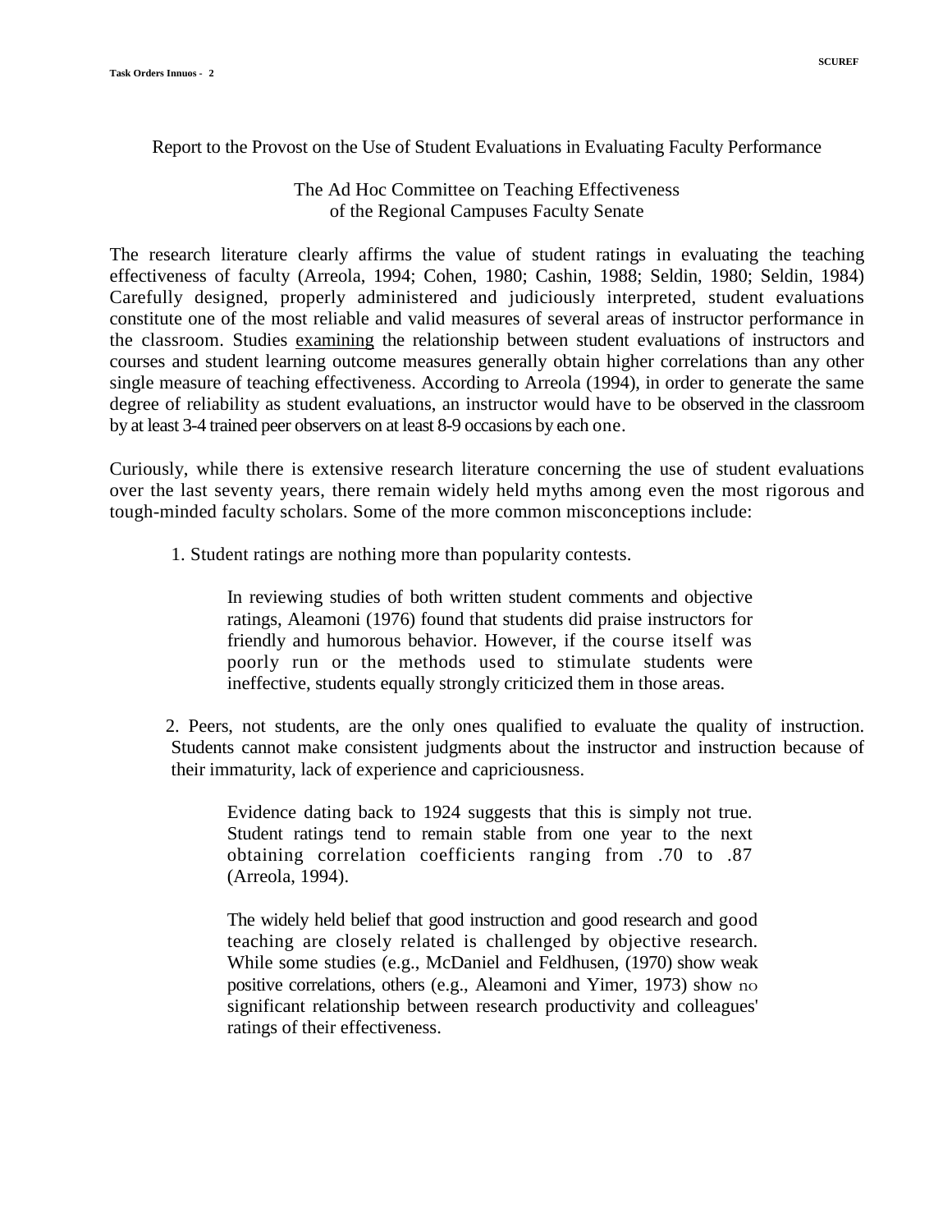Report to the Provost on the Use of Student Evaluations in Evaluating Faculty Performance

The Ad Hoc Committee on Teaching Effectiveness
of the Regional Campuses Faculty Senate

The research literature clearly affirms the value of student ratings in evaluating the teaching effectiveness of faculty (Arreola, 1994; Cohen, 1980; Cashin, 1988; Seldin, 1980; Seldin, 1984) Carefully designed, properly administered and judiciously interpreted, student evaluations constitute one of the most reliable and valid measures of several areas of instructor performance in the classroom. Studies examining the relationship between student evaluations of instructors and courses and student learning outcome measures generally obtain higher correlations than any other single measure of teaching effectiveness. According to Arreola (1994), in order to generate the same degree of reliability as student evaluations, an instructor would have to be observed in the classroom by at least 3-4 trained peer observers on at least 8-9 occasions by each one.

Curiously, while there is extensive research literature concerning the use of student evaluations over the last seventy years, there remain widely held myths among even the most rigorous and tough-minded faculty scholars. Some of the more common misconceptions include:

1. Student ratings are nothing more than popularity contests.

    In reviewing studies of both written student comments and objective ratings, Aleamoni (1976) found that students did praise instructors for friendly and humorous behavior. However, if the course itself was poorly run or the methods used to stimulate students were ineffective, students equally strongly criticized them in those areas.

2. Peers, not students, are the only ones qualified to evaluate the quality of instruction. Students cannot make consistent judgments about the instructor and instruction because of their immaturity, lack of experience and capriciousness.

    Evidence dating back to 1924 suggests that this is simply not true. Student ratings tend to remain stable from one year to the next obtaining correlation coefficients ranging from .70 to .87 (Arreola, 1994).

    The widely held belief that good instruction and good research and good teaching are closely related is challenged by objective research. While some studies (e.g., McDaniel and Feldhusen, (1970) show weak positive correlations, others (e.g., Aleamoni and Yimer, 1973) show no significant relationship between research productivity and colleagues' ratings of their effectiveness.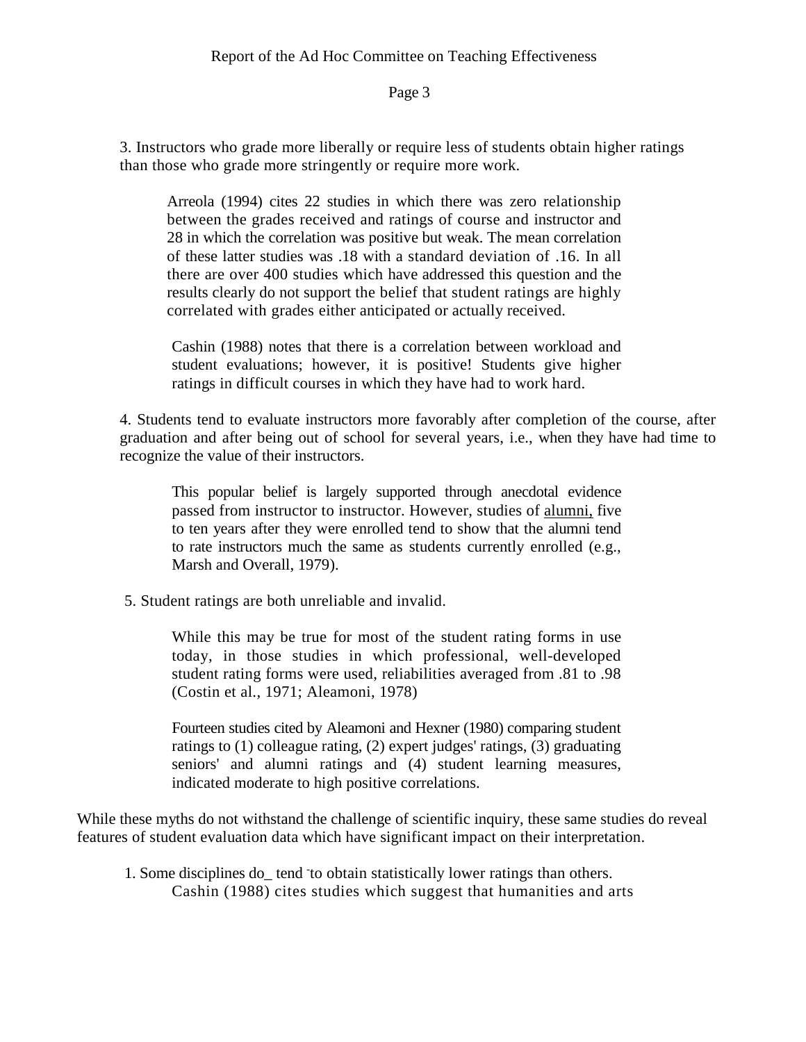3. Instructors who grade more liberally or require less of students obtain higher ratings than those who grade more stringently or require more work.

> Arreola (1994) cites 22 studies in which there was zero relationship between the grades received and ratings of course and instructor and 28 in which the correlation was positive but weak. The mean correlation of these latter studies was .18 with a standard deviation of .16. In all there are over 400 studies which have addressed this question and the results clearly do not support the belief that student ratings are highly correlated with grades either anticipated or actually received.
>
> Cashin (1988) notes that there is a correlation between workload and student evaluations; however, it is positive! Students give higher ratings in difficult courses in which they have had to work hard.

4. Students tend to evaluate instructors more favorably after completion of the course, after graduation and after being out of school for several years, i.e., when they have had time to recognize the value of their instructors.

> This popular belief is largely supported through anecdotal evidence passed from instructor to instructor. However, studies of <u>alumni,</u> five to ten years after they were enrolled tend to show that the alumni tend to rate instructors much the same as students currently enrolled (e.g., Marsh and Overall, 1979).

5. Student ratings are both unreliable and invalid.

> While this may be true for most of the student rating forms in use today, in those studies in which professional, well-developed student rating forms were used, reliabilities averaged from .81 to .98 (Costin et al., 1971; Aleamoni, 1978)
>
> Fourteen studies cited by Aleamoni and Hexner (1980) comparing student ratings to (1) colleague rating, (2) expert judges' ratings, (3) graduating seniors' and alumni ratings and (4) student learning measures, indicated moderate to high positive correlations.

While these myths do not withstand the challenge of scientific inquiry, these same studies do reveal features of student evaluation data which have significant impact on their interpretation.

1. Some disciplines do_ tend to obtain statistically lower ratings than others.
   Cashin (1988) cites studies which suggest that humanities and arts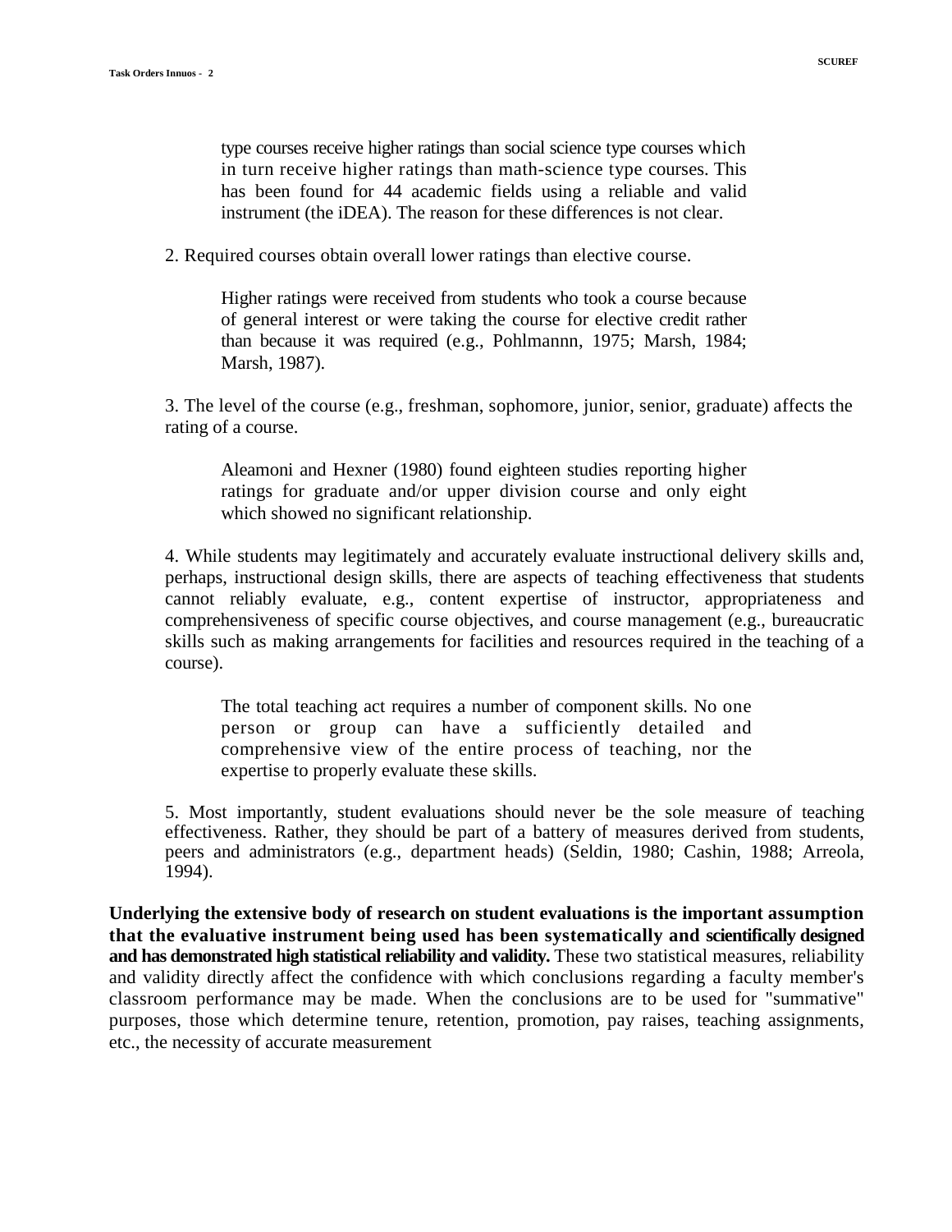type courses receive higher ratings than social science type courses which in turn receive higher ratings than math-science type courses. This has been found for 44 academic fields using a reliable and valid instrument (the iDEA). The reason for these differences is not clear.

2. Required courses obtain overall lower ratings than elective course.

> Higher ratings were received from students who took a course because of general interest or were taking the course for elective credit rather than because it was required (e.g., Pohlmannn, 1975; Marsh, 1984; Marsh, 1987).

3. The level of the course (e.g., freshman, sophomore, junior, senior, graduate) affects the rating of a course.

> Aleamoni and Hexner (1980) found eighteen studies reporting higher ratings for graduate and/or upper division course and only eight which showed no significant relationship.

4. While students may legitimately and accurately evaluate instructional delivery skills and, perhaps, instructional design skills, there are aspects of teaching effectiveness that students cannot reliably evaluate, e.g., content expertise of instructor, appropriateness and comprehensiveness of specific course objectives, and course management (e.g., bureaucratic skills such as making arrangements for facilities and resources required in the teaching of a course).

> The total teaching act requires a number of component skills. No one person or group can have a sufficiently detailed and comprehensive view of the entire process of teaching, nor the expertise to properly evaluate these skills.

5. Most importantly, student evaluations should never be the sole measure of teaching effectiveness. Rather, they should be part of a battery of measures derived from students, peers and administrators (e.g., department heads) (Seldin, 1980; Cashin, 1988; Arreola, 1994).

**Underlying the extensive body of research on student evaluations is the important assumption that the evaluative instrument being used has been systematically and scientifically designed and has demonstrated high statistical reliability and validity.** These two statistical measures, reliability and validity directly affect the confidence with which conclusions regarding a faculty member's classroom performance may be made. When the conclusions are to be used for "summative" purposes, those which determine tenure, retention, promotion, pay raises, teaching assignments, etc., the necessity of accurate measurement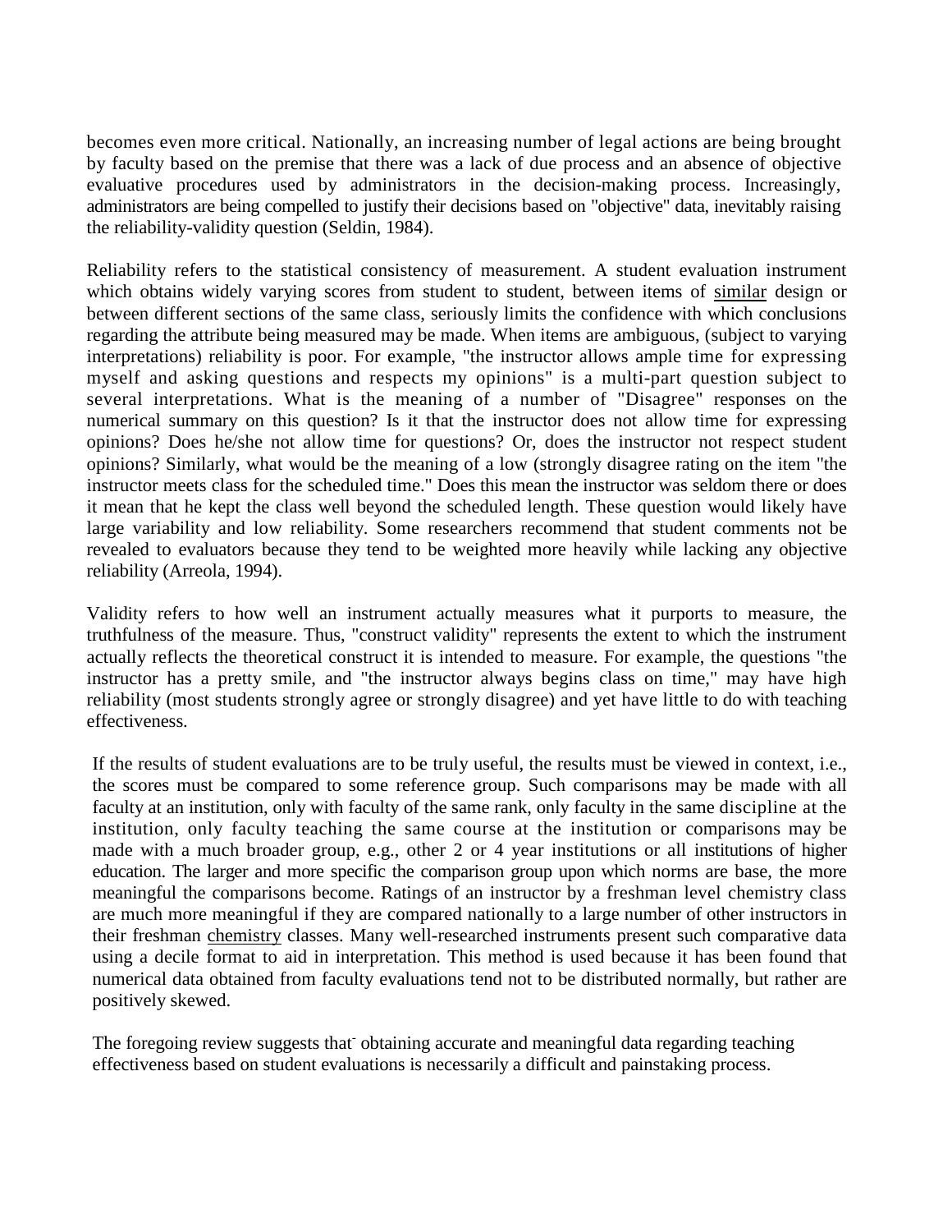becomes even more critical. Nationally, an increasing number of legal actions are being brought by faculty based on the premise that there was a lack of due process and an absence of objective evaluative procedures used by administrators in the decision-making process. Increasingly, administrators are being compelled to justify their decisions based on "objective" data, inevitably raising the reliability-validity question (Seldin, 1984).

Reliability refers to the statistical consistency of measurement. A student evaluation instrument which obtains widely varying scores from student to student, between items of similar design or between different sections of the same class, seriously limits the confidence with which conclusions regarding the attribute being measured may be made. When items are ambiguous, (subject to varying interpretations) reliability is poor. For example, "the instructor allows ample time for expressing myself and asking questions and respects my opinions" is a multi-part question subject to several interpretations. What is the meaning of a number of "Disagree" responses on the numerical summary on this question? Is it that the instructor does not allow time for expressing opinions? Does he/she not allow time for questions? Or, does the instructor not respect student opinions? Similarly, what would be the meaning of a low (strongly disagree rating on the item "the instructor meets class for the scheduled time." Does this mean the instructor was seldom there or does it mean that he kept the class well beyond the scheduled length. These question would likely have large variability and low reliability. Some researchers recommend that student comments not be revealed to evaluators because they tend to be weighted more heavily while lacking any objective reliability (Arreola, 1994).

Validity refers to how well an instrument actually measures what it purports to measure, the truthfulness of the measure. Thus, "construct validity" represents the extent to which the instrument actually reflects the theoretical construct it is intended to measure. For example, the questions "the instructor has a pretty smile, and "the instructor always begins class on time," may have high reliability (most students strongly agree or strongly disagree) and yet have little to do with teaching effectiveness.

If the results of student evaluations are to be truly useful, the results must be viewed in context, i.e., the scores must be compared to some reference group. Such comparisons may be made with all faculty at an institution, only with faculty of the same rank, only faculty in the same discipline at the institution, only faculty teaching the same course at the institution or comparisons may be made with a much broader group, e.g., other 2 or 4 year institutions or all institutions of higher education. The larger and more specific the comparison group upon which norms are base, the more meaningful the comparisons become. Ratings of an instructor by a freshman level chemistry class are much more meaningful if they are compared nationally to a large number of other instructors in their freshman chemistry classes. Many well-researched instruments present such comparative data using a decile format to aid in interpretation. This method is used because it has been found that numerical data obtained from faculty evaluations tend not to be distributed normally, but rather are positively skewed.

The foregoing review suggests that obtaining accurate and meaningful data regarding teaching effectiveness based on student evaluations is necessarily a difficult and painstaking process.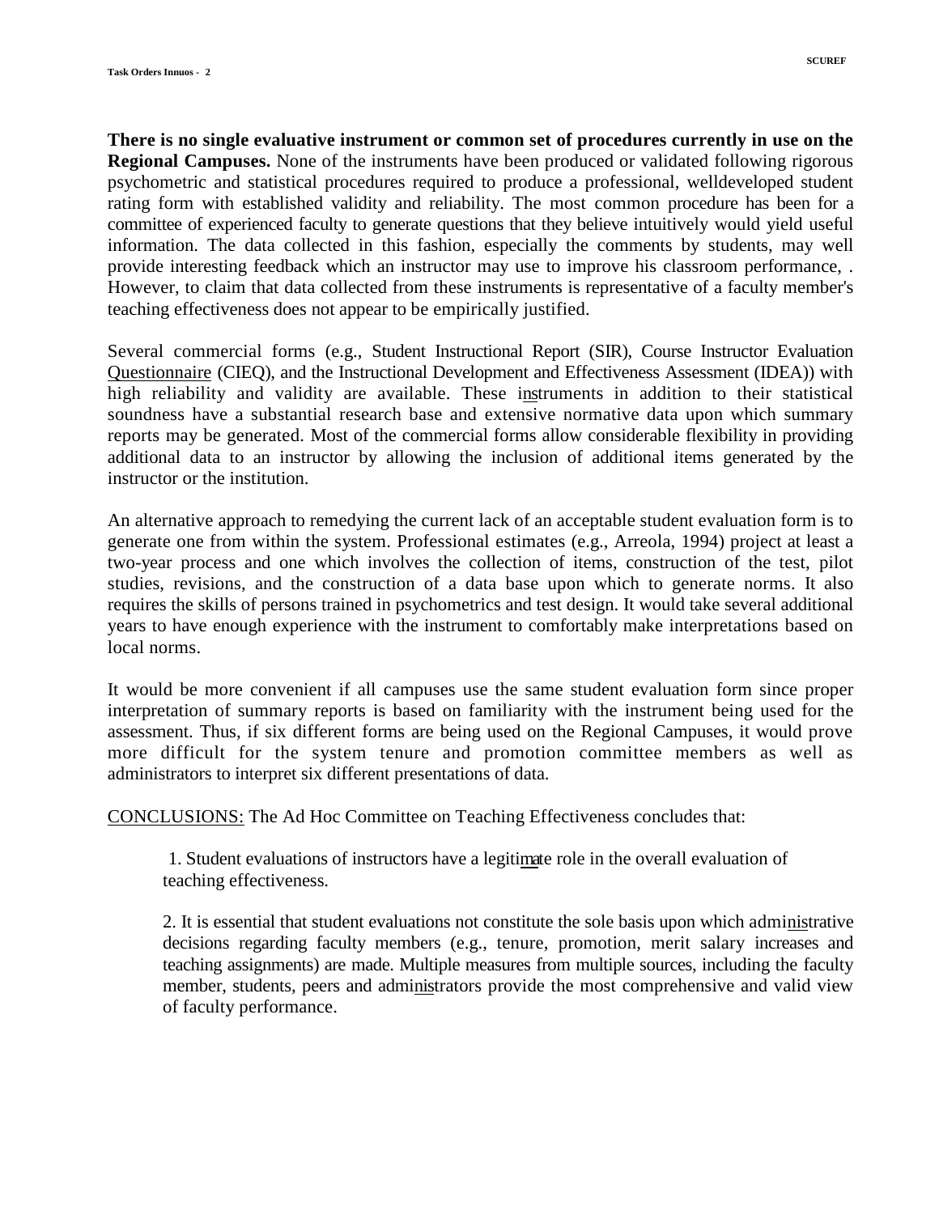**There is no single evaluative instrument or common set of procedures currently in use on the Regional Campuses.** None of the instruments have been produced or validated following rigorous psychometric and statistical procedures required to produce a professional, welldeveloped student rating form with established validity and reliability. The most common procedure has been for a committee of experienced faculty to generate questions that they believe intuitively would yield useful information. The data collected in this fashion, especially the comments by students, may well provide interesting feedback which an instructor may use to improve his classroom performance, . However, to claim that data collected from these instruments is representative of a faculty member's teaching effectiveness does not appear to be empirically justified.

Several commercial forms (e.g., Student Instructional Report (SIR), Course Instructor Evaluation Questionnaire (CIEQ), and the Instructional Development and Effectiveness Assessment (IDEA)) with high reliability and validity are available. These instruments in addition to their statistical soundness have a substantial research base and extensive normative data upon which summary reports may be generated. Most of the commercial forms allow considerable flexibility in providing additional data to an instructor by allowing the inclusion of additional items generated by the instructor or the institution.

An alternative approach to remedying the current lack of an acceptable student evaluation form is to generate one from within the system. Professional estimates (e.g., Arreola, 1994) project at least a two-year process and one which involves the collection of items, construction of the test, pilot studies, revisions, and the construction of a data base upon which to generate norms. It also requires the skills of persons trained in psychometrics and test design. It would take several additional years to have enough experience with the instrument to comfortably make interpretations based on local norms.

It would be more convenient if all campuses use the same student evaluation form since proper interpretation of summary reports is based on familiarity with the instrument being used for the assessment. Thus, if six different forms are being used on the Regional Campuses, it would prove more difficult for the system tenure and promotion committee members as well as administrators to interpret six different presentations of data.

CONCLUSIONS: The Ad Hoc Committee on Teaching Effectiveness concludes that:

1. Student evaluations of instructors have a legitimate role in the overall evaluation of teaching effectiveness.

2. It is essential that student evaluations not constitute the sole basis upon which administrative decisions regarding faculty members (e.g., tenure, promotion, merit salary increases and teaching assignments) are made. Multiple measures from multiple sources, including the faculty member, students, peers and administrators provide the most comprehensive and valid view of faculty performance.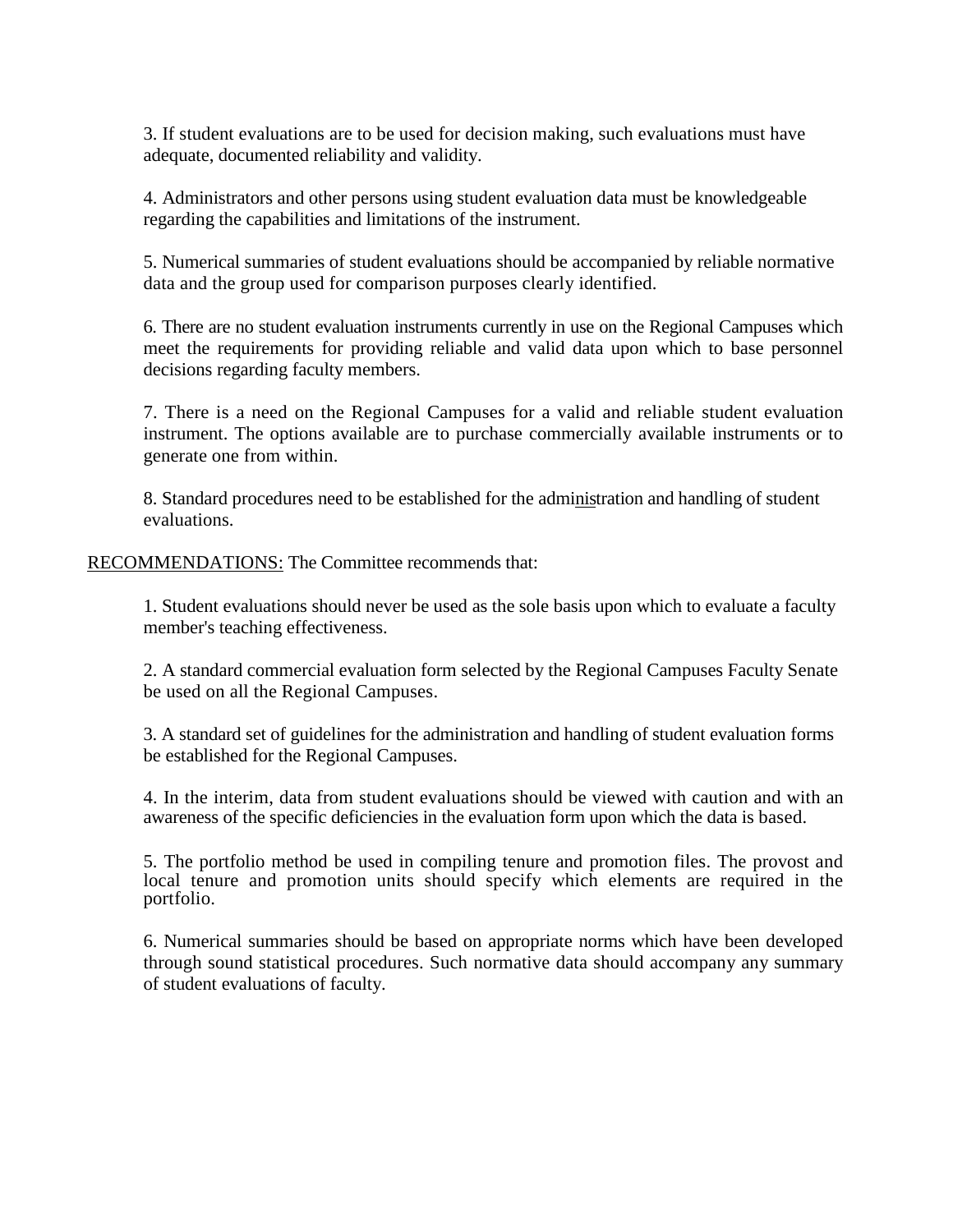3. If student evaluations are to be used for decision making, such evaluations must have adequate, documented reliability and validity.

4. Administrators and other persons using student evaluation data must be knowledgeable regarding the capabilities and limitations of the instrument.

5. Numerical summaries of student evaluations should be accompanied by reliable normative data and the group used for comparison purposes clearly identified.

6. There are no student evaluation instruments currently in use on the Regional Campuses which meet the requirements for providing reliable and valid data upon which to base personnel decisions regarding faculty members.

7. There is a need on the Regional Campuses for a valid and reliable student evaluation instrument. The options available are to purchase commercially available instruments or to generate one from within.

8. Standard procedures need to be established for the administration and handling of student evaluations.

RECOMMENDATIONS: The Committee recommends that:

1. Student evaluations should never be used as the sole basis upon which to evaluate a faculty member's teaching effectiveness.

2. A standard commercial evaluation form selected by the Regional Campuses Faculty Senate be used on all the Regional Campuses.

3. A standard set of guidelines for the administration and handling of student evaluation forms be established for the Regional Campuses.

4. In the interim, data from student evaluations should be viewed with caution and with an awareness of the specific deficiencies in the evaluation form upon which the data is based.

5. The portfolio method be used in compiling tenure and promotion files. The provost and local tenure and promotion units should specify which elements are required in the portfolio.

6. Numerical summaries should be based on appropriate norms which have been developed through sound statistical procedures. Such normative data should accompany any summary of student evaluations of faculty.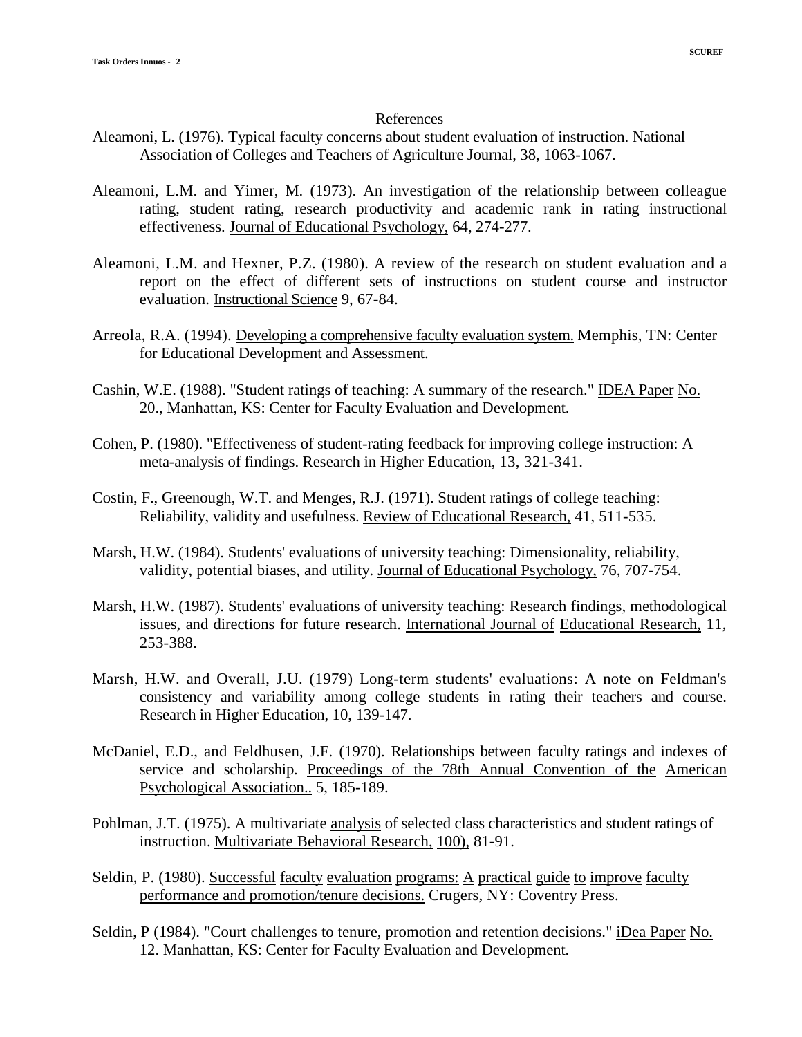## References

Aleamoni, L. (1976). Typical faculty concerns about student evaluation of instruction. National Association of Colleges and Teachers of Agriculture Journal, 38, 1063-1067.

Aleamoni, L.M. and Yimer, M. (1973). An investigation of the relationship between colleague rating, student rating, research productivity and academic rank in rating instructional effectiveness. Journal of Educational Psychology, 64, 274-277.

Aleamoni, L.M. and Hexner, P.Z. (1980). A review of the research on student evaluation and a report on the effect of different sets of instructions on student course and instructor evaluation. Instructional Science 9, 67-84.

Arreola, R.A. (1994). Developing a comprehensive faculty evaluation system. Memphis, TN: Center for Educational Development and Assessment.

Cashin, W.E. (1988). "Student ratings of teaching: A summary of the research." IDEA Paper No. 20., Manhattan, KS: Center for Faculty Evaluation and Development.

Cohen, P. (1980). "Effectiveness of student-rating feedback for improving college instruction: A meta-analysis of findings. Research in Higher Education, 13, 321-341.

Costin, F., Greenough, W.T. and Menges, R.J. (1971). Student ratings of college teaching: Reliability, validity and usefulness. Review of Educational Research, 41, 511-535.

Marsh, H.W. (1984). Students' evaluations of university teaching: Dimensionality, reliability, validity, potential biases, and utility. Journal of Educational Psychology, 76, 707-754.

Marsh, H.W. (1987). Students' evaluations of university teaching: Research findings, methodological issues, and directions for future research. International Journal of Educational Research, 11, 253-388.

Marsh, H.W. and Overall, J.U. (1979) Long-term students' evaluations: A note on Feldman's consistency and variability among college students in rating their teachers and course. Research in Higher Education, 10, 139-147.

McDaniel, E.D., and Feldhusen, J.F. (1970). Relationships between faculty ratings and indexes of service and scholarship. Proceedings of the 78th Annual Convention of the American Psychological Association.. 5, 185-189.

Pohlman, J.T. (1975). A multivariate analysis of selected class characteristics and student ratings of instruction. Multivariate Behavioral Research, 100), 81-91.

Seldin, P. (1980). Successful faculty evaluation programs: A practical guide to improve faculty performance and promotion/tenure decisions. Crugers, NY: Coventry Press.

Seldin, P (1984). "Court challenges to tenure, promotion and retention decisions." iDea Paper No. 12. Manhattan, KS: Center for Faculty Evaluation and Development.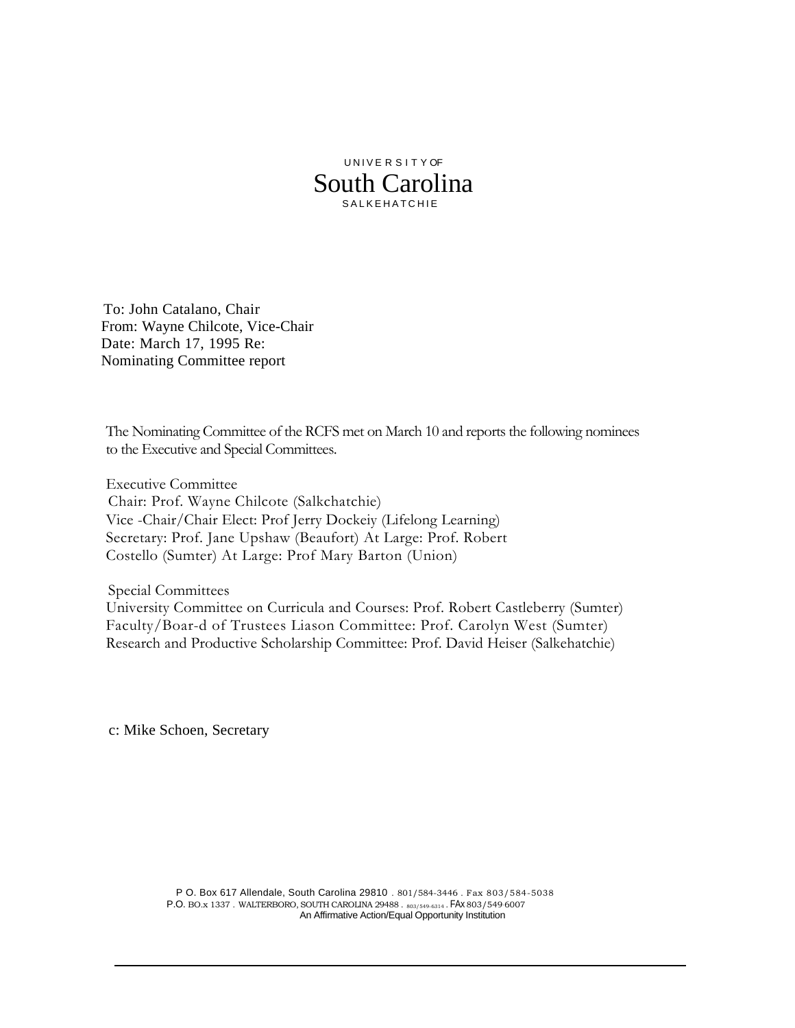UNIVERSITY OF
South Carolina
SALKEHATCHIE

To: John Catalano, Chair
From: Wayne Chilcote, Vice-Chair
Date: March 17, 1995 Re:
Nominating Committee report

The Nominating Committee of the RCFS met on March 10 and reports the following nominees to the Executive and Special Committees.

Executive Committee
Chair: Prof. Wayne Chilcote (Salkchatchie)
Vice -Chair/Chair Elect: Prof Jerry Dockeiy (Lifelong Learning)
Secretary: Prof. Jane Upshaw (Beaufort) At Large: Prof. Robert Costello (Sumter) At Large: Prof Mary Barton (Union)

Special Committees
University Committee on Curricula and Courses: Prof. Robert Castleberry (Sumter)
Faculty/Boar-d of Trustees Liason Committee: Prof. Carolyn West (Sumter)
Research and Productive Scholarship Committee: Prof. David Heiser (Salkehatchie)

c: Mike Schoen, Secretary

P O. Box 617 Allendale, South Carolina 29810 . 801/584-3446 . Fax 803/584-5038
P.O. BO.x 1337 . WALTERBORO, SOUTH CAROLINA 29488 . 803/549-6314 . FAx 803/549-6007
An Affirmative Action/Equal Opportunity Institution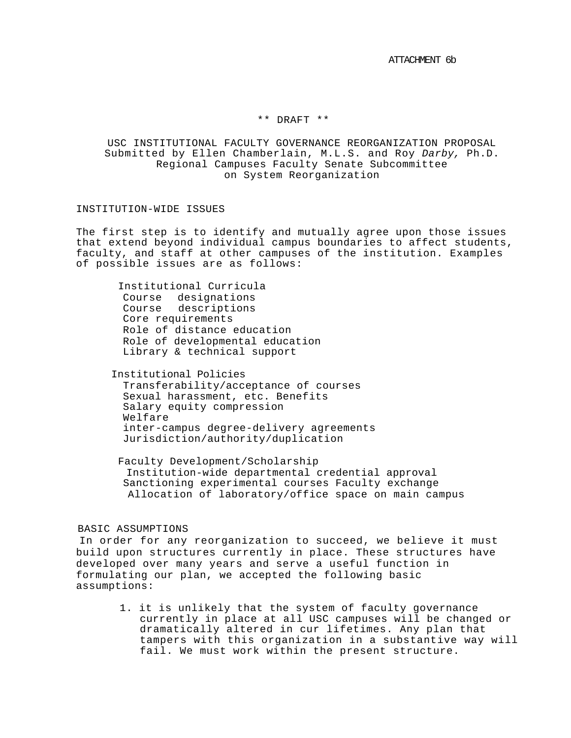ATTACHMENT 6b

** DRAFT **

USC INSTITUTIONAL FACULTY GOVERNANCE REORGANIZATION PROPOSAL
Submitted by Ellen Chamberlain, M.L.S. and Roy *Darby,* Ph.D.
Regional Campuses Faculty Senate Subcommittee
on System Reorganization

## INSTITUTION-WIDE ISSUES

The first step is to identify and mutually agree upon those issues that extend beyond individual campus boundaries to affect students, faculty, and staff at other campuses of the institution. Examples of possible issues are as follows:

Institutional Curricula
- Course designations
- Course descriptions
- Core requirements
- Role of distance education
- Role of developmental education
- Library & technical support

Institutional Policies
- Transferability/acceptance of courses
- Sexual harassment, etc. Benefits
- Salary equity compression
- Welfare
- inter-campus degree-delivery agreements
- Jurisdiction/authority/duplication

Faculty Development/Scholarship
- Institution-wide departmental credential approval
- Sanctioning experimental courses Faculty exchange
- Allocation of laboratory/office space on main campus

## BASIC ASSUMPTIONS

In order for any reorganization to succeed, we believe it must build upon structures currently in place. These structures have developed over many years and serve a useful function in formulating our plan, we accepted the following basic assumptions:

1. it is unlikely that the system of faculty governance currently in place at all USC campuses will be changed or dramatically altered in cur lifetimes. Any plan that tampers with this organization in a substantive way will fail. We must work within the present structure.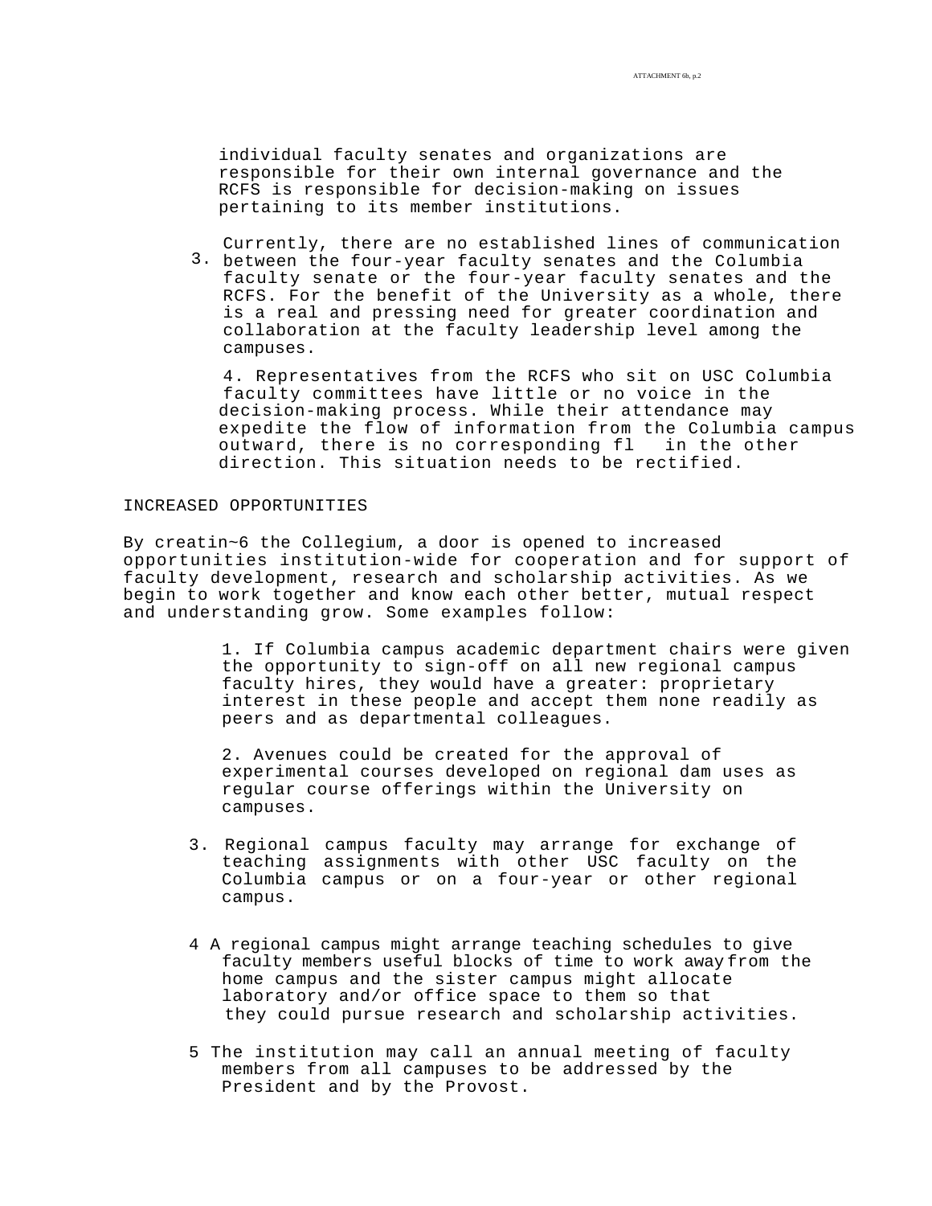individual faculty senates and organizations are responsible for their own internal governance and the RCFS is responsible for decision-making on issues pertaining to its member institutions.

3. Currently, there are no established lines of communication between the four-year faculty senates and the Columbia faculty senate or the four-year faculty senates and the RCFS. For the benefit of the University as a whole, there is a real and pressing need for greater coordination and collaboration at the faculty leadership level among the campuses.

4. Representatives from the RCFS who sit on USC Columbia faculty committees have little or no voice in the decision-making process. While their attendance may expedite the flow of information from the Columbia campus outward, there is no corresponding fl in the other direction. This situation needs to be rectified.

INCREASED OPPORTUNITIES

By creatin~6 the Collegium, a door is opened to increased opportunities institution-wide for cooperation and for support of faculty development, research and scholarship activities. As we begin to work together and know each other better, mutual respect and understanding grow. Some examples follow:

1. If Columbia campus academic department chairs were given the opportunity to sign-off on all new regional campus faculty hires, they would have a greater: proprietary interest in these people and accept them none readily as peers and as departmental colleagues.

2. Avenues could be created for the approval of experimental courses developed on regional dam uses as regular course offerings within the University on campuses.

3. Regional campus faculty may arrange for exchange of teaching assignments with other USC faculty on the Columbia campus or on a four-year or other regional campus.

4 A regional campus might arrange teaching schedules to give faculty members useful blocks of time to work away from the home campus and the sister campus might allocate laboratory and/or office space to them so that they could pursue research and scholarship activities.

5 The institution may call an annual meeting of faculty members from all campuses to be addressed by the President and by the Provost.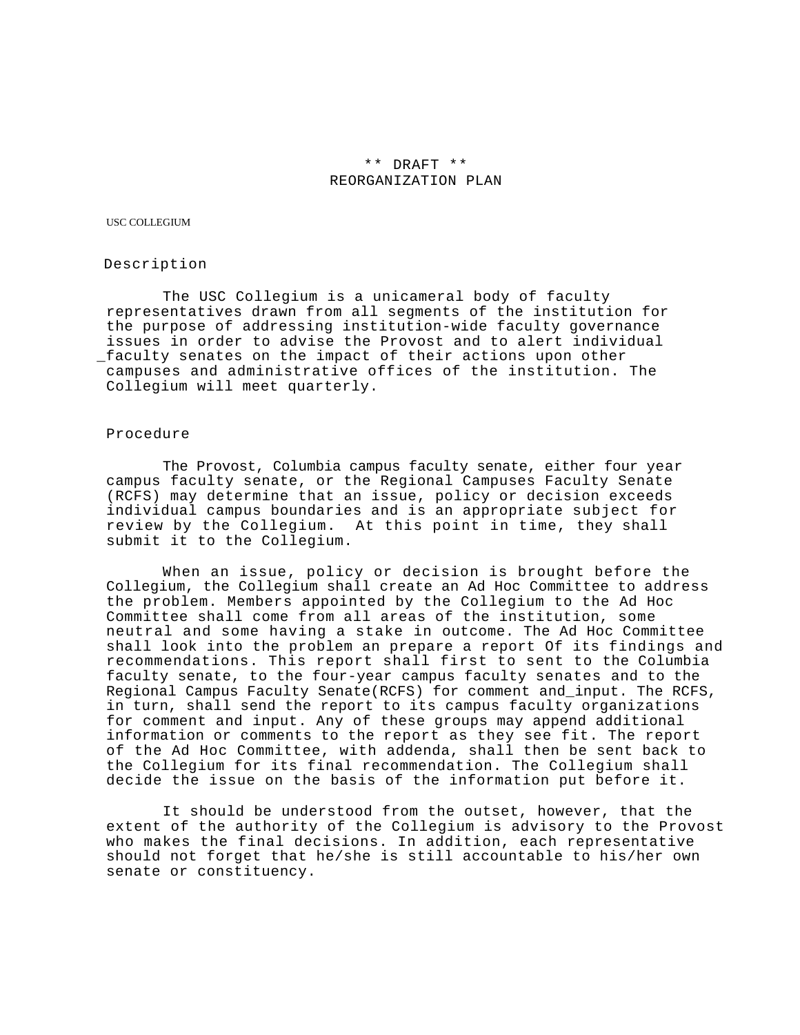** DRAFT **
REORGANIZATION PLAN

USC COLLEGIUM

## Description

The USC Collegium is a unicameral body of faculty representatives drawn from all segments of the institution for the purpose of addressing institution-wide faculty governance issues in order to advise the Provost and to alert individual _faculty senates on the impact of their actions upon other campuses and administrative offices of the institution. The Collegium will meet quarterly.

## Procedure

The Provost, Columbia campus faculty senate, either four year campus faculty senate, or the Regional Campuses Faculty Senate (RCFS) may determine that an issue, policy or decision exceeds individual campus boundaries and is an appropriate subject for review by the Collegium. At this point in time, they shall submit it to the Collegium.

When an issue, policy or decision is brought before the Collegium, the Collegium shall create an Ad Hoc Committee to address the problem. Members appointed by the Collegium to the Ad Hoc Committee shall come from all areas of the institution, some neutral and some having a stake in outcome. The Ad Hoc Committee shall look into the problem an prepare a report Of its findings and recommendations. This report shall first to sent to the Columbia faculty senate, to the four-year campus faculty senates and to the Regional Campus Faculty Senate(RCFS) for comment and_input. The RCFS, in turn, shall send the report to its campus faculty organizations for comment and input. Any of these groups may append additional information or comments to the report as they see fit. The report of the Ad Hoc Committee, with addenda, shall then be sent back to the Collegium for its final recommendation. The Collegium shall decide the issue on the basis of the information put before it.

It should be understood from the outset, however, that the extent of the authority of the Collegium is advisory to the Provost who makes the final decisions. In addition, each representative should not forget that he/she is still accountable to his/her own senate or constituency.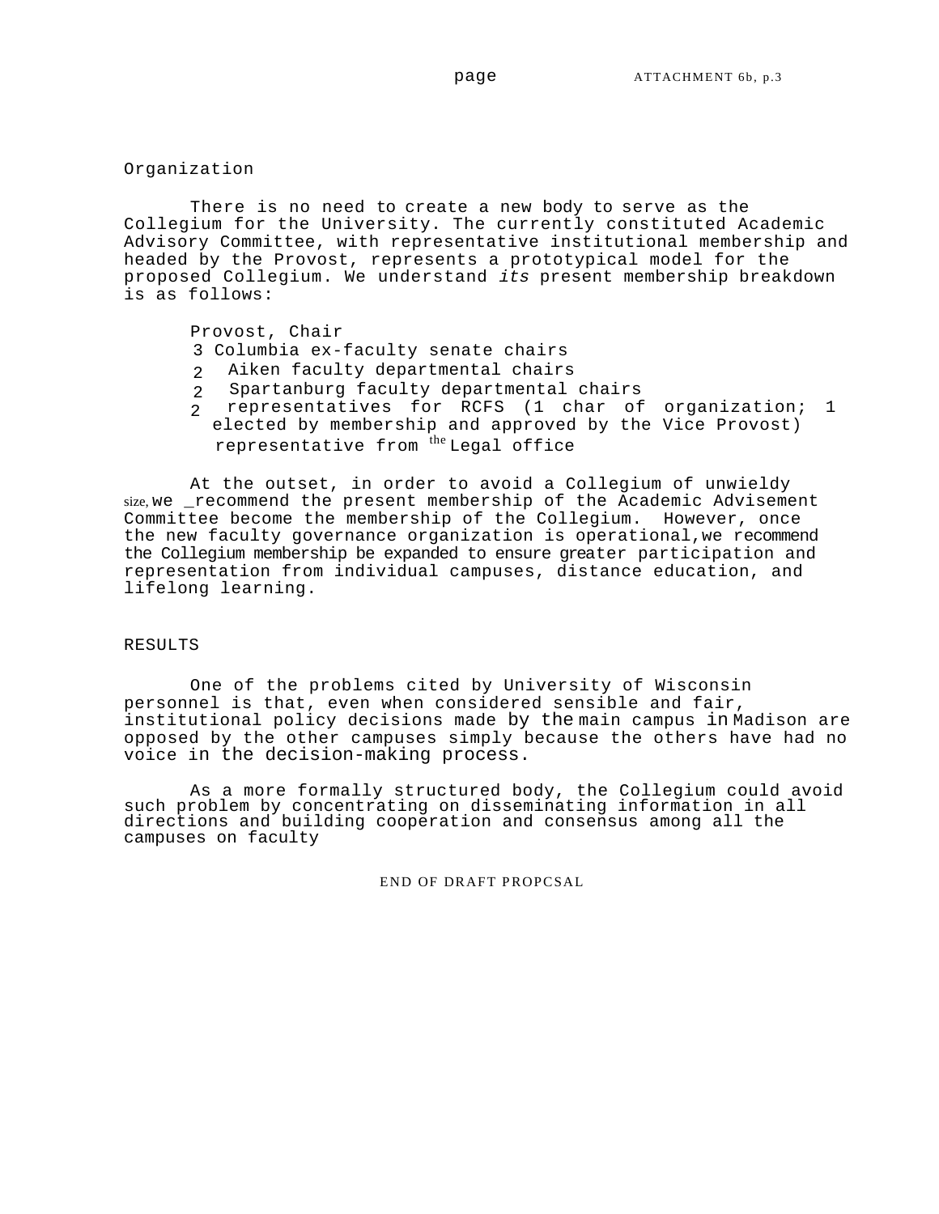Organization

There is no need to create a new body to serve as the Collegium for the University. The currently constituted Academic Advisory Committee, with representative institutional membership and headed by the Provost, represents a prototypical model for the proposed Collegium. We understand *its* present membership breakdown is as follows:

Provost, Chair
3 Columbia ex-faculty senate chairs
2 Aiken faculty departmental chairs
2 Spartanburg faculty departmental chairs
2 representatives for RCFS (1 char of organization; 1 elected by membership and approved by the Vice Provost)
representative from the Legal office

At the outset, in order to avoid a Collegium of unwieldy size, we _recommend the present membership of the Academic Advisement Committee become the membership of the Collegium. However, once the new faculty governance organization is operational, we recommend the Collegium membership be expanded to ensure greater participation and representation from individual campuses, distance education, and lifelong learning.

RESULTS

One of the problems cited by University of Wisconsin personnel is that, even when considered sensible and fair, institutional policy decisions made by the main campus in Madison are opposed by the other campuses simply because the others have had no voice in the decision-making process.

As a more formally structured body, the Collegium could avoid such problem by concentrating on disseminating information in all directions and building cooperation and consensus among all the campuses on faculty

END OF DRAFT PROPCSAL